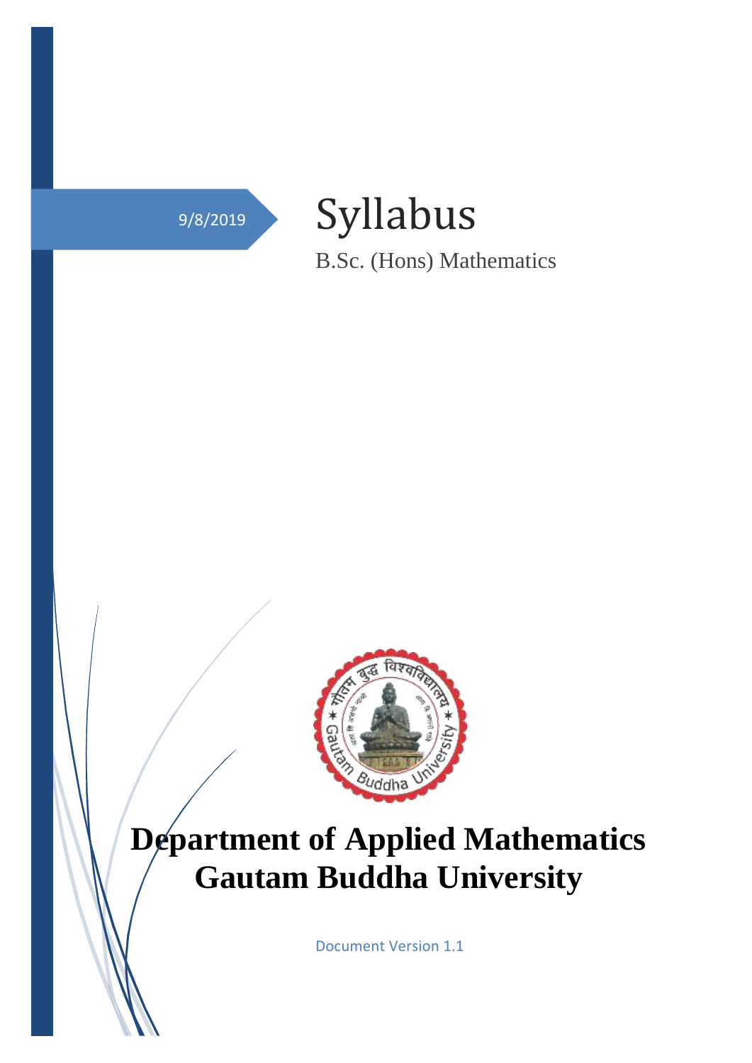9/8/2019

# Syllabus

B.Sc. (Hons) Mathematics

# Department of Applied Mathematics
# Gautam Buddha University

Document Version 1.1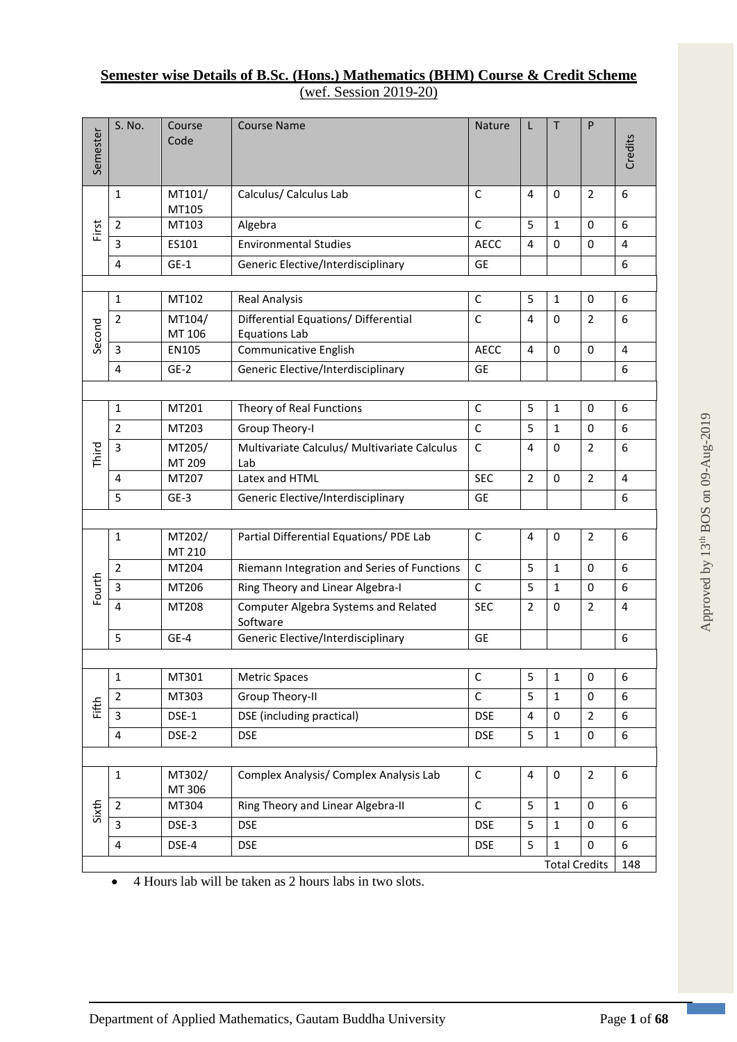## Semester wise Details of B.Sc. (Hons.) Mathematics (BHM) Course & Credit Scheme

(wef. Session 2019-20)

| Semester | S. No. | Course Code | Course Name | Nature | L | T | P | Credits |
|---|---|---|---|---|---|---|---|---|
| First | 1 | MT101/ MT105 | Calculus/ Calculus Lab | C | 4 | 0 | 2 | 6 |
| | 2 | MT103 | Algebra | C | 5 | 1 | 0 | 6 |
| | 3 | ES101 | Environmental Studies | AECC | 4 | 0 | 0 | 4 |
| | 4 | GE-1 | Generic Elective/Interdisciplinary | GE | | | | 6 |
| | | | | | | | | |
| Second | 1 | MT102 | Real Analysis | C | 5 | 1 | 0 | 6 |
| | 2 | MT104/ MT 106 | Differential Equations/ Differential Equations Lab | C | 4 | 0 | 2 | 6 |
| | 3 | EN105 | Communicative English | AECC | 4 | 0 | 0 | 4 |
| | 4 | GE-2 | Generic Elective/Interdisciplinary | GE | | | | 6 |
| | | | | | | | | |
| Third | 1 | MT201 | Theory of Real Functions | C | 5 | 1 | 0 | 6 |
| | 2 | MT203 | Group Theory-I | C | 5 | 1 | 0 | 6 |
| | 3 | MT205/ MT 209 | Multivariate Calculus/ Multivariate Calculus Lab | C | 4 | 0 | 2 | 6 |
| | 4 | MT207 | Latex and HTML | SEC | 2 | 0 | 2 | 4 |
| | 5 | GE-3 | Generic Elective/Interdisciplinary | GE | | | | 6 |
| | | | | | | | | |
| Fourth | 1 | MT202/ MT 210 | Partial Differential Equations/ PDE Lab | C | 4 | 0 | 2 | 6 |
| | 2 | MT204 | Riemann Integration and Series of Functions | C | 5 | 1 | 0 | 6 |
| | 3 | MT206 | Ring Theory and Linear Algebra-I | C | 5 | 1 | 0 | 6 |
| | 4 | MT208 | Computer Algebra Systems and Related Software | SEC | 2 | 0 | 2 | 4 |
| | 5 | GE-4 | Generic Elective/Interdisciplinary | GE | | | | 6 |
| | | | | | | | | |
| Fifth | 1 | MT301 | Metric Spaces | C | 5 | 1 | 0 | 6 |
| | 2 | MT303 | Group Theory-II | C | 5 | 1 | 0 | 6 |
| | 3 | DSE-1 | DSE (including practical) | DSE | 4 | 0 | 2 | 6 |
| | 4 | DSE-2 | DSE | DSE | 5 | 1 | 0 | 6 |
| | | | | | | | | |
| Sixth | 1 | MT302/ MT 306 | Complex Analysis/ Complex Analysis Lab | C | 4 | 0 | 2 | 6 |
| | 2 | MT304 | Ring Theory and Linear Algebra-II | C | 5 | 1 | 0 | 6 |
| | 3 | DSE-3 | DSE | DSE | 5 | 1 | 0 | 6 |
| | 4 | DSE-4 | DSE | DSE | 5 | 1 | 0 | 6 |
| | | | | | | | Total Credits | | 148 |

- 4 Hours lab will be taken as 2 hours labs in two slots.

Approved by 13th BOS on 09-Aug-2019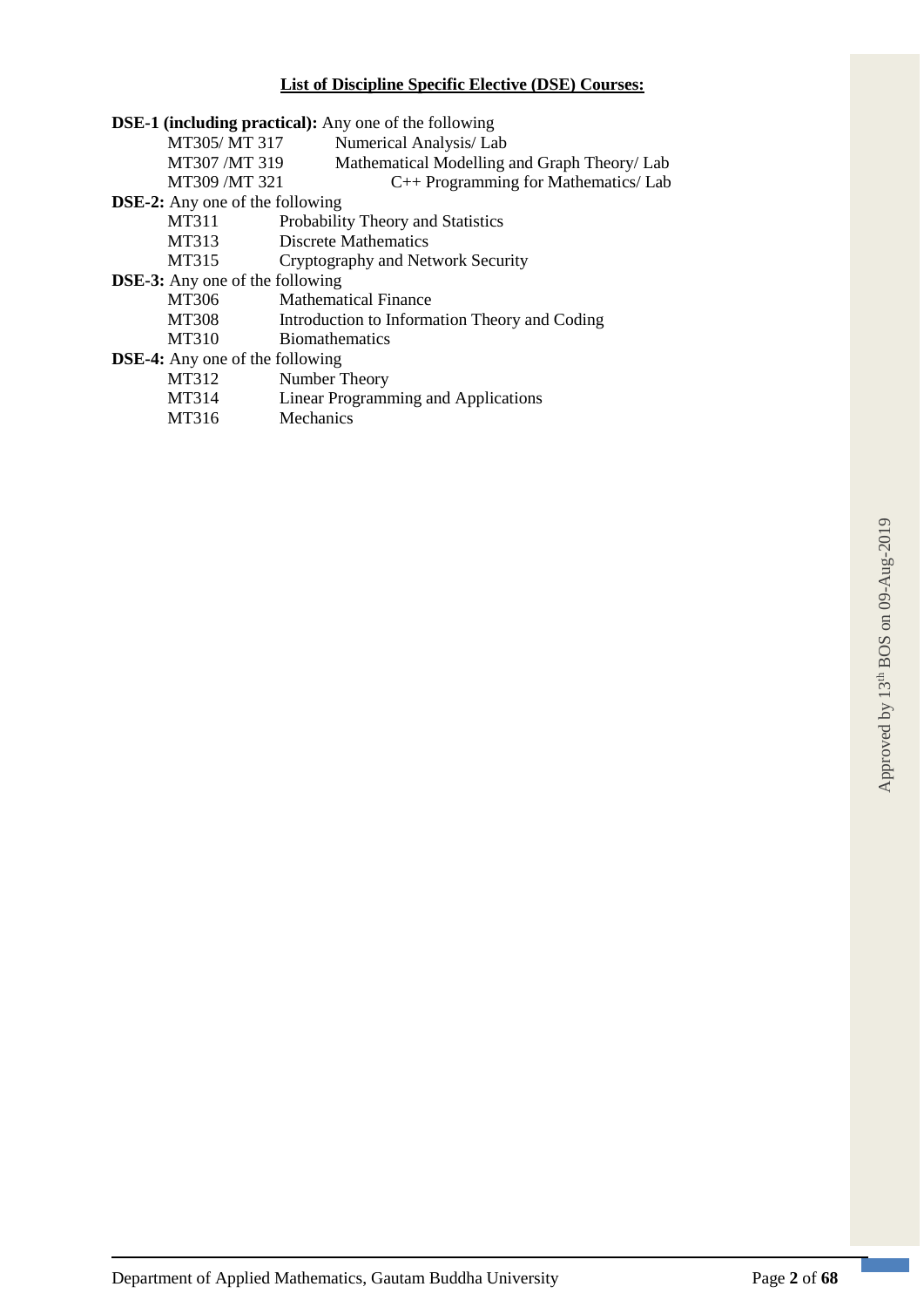## List of Discipline Specific Elective (DSE) Courses:

**DSE-1 (including practical):** Any one of the following

| | |
|---|---|
| MT305/ MT 317 | Numerical Analysis/ Lab |
| MT307 /MT 319 | Mathematical Modelling and Graph Theory/ Lab |
| MT309 /MT 321 | C++ Programming for Mathematics/ Lab |

**DSE-2:** Any one of the following

| | |
|---|---|
| MT311 | Probability Theory and Statistics |
| MT313 | Discrete Mathematics |
| MT315 | Cryptography and Network Security |

**DSE-3:** Any one of the following

| | |
|---|---|
| MT306 | Mathematical Finance |
| MT308 | Introduction to Information Theory and Coding |
| MT310 | Biomathematics |

**DSE-4:** Any one of the following

| | |
|---|---|
| MT312 | Number Theory |
| MT314 | Linear Programming and Applications |
| MT316 | Mechanics |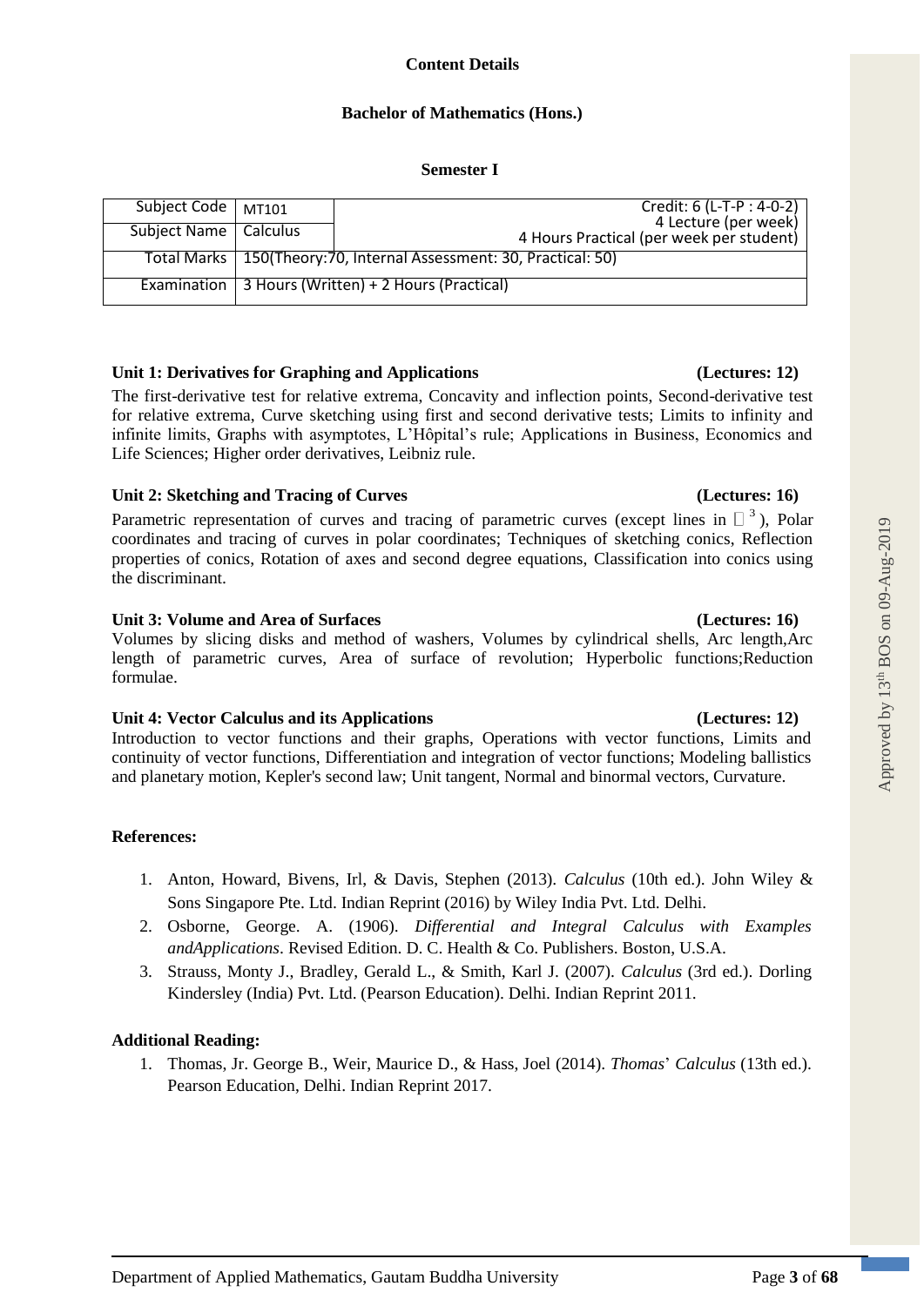**Content Details**

**Bachelor of Mathematics (Hons.)**

**Semester I**

| Subject Code | MT101 | Credit: 6 (L-T-P : 4-0-2) |
|---|---|---|
| Subject Name | Calculus | 4 Lecture (per week)<br>4 Hours Practical (per week per student) |
| Total Marks | 150(Theory:70, Internal Assessment: 30, Practical: 50) | |
| Examination | 3 Hours (Written) + 2 Hours (Practical) | |

**Unit 1: Derivatives for Graphing and Applications (Lectures: 12)**

The first-derivative test for relative extrema, Concavity and inflection points, Second-derivative test for relative extrema, Curve sketching using first and second derivative tests; Limits to infinity and infinite limits, Graphs with asymptotes, L'Hôpital's rule; Applications in Business, Economics and Life Sciences; Higher order derivatives, Leibniz rule.

**Unit 2: Sketching and Tracing of Curves (Lectures: 16)**

Parametric representation of curves and tracing of parametric curves (except lines in $\mathbb{R}^3$), Polar coordinates and tracing of curves in polar coordinates; Techniques of sketching conics, Reflection properties of conics, Rotation of axes and second degree equations, Classification into conics using the discriminant.

**Unit 3: Volume and Area of Surfaces (Lectures: 16)**

Volumes by slicing disks and method of washers, Volumes by cylindrical shells, Arc length,Arc length of parametric curves, Area of surface of revolution; Hyperbolic functions;Reduction formulae.

**Unit 4: Vector Calculus and its Applications (Lectures: 12)**

Introduction to vector functions and their graphs, Operations with vector functions, Limits and continuity of vector functions, Differentiation and integration of vector functions; Modeling ballistics and planetary motion, Kepler's second law; Unit tangent, Normal and binormal vectors, Curvature.

**References:**

1. Anton, Howard, Bivens, Irl, & Davis, Stephen (2013). *Calculus* (10th ed.). John Wiley & Sons Singapore Pte. Ltd. Indian Reprint (2016) by Wiley India Pvt. Ltd. Delhi.
2. Osborne, George. A. (1906). *Differential and Integral Calculus with Examples andApplications*. Revised Edition. D. C. Health & Co. Publishers. Boston, U.S.A.
3. Strauss, Monty J., Bradley, Gerald L., & Smith, Karl J. (2007). *Calculus* (3rd ed.). Dorling Kindersley (India) Pvt. Ltd. (Pearson Education). Delhi. Indian Reprint 2011.

**Additional Reading:**

1. Thomas, Jr. George B., Weir, Maurice D., & Hass, Joel (2014). *Thomas*' *Calculus* (13th ed.). Pearson Education, Delhi. Indian Reprint 2017.

Approved by 13th BOS on 09-Aug-2019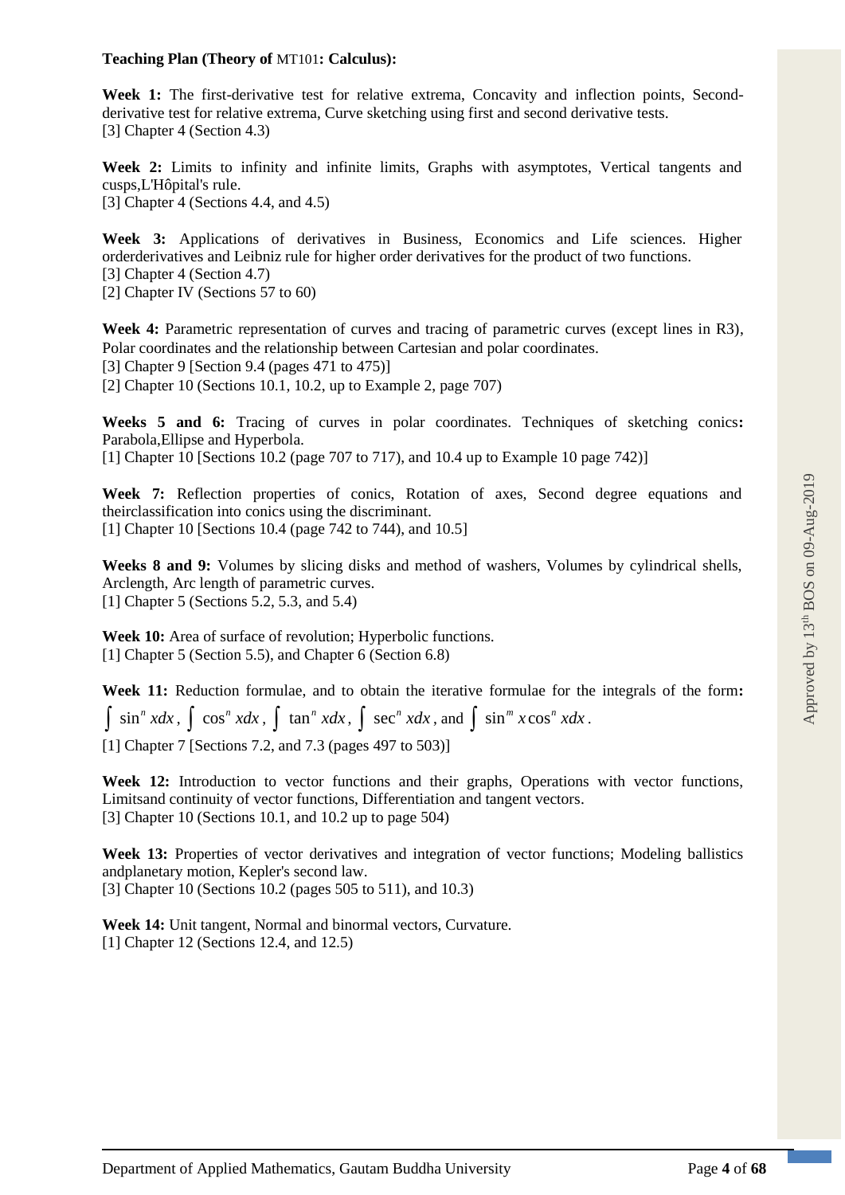**Teaching Plan (Theory of** MT101**: Calculus):**

**Week 1:** The first-derivative test for relative extrema, Concavity and inflection points, Second-derivative test for relative extrema, Curve sketching using first and second derivative tests.
[3] Chapter 4 (Section 4.3)

**Week 2:** Limits to infinity and infinite limits, Graphs with asymptotes, Vertical tangents and cusps,L'Hôpital's rule.
[3] Chapter 4 (Sections 4.4, and 4.5)

**Week 3:** Applications of derivatives in Business, Economics and Life sciences. Higher orderderivatives and Leibniz rule for higher order derivatives for the product of two functions.
[3] Chapter 4 (Section 4.7)
[2] Chapter IV (Sections 57 to 60)

**Week 4:** Parametric representation of curves and tracing of parametric curves (except lines in R3), Polar coordinates and the relationship between Cartesian and polar coordinates.
[3] Chapter 9 [Section 9.4 (pages 471 to 475)]
[2] Chapter 10 (Sections 10.1, 10.2, up to Example 2, page 707)

**Weeks 5 and 6:** Tracing of curves in polar coordinates. Techniques of sketching conics**:** Parabola,Ellipse and Hyperbola.
[1] Chapter 10 [Sections 10.2 (page 707 to 717), and 10.4 up to Example 10 page 742)]

**Week 7:** Reflection properties of conics, Rotation of axes, Second degree equations and theirclassification into conics using the discriminant.
[1] Chapter 10 [Sections 10.4 (page 742 to 744), and 10.5]

**Weeks 8 and 9:** Volumes by slicing disks and method of washers, Volumes by cylindrical shells, Arclength, Arc length of parametric curves.
[1] Chapter 5 (Sections 5.2, 5.3, and 5.4)

**Week 10:** Area of surface of revolution; Hyperbolic functions.
[1] Chapter 5 (Section 5.5), and Chapter 6 (Section 6.8)

**Week 11:** Reduction formulae, and to obtain the iterative formulae for the integrals of the form**:** $\int \sin^n x dx$, $\int \cos^n x dx$, $\int \tan^n x dx$, $\int \sec^n x dx$, and $\int \sin^m x \cos^n x dx$.
[1] Chapter 7 [Sections 7.2, and 7.3 (pages 497 to 503)]

**Week 12:** Introduction to vector functions and their graphs, Operations with vector functions, Limitsand continuity of vector functions, Differentiation and tangent vectors.
[3] Chapter 10 (Sections 10.1, and 10.2 up to page 504)

**Week 13:** Properties of vector derivatives and integration of vector functions; Modeling ballistics andplanetary motion, Kepler's second law.
[3] Chapter 10 (Sections 10.2 (pages 505 to 511), and 10.3)

**Week 14:** Unit tangent, Normal and binormal vectors, Curvature.
[1] Chapter 12 (Sections 12.4, and 12.5)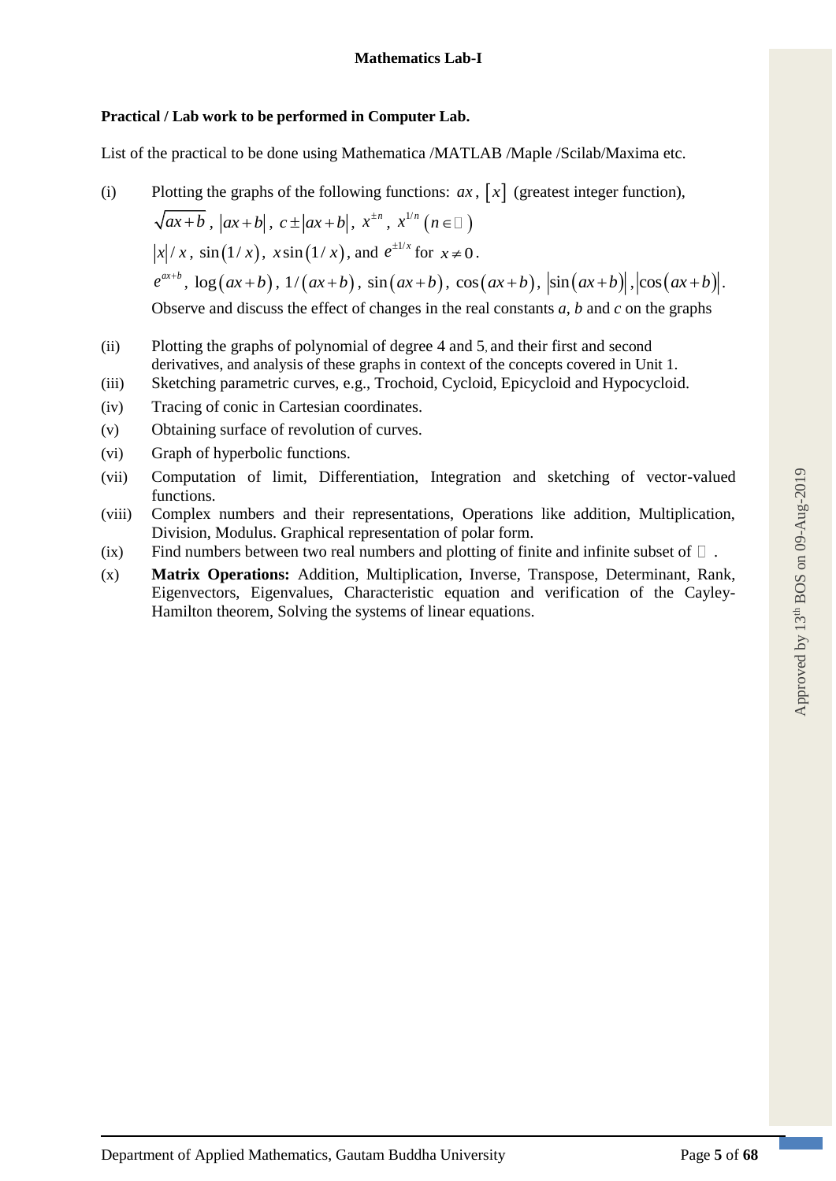## Mathematics Lab-I

**Practical / Lab work to be performed in Computer Lab.**

List of the practical to be done using Mathematica /MATLAB /Maple /Scilab/Maxima etc.

(i) Plotting the graphs of the following functions: $ax$, $[x]$ (greatest integer function), $\sqrt{ax+b}$, $|ax+b|$, $c \pm |ax+b|$, $x^{\pm n}$, $x^{1/n}$ $(n \in \mathbb{N})$
$|x|/x$, $\sin(1/x)$, $x\sin(1/x)$, and $e^{\pm 1/x}$ for $x \neq 0$.
$e^{ax+b}$, $\log(ax+b)$, $1/(ax+b)$, $\sin(ax+b)$, $\cos(ax+b)$, $|\sin(ax+b)|$, $|\cos(ax+b)|$.
Observe and discuss the effect of changes in the real constants *a*, *b* and *c* on the graphs

(ii) Plotting the graphs of polynomial of degree 4 and 5, and their first and second derivatives, and analysis of these graphs in context of the concepts covered in Unit 1.

(iii) Sketching parametric curves, e.g., Trochoid, Cycloid, Epicycloid and Hypocycloid.

(iv) Tracing of conic in Cartesian coordinates.

(v) Obtaining surface of revolution of curves.

(vi) Graph of hyperbolic functions.

(vii) Computation of limit, Differentiation, Integration and sketching of vector-valued functions.

(viii) Complex numbers and their representations, Operations like addition, Multiplication, Division, Modulus. Graphical representation of polar form.

(ix) Find numbers between two real numbers and plotting of finite and infinite subset of $\mathbb{R}$.

(x) **Matrix Operations:** Addition, Multiplication, Inverse, Transpose, Determinant, Rank, Eigenvectors, Eigenvalues, Characteristic equation and verification of the Cayley-Hamilton theorem, Solving the systems of linear equations.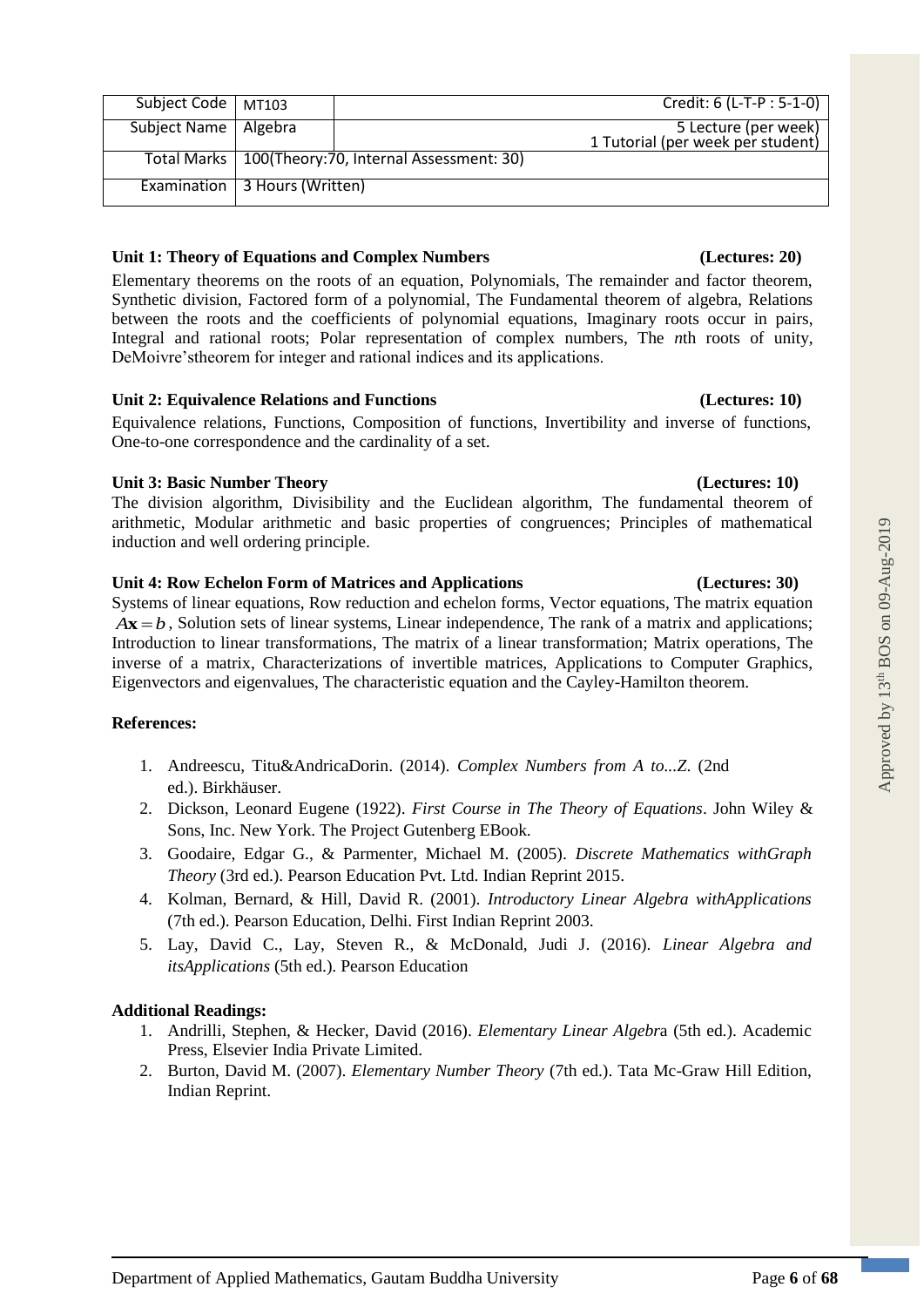| Subject Code | MT103 | Credit: 6 (L-T-P : 5-1-0) |
|---|---|---|
| Subject Name | Algebra | 5 Lecture (per week) 1 Tutorial (per week per student) |
| Total Marks | 100(Theory:70, Internal Assessment: 30) | |
| Examination | 3 Hours (Written) | |

**Unit 1: Theory of Equations and Complex Numbers (Lectures: 20)**

Elementary theorems on the roots of an equation, Polynomials, The remainder and factor theorem, Synthetic division, Factored form of a polynomial, The Fundamental theorem of algebra, Relations between the roots and the coefficients of polynomial equations, Imaginary roots occur in pairs, Integral and rational roots; Polar representation of complex numbers, The *n*th roots of unity, DeMoivre'stheorem for integer and rational indices and its applications.

**Unit 2: Equivalence Relations and Functions (Lectures: 10)**

Equivalence relations, Functions, Composition of functions, Invertibility and inverse of functions, One-to-one correspondence and the cardinality of a set.

**Unit 3: Basic Number Theory (Lectures: 10)**

The division algorithm, Divisibility and the Euclidean algorithm, The fundamental theorem of arithmetic, Modular arithmetic and basic properties of congruences; Principles of mathematical induction and well ordering principle.

**Unit 4: Row Echelon Form of Matrices and Applications (Lectures: 30)**

Systems of linear equations, Row reduction and echelon forms, Vector equations, The matrix equation $A\mathbf{x} = b$, Solution sets of linear systems, Linear independence, The rank of a matrix and applications; Introduction to linear transformations, The matrix of a linear transformation; Matrix operations, The inverse of a matrix, Characterizations of invertible matrices, Applications to Computer Graphics, Eigenvectors and eigenvalues, The characteristic equation and the Cayley-Hamilton theorem.

**References:**

1. Andreescu, Titu&AndricaDorin. (2014). *Complex Numbers from A to...Z.* (2nd ed.). Birkhäuser.
2. Dickson, Leonard Eugene (1922). *First Course in The Theory of Equations*. John Wiley & Sons, Inc. New York. The Project Gutenberg EBook.
3. Goodaire, Edgar G., & Parmenter, Michael M. (2005). *Discrete Mathematics withGraph Theory* (3rd ed.). Pearson Education Pvt. Ltd. Indian Reprint 2015.
4. Kolman, Bernard, & Hill, David R. (2001). *Introductory Linear Algebra withApplications* (7th ed.). Pearson Education, Delhi. First Indian Reprint 2003.
5. Lay, David C., Lay, Steven R., & McDonald, Judi J. (2016). *Linear Algebra and itsApplications* (5th ed.). Pearson Education

**Additional Readings:**

1. Andrilli, Stephen, & Hecker, David (2016). *Elementary Linear Algebr*a (5th ed.). Academic Press, Elsevier India Private Limited.
2. Burton, David M. (2007). *Elementary Number Theory* (7th ed.). Tata Mc-Graw Hill Edition, Indian Reprint.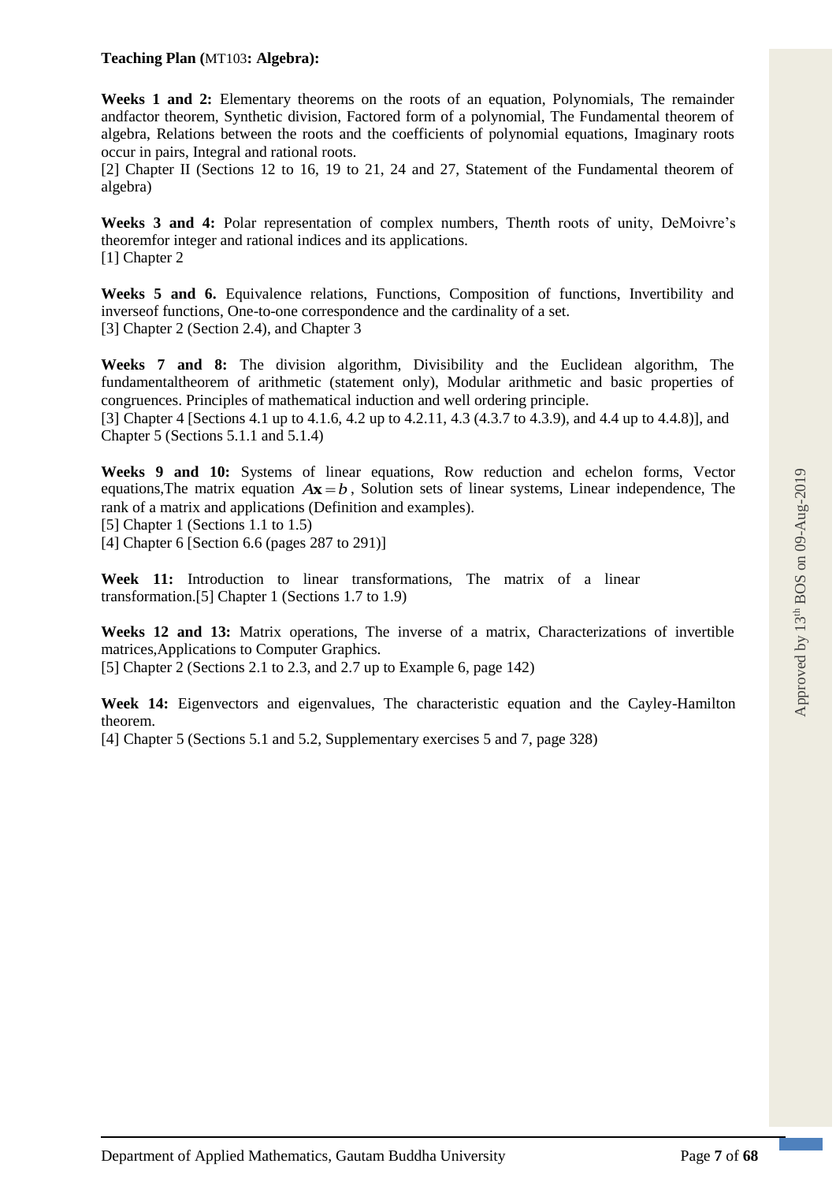**Teaching Plan (MT103: Algebra):**

**Weeks 1 and 2:** Elementary theorems on the roots of an equation, Polynomials, The remainder andfactor theorem, Synthetic division, Factored form of a polynomial, The Fundamental theorem of algebra, Relations between the roots and the coefficients of polynomial equations, Imaginary roots occur in pairs, Integral and rational roots.
[2] Chapter II (Sections 12 to 16, 19 to 21, 24 and 27, Statement of the Fundamental theorem of algebra)

**Weeks 3 and 4:** Polar representation of complex numbers, The*n*th roots of unity, DeMoivre's theoremfor integer and rational indices and its applications.
[1] Chapter 2

**Weeks 5 and 6.** Equivalence relations, Functions, Composition of functions, Invertibility and inverseof functions, One-to-one correspondence and the cardinality of a set.
[3] Chapter 2 (Section 2.4), and Chapter 3

**Weeks 7 and 8:** The division algorithm, Divisibility and the Euclidean algorithm, The fundamentaltheorem of arithmetic (statement only), Modular arithmetic and basic properties of congruences. Principles of mathematical induction and well ordering principle.
[3] Chapter 4 [Sections 4.1 up to 4.1.6, 4.2 up to 4.2.11, 4.3 (4.3.7 to 4.3.9), and 4.4 up to 4.4.8)], and Chapter 5 (Sections 5.1.1 and 5.1.4)

**Weeks 9 and 10:** Systems of linear equations, Row reduction and echelon forms, Vector equations,The matrix equation $A\mathbf{x} = b$, Solution sets of linear systems, Linear independence, The rank of a matrix and applications (Definition and examples).
[5] Chapter 1 (Sections 1.1 to 1.5)
[4] Chapter 6 [Section 6.6 (pages 287 to 291)]

**Week 11:** Introduction to linear transformations, The matrix of a linear transformation.[5] Chapter 1 (Sections 1.7 to 1.9)

**Weeks 12 and 13:** Matrix operations, The inverse of a matrix, Characterizations of invertible matrices,Applications to Computer Graphics.
[5] Chapter 2 (Sections 2.1 to 2.3, and 2.7 up to Example 6, page 142)

**Week 14:** Eigenvectors and eigenvalues, The characteristic equation and the Cayley-Hamilton theorem.
[4] Chapter 5 (Sections 5.1 and 5.2, Supplementary exercises 5 and 7, page 328)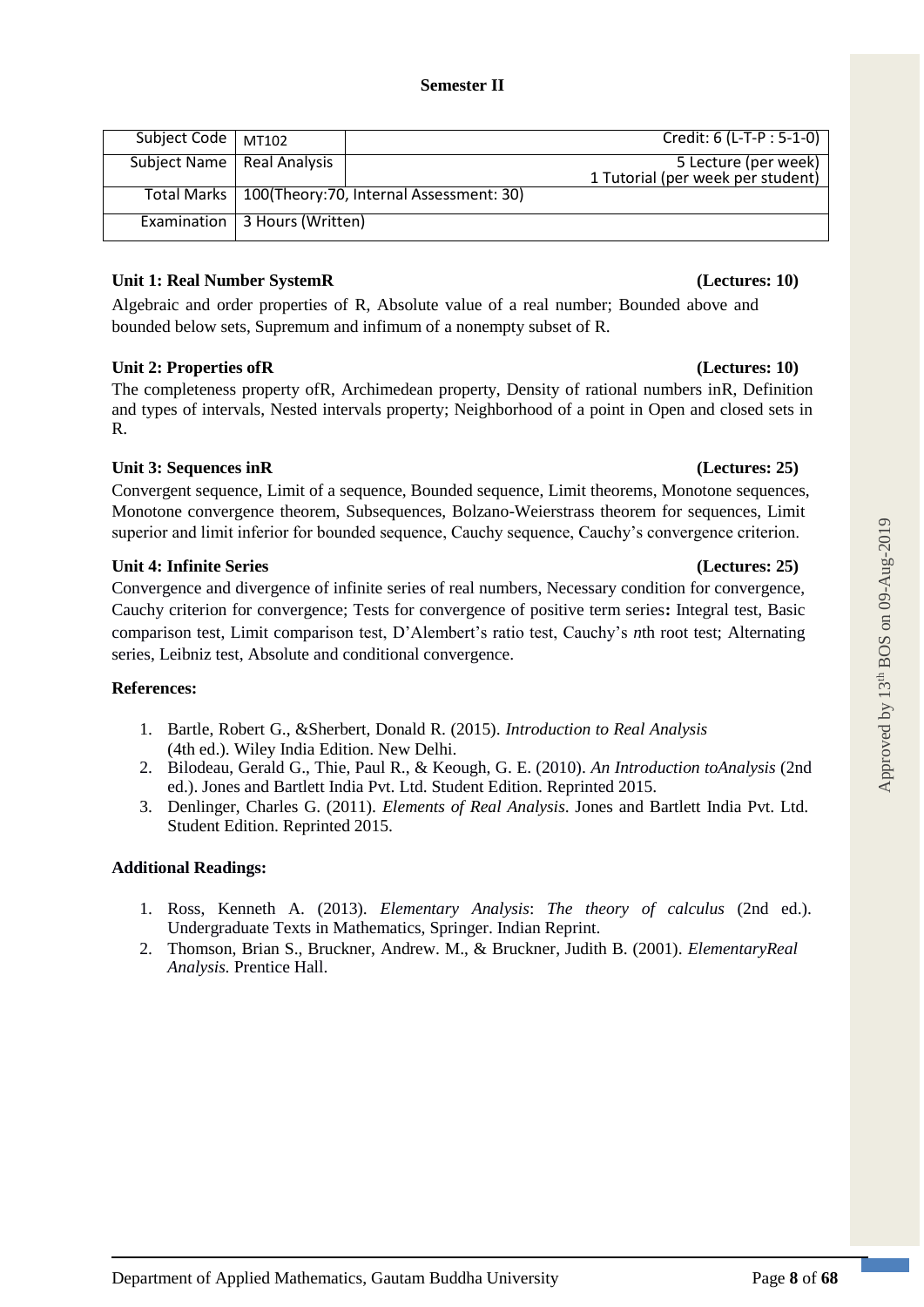**Semester II**

| Subject Code | MT102 | Credit: 6 (L-T-P : 5-1-0) |
|---|---|---|
| Subject Name | Real Analysis | 5 Lecture (per week) 1 Tutorial (per week per student) |
| Total Marks | 100(Theory:70, Internal Assessment: 30) | |
| Examination | 3 Hours (Written) | |

**Unit 1: Real Number SystemR** **(Lectures: 10)**

Algebraic and order properties of R, Absolute value of a real number; Bounded above and bounded below sets, Supremum and infimum of a nonempty subset of R.

**Unit 2: Properties ofR** **(Lectures: 10)**

The completeness property ofR, Archimedean property, Density of rational numbers inR, Definition and types of intervals, Nested intervals property; Neighborhood of a point in Open and closed sets in R.

**Unit 3: Sequences inR** **(Lectures: 25)**

Convergent sequence, Limit of a sequence, Bounded sequence, Limit theorems, Monotone sequences, Monotone convergence theorem, Subsequences, Bolzano-Weierstrass theorem for sequences, Limit superior and limit inferior for bounded sequence, Cauchy sequence, Cauchy's convergence criterion.

**Unit 4: Infinite Series** **(Lectures: 25)**

Convergence and divergence of infinite series of real numbers, Necessary condition for convergence, Cauchy criterion for convergence; Tests for convergence of positive term series**:** Integral test, Basic comparison test, Limit comparison test, D'Alembert's ratio test, Cauchy's *n*th root test; Alternating series, Leibniz test, Absolute and conditional convergence.

**References:**

1. Bartle, Robert G., &Sherbert, Donald R. (2015). *Introduction to Real Analysis* (4th ed.). Wiley India Edition. New Delhi.
2. Bilodeau, Gerald G., Thie, Paul R., & Keough, G. E. (2010). *An Introduction toAnalysis* (2nd ed.). Jones and Bartlett India Pvt. Ltd. Student Edition. Reprinted 2015.
3. Denlinger, Charles G. (2011). *Elements of Real Analysis*. Jones and Bartlett India Pvt. Ltd. Student Edition. Reprinted 2015.

**Additional Readings:**

1. Ross, Kenneth A. (2013). *Elementary Analysis*: *The theory of calculus* (2nd ed.). Undergraduate Texts in Mathematics, Springer. Indian Reprint.
2. Thomson, Brian S., Bruckner, Andrew. M., & Bruckner, Judith B. (2001). *ElementaryReal Analysis*. Prentice Hall.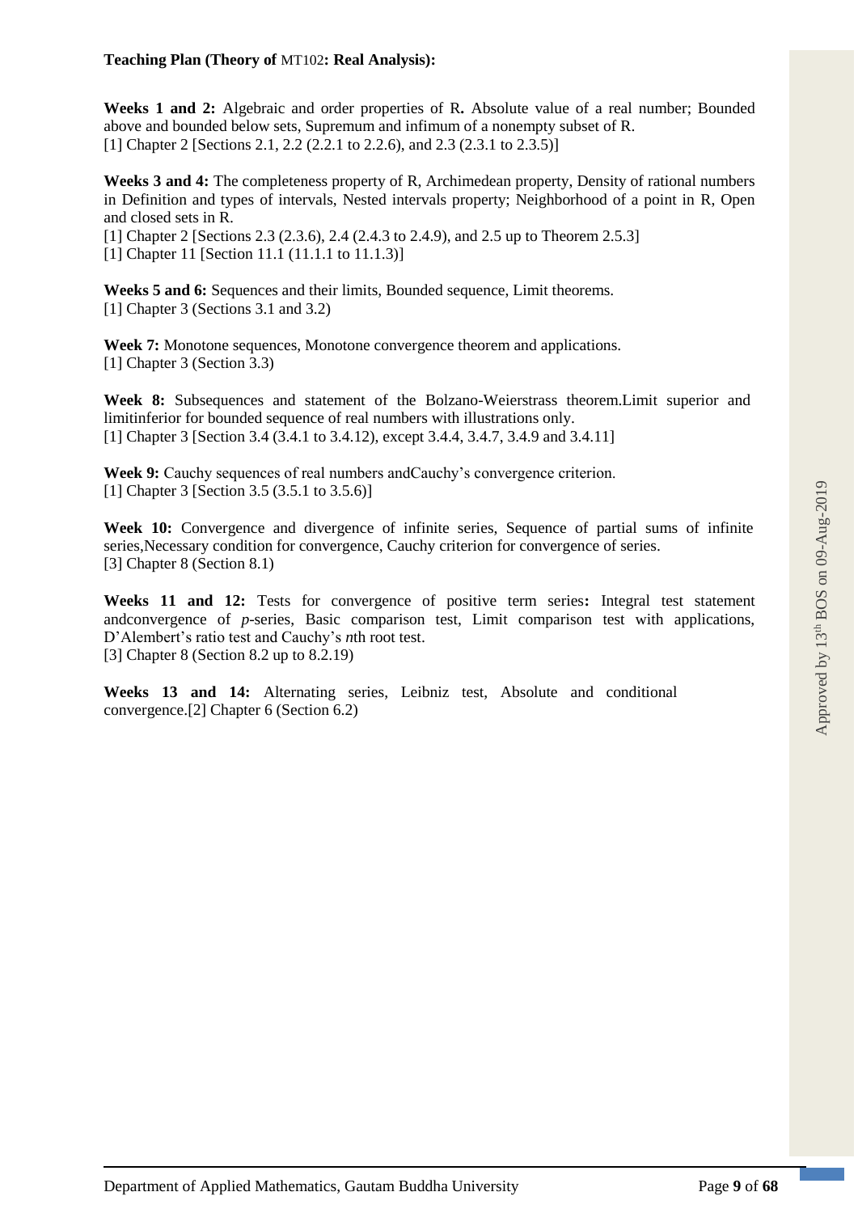**Teaching Plan (Theory of MT102: Real Analysis):**

**Weeks 1 and 2:** Algebraic and order properties of R**.** Absolute value of a real number; Bounded above and bounded below sets, Supremum and infimum of a nonempty subset of R.
[1] Chapter 2 [Sections 2.1, 2.2 (2.2.1 to 2.2.6), and 2.3 (2.3.1 to 2.3.5)]

**Weeks 3 and 4:** The completeness property of R, Archimedean property, Density of rational numbers in Definition and types of intervals, Nested intervals property; Neighborhood of a point in R, Open and closed sets in R.
[1] Chapter 2 [Sections 2.3 (2.3.6), 2.4 (2.4.3 to 2.4.9), and 2.5 up to Theorem 2.5.3]
[1] Chapter 11 [Section 11.1 (11.1.1 to 11.1.3)]

**Weeks 5 and 6:** Sequences and their limits, Bounded sequence, Limit theorems.
[1] Chapter 3 (Sections 3.1 and 3.2)

**Week 7:** Monotone sequences, Monotone convergence theorem and applications.
[1] Chapter 3 (Section 3.3)

**Week 8:** Subsequences and statement of the Bolzano-Weierstrass theorem.Limit superior and limitinferior for bounded sequence of real numbers with illustrations only.
[1] Chapter 3 [Section 3.4 (3.4.1 to 3.4.12), except 3.4.4, 3.4.7, 3.4.9 and 3.4.11]

**Week 9:** Cauchy sequences of real numbers andCauchy's convergence criterion.
[1] Chapter 3 [Section 3.5 (3.5.1 to 3.5.6)]

**Week 10:** Convergence and divergence of infinite series, Sequence of partial sums of infinite series,Necessary condition for convergence, Cauchy criterion for convergence of series.
[3] Chapter 8 (Section 8.1)

**Weeks 11 and 12:** Tests for convergence of positive term series**:** Integral test statement andconvergence of *p*-series, Basic comparison test, Limit comparison test with applications, D'Alembert's ratio test and Cauchy's *n*th root test.
[3] Chapter 8 (Section 8.2 up to 8.2.19)

**Weeks 13 and 14:** Alternating series, Leibniz test, Absolute and conditional convergence.[2] Chapter 6 (Section 6.2)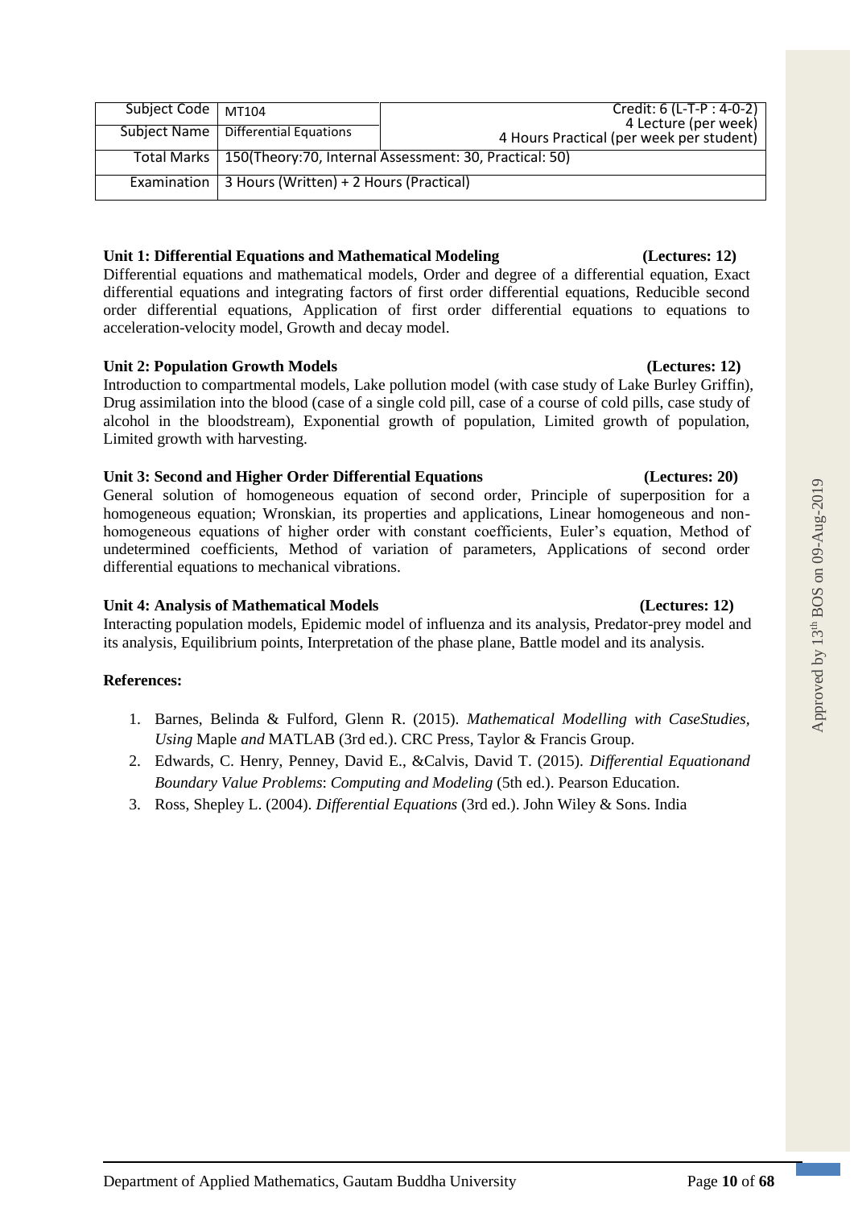| Subject Code | MT104 | Credit: 6 (L-T-P : 4-0-2) |
|---|---|---|
| Subject Name | Differential Equations | 4 Lecture (per week)<br>4 Hours Practical (per week per student) |
| Total Marks | 150(Theory:70, Internal Assessment: 30, Practical: 50) | |
| Examination | 3 Hours (Written) + 2 Hours (Practical) | |

**Unit 1: Differential Equations and Mathematical Modeling (Lectures: 12)**

Differential equations and mathematical models, Order and degree of a differential equation, Exact differential equations and integrating factors of first order differential equations, Reducible second order differential equations, Application of first order differential equations to equations to acceleration-velocity model, Growth and decay model.

**Unit 2: Population Growth Models (Lectures: 12)**

Introduction to compartmental models, Lake pollution model (with case study of Lake Burley Griffin), Drug assimilation into the blood (case of a single cold pill, case of a course of cold pills, case study of alcohol in the bloodstream), Exponential growth of population, Limited growth of population, Limited growth with harvesting.

**Unit 3: Second and Higher Order Differential Equations (Lectures: 20)**

General solution of homogeneous equation of second order, Principle of superposition for a homogeneous equation; Wronskian, its properties and applications, Linear homogeneous and non-homogeneous equations of higher order with constant coefficients, Euler's equation, Method of undetermined coefficients, Method of variation of parameters, Applications of second order differential equations to mechanical vibrations.

**Unit 4: Analysis of Mathematical Models (Lectures: 12)**

Interacting population models, Epidemic model of influenza and its analysis, Predator-prey model and its analysis, Equilibrium points, Interpretation of the phase plane, Battle model and its analysis.

**References:**

1. Barnes, Belinda & Fulford, Glenn R. (2015). *Mathematical Modelling with CaseStudies, Using* Maple *and* MATLAB (3rd ed.). CRC Press, Taylor & Francis Group.
2. Edwards, C. Henry, Penney, David E., &Calvis, David T. (2015). *Differential Equationand Boundary Value Problems*: *Computing and Modeling* (5th ed.). Pearson Education.
3. Ross, Shepley L. (2004). *Differential Equations* (3rd ed.). John Wiley & Sons. India

Approved by 13th BOS on 09-Aug-2019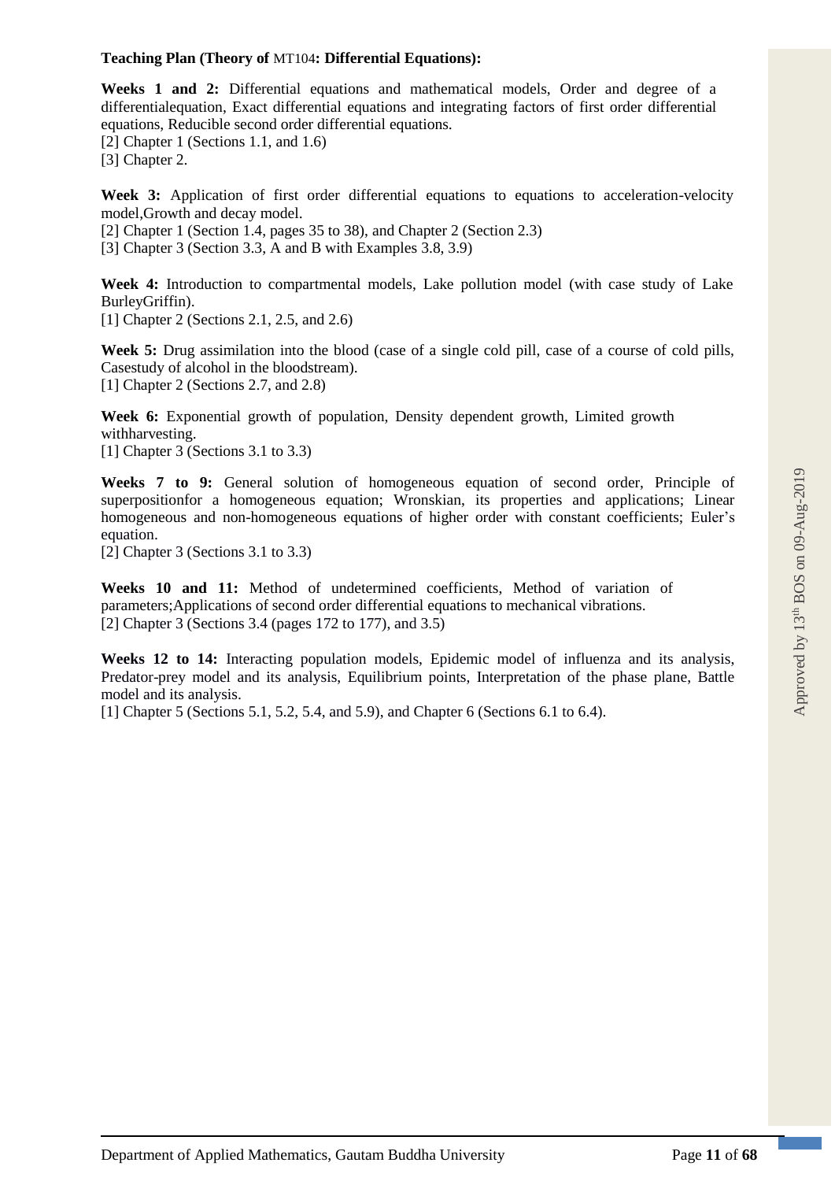**Teaching Plan (Theory of MT104: Differential Equations):**

**Weeks 1 and 2:** Differential equations and mathematical models, Order and degree of a differentialequation, Exact differential equations and integrating factors of first order differential equations, Reducible second order differential equations.
[2] Chapter 1 (Sections 1.1, and 1.6)
[3] Chapter 2.

**Week 3:** Application of first order differential equations to equations to acceleration-velocity model,Growth and decay model.
[2] Chapter 1 (Section 1.4, pages 35 to 38), and Chapter 2 (Section 2.3)
[3] Chapter 3 (Section 3.3, A and B with Examples 3.8, 3.9)

**Week 4:** Introduction to compartmental models, Lake pollution model (with case study of Lake BurleyGriffin).
[1] Chapter 2 (Sections 2.1, 2.5, and 2.6)

**Week 5:** Drug assimilation into the blood (case of a single cold pill, case of a course of cold pills, Casestudy of alcohol in the bloodstream).
[1] Chapter 2 (Sections 2.7, and 2.8)

**Week 6:** Exponential growth of population, Density dependent growth, Limited growth withharvesting.
[1] Chapter 3 (Sections 3.1 to 3.3)

**Weeks 7 to 9:** General solution of homogeneous equation of second order, Principle of superpositionfor a homogeneous equation; Wronskian, its properties and applications; Linear homogeneous and non-homogeneous equations of higher order with constant coefficients; Euler's equation.
[2] Chapter 3 (Sections 3.1 to 3.3)

**Weeks 10 and 11:** Method of undetermined coefficients, Method of variation of parameters;Applications of second order differential equations to mechanical vibrations.
[2] Chapter 3 (Sections 3.4 (pages 172 to 177), and 3.5)

**Weeks 12 to 14:** Interacting population models, Epidemic model of influenza and its analysis, Predator-prey model and its analysis, Equilibrium points, Interpretation of the phase plane, Battle model and its analysis.
[1] Chapter 5 (Sections 5.1, 5.2, 5.4, and 5.9), and Chapter 6 (Sections 6.1 to 6.4).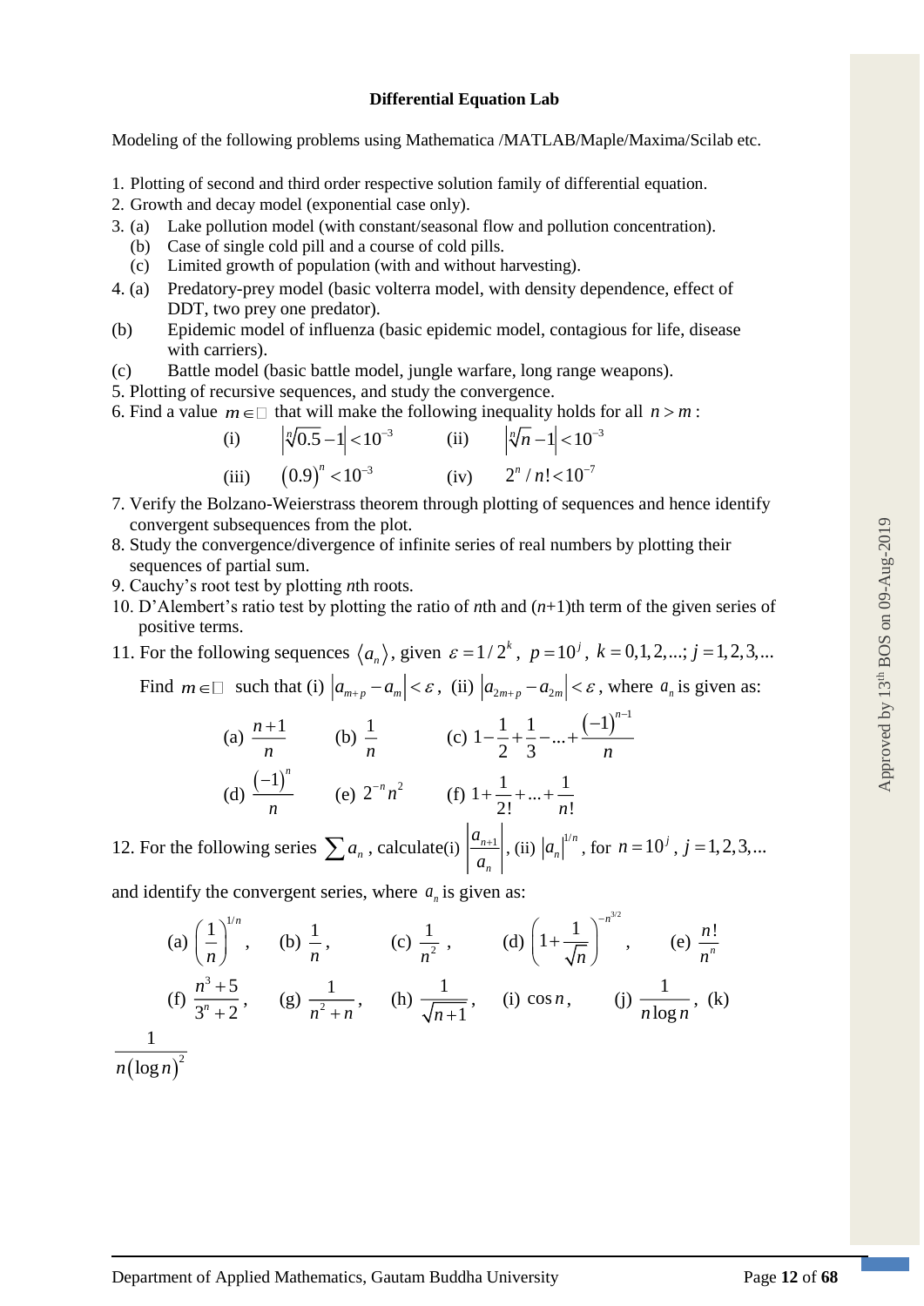**Differential Equation Lab**

Modeling of the following problems using Mathematica /MATLAB/Maple/Maxima/Scilab etc.

1. Plotting of second and third order respective solution family of differential equation.
2. Growth and decay model (exponential case only).
3. (a) Lake pollution model (with constant/seasonal flow and pollution concentration).
   (b) Case of single cold pill and a course of cold pills.
   (c) Limited growth of population (with and without harvesting).
4. (a) Predatory-prey model (basic volterra model, with density dependence, effect of DDT, two prey one predator).
   (b) Epidemic model of influenza (basic epidemic model, contagious for life, disease with carriers).
   (c) Battle model (basic battle model, jungle warfare, long range weapons).
5. Plotting of recursive sequences, and study the convergence.
6. Find a value $m \in \mathbb{N}$ that will make the following inequality holds for all $n > m$:

   (i) $\left|\sqrt[n]{0.5} - 1\right| < 10^{-3}$ (ii) $\left|\sqrt[n]{n} - 1\right| < 10^{-3}$

   (iii) $(0.9)^n < 10^{-3}$ (iv) $2^n / n! < 10^{-7}$

7. Verify the Bolzano-Weierstrass theorem through plotting of sequences and hence identify convergent subsequences from the plot.
8. Study the convergence/divergence of infinite series of real numbers by plotting their sequences of partial sum.
9. Cauchy's root test by plotting *n*th roots.
10. D'Alembert's ratio test by plotting the ratio of *n*th and (*n*+1)th term of the given series of positive terms.
11. For the following sequences $\langle a_n \rangle$, given $\varepsilon = 1/2^k$, $p = 10^j$, $k = 0,1,2,...; j = 1,2,3,...$

    Find $m \in \mathbb{N}$ such that (i) $\left|a_{m+p} - a_m\right| < \varepsilon$, (ii) $\left|a_{2m+p} - a_{2m}\right| < \varepsilon$, where $a_n$ is given as:

    (a) $\dfrac{n+1}{n}$ (b) $\dfrac{1}{n}$ (c) $1 - \dfrac{1}{2} + \dfrac{1}{3} - ... + \dfrac{(-1)^{n-1}}{n}$

    (d) $\dfrac{(-1)^n}{n}$ (e) $2^{-n} n^2$ (f) $1 + \dfrac{1}{2!} + ... + \dfrac{1}{n!}$

12. For the following series $\sum a_n$, calculate(i) $\left|\dfrac{a_{n+1}}{a_n}\right|$, (ii) $\left|a_n\right|^{1/n}$, for $n = 10^j$, $j = 1,2,3,...$

and identify the convergent series, where $a_n$ is given as:

(a) $\left(\dfrac{1}{n}\right)^{1/n}$, (b) $\dfrac{1}{n}$, (c) $\dfrac{1}{n^2}$, (d) $\left(1 + \dfrac{1}{\sqrt{n}}\right)^{-n^{3/2}}$, (e) $\dfrac{n!}{n^n}$

(f) $\dfrac{n^3 + 5}{3^n + 2}$, (g) $\dfrac{1}{n^2 + n}$, (h) $\dfrac{1}{\sqrt{n+1}}$, (i) $\cos n$, (j) $\dfrac{1}{n \log n}$, (k) $\dfrac{1}{n(\log n)^2}$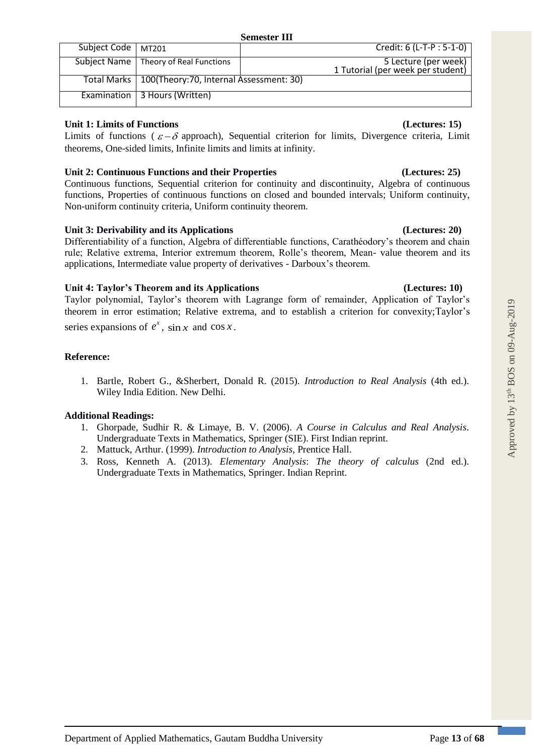**Semester III**

| Subject Code | MT201 | Credit: 6 (L-T-P : 5-1-0) |
|---|---|---|
| Subject Name | Theory of Real Functions | 5 Lecture (per week) 1 Tutorial (per week per student) |
| Total Marks | 100(Theory:70, Internal Assessment: 30) | |
| Examination | 3 Hours (Written) | |

**Unit 1: Limits of Functions (Lectures: 15)**

Limits of functions ( $\varepsilon - \delta$ approach), Sequential criterion for limits, Divergence criteria, Limit theorems, One-sided limits, Infinite limits and limits at infinity.

**Unit 2: Continuous Functions and their Properties (Lectures: 25)**

Continuous functions, Sequential criterion for continuity and discontinuity, Algebra of continuous functions, Properties of continuous functions on closed and bounded intervals; Uniform continuity, Non-uniform continuity criteria, Uniform continuity theorem.

**Unit 3: Derivability and its Applications (Lectures: 20)**

Differentiability of a function, Algebra of differentiable functions, Carathéodory's theorem and chain rule; Relative extrema, Interior extremum theorem, Rolle's theorem, Mean- value theorem and its applications, Intermediate value property of derivatives - Darboux's theorem.

**Unit 4: Taylor's Theorem and its Applications (Lectures: 10)**

Taylor polynomial, Taylor's theorem with Lagrange form of remainder, Application of Taylor's theorem in error estimation; Relative extrema, and to establish a criterion for convexity;Taylor's series expansions of $e^x$, $\sin x$ and $\cos x$.

**Reference:**

1. Bartle, Robert G., &Sherbert, Donald R. (2015). *Introduction to Real Analysis* (4th ed.). Wiley India Edition. New Delhi.

**Additional Readings:**

1. Ghorpade, Sudhir R. & Limaye, B. V. (2006). *A Course in Calculus and Real Analysis*. Undergraduate Texts in Mathematics, Springer (SIE). First Indian reprint.
2. Mattuck, Arthur. (1999). *Introduction to Analysis*, Prentice Hall.
3. Ross, Kenneth A. (2013). *Elementary Analysis*: *The theory of calculus* (2nd ed.). Undergraduate Texts in Mathematics, Springer. Indian Reprint.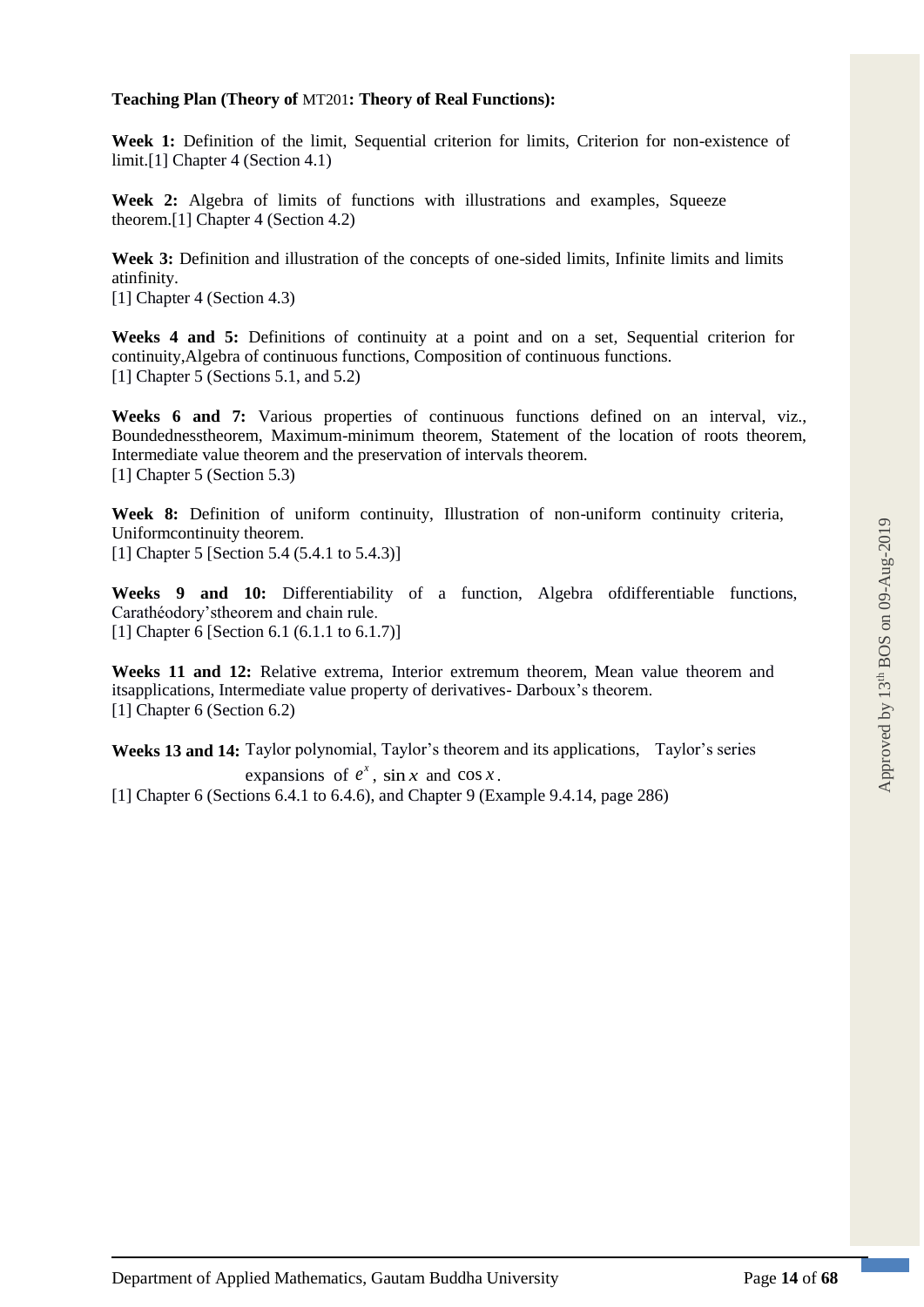**Teaching Plan (Theory of** MT201**: Theory of Real Functions):**

**Week 1:** Definition of the limit, Sequential criterion for limits, Criterion for non-existence of limit.[1] Chapter 4 (Section 4.1)

**Week 2:** Algebra of limits of functions with illustrations and examples, Squeeze theorem.[1] Chapter 4 (Section 4.2)

**Week 3:** Definition and illustration of the concepts of one-sided limits, Infinite limits and limits atinfinity.
[1] Chapter 4 (Section 4.3)

**Weeks 4 and 5:** Definitions of continuity at a point and on a set, Sequential criterion for continuity,Algebra of continuous functions, Composition of continuous functions.
[1] Chapter 5 (Sections 5.1, and 5.2)

**Weeks 6 and 7:** Various properties of continuous functions defined on an interval, viz., Boundednesstheorem, Maximum-minimum theorem, Statement of the location of roots theorem, Intermediate value theorem and the preservation of intervals theorem.
[1] Chapter 5 (Section 5.3)

**Week 8:** Definition of uniform continuity, Illustration of non-uniform continuity criteria, Uniformcontinuity theorem.
[1] Chapter 5 [Section 5.4 (5.4.1 to 5.4.3)]

**Weeks 9 and 10:** Differentiability of a function, Algebra ofdifferentiable functions, Carathéodory'stheorem and chain rule.
[1] Chapter 6 [Section 6.1 (6.1.1 to 6.1.7)]

**Weeks 11 and 12:** Relative extrema, Interior extremum theorem, Mean value theorem and itsapplications, Intermediate value property of derivatives- Darboux's theorem.
[1] Chapter 6 (Section 6.2)

**Weeks 13 and 14:** Taylor polynomial, Taylor's theorem and its applications, Taylor's series expansions of $e^x$, $\sin x$ and $\cos x$.
[1] Chapter 6 (Sections 6.4.1 to 6.4.6), and Chapter 9 (Example 9.4.14, page 286)

Approved by 13th BOS on 09-Aug-2019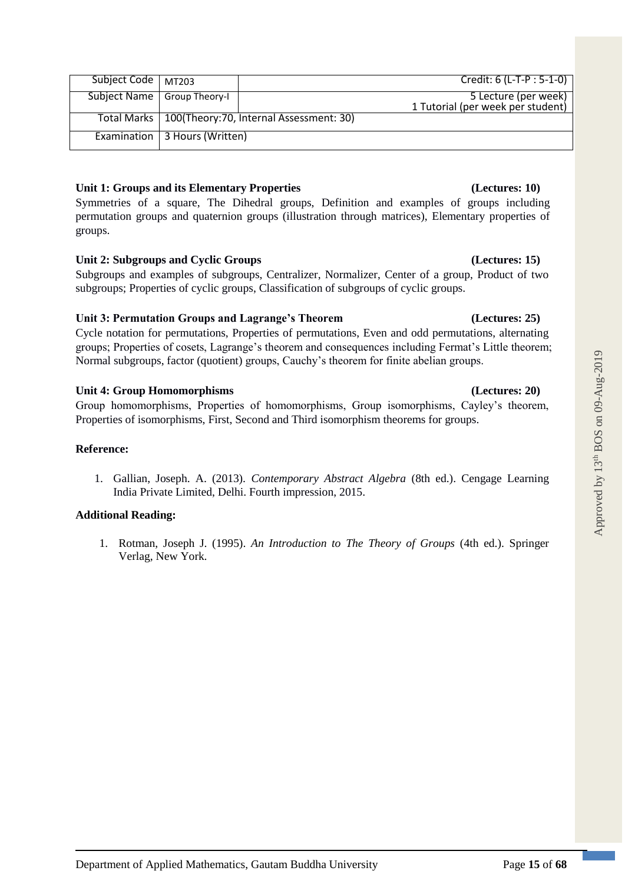| Subject Code | MT203 | Credit: 6 (L-T-P : 5-1-0) |
|---|---|---|
| Subject Name | Group Theory-I | 5 Lecture (per week)<br>1 Tutorial (per week per student) |
| Total Marks | 100(Theory:70, Internal Assessment: 30) | |
| Examination | 3 Hours (Written) | |

**Unit 1: Groups and its Elementary Properties (Lectures: 10)**

Symmetries of a square, The Dihedral groups, Definition and examples of groups including permutation groups and quaternion groups (illustration through matrices), Elementary properties of groups.

**Unit 2: Subgroups and Cyclic Groups (Lectures: 15)**

Subgroups and examples of subgroups, Centralizer, Normalizer, Center of a group, Product of two subgroups; Properties of cyclic groups, Classification of subgroups of cyclic groups.

**Unit 3: Permutation Groups and Lagrange's Theorem (Lectures: 25)**

Cycle notation for permutations, Properties of permutations, Even and odd permutations, alternating groups; Properties of cosets, Lagrange's theorem and consequences including Fermat's Little theorem; Normal subgroups, factor (quotient) groups, Cauchy's theorem for finite abelian groups.

**Unit 4: Group Homomorphisms (Lectures: 20)**

Group homomorphisms, Properties of homomorphisms, Group isomorphisms, Cayley's theorem, Properties of isomorphisms, First, Second and Third isomorphism theorems for groups.

**Reference:**

1. Gallian, Joseph. A. (2013). *Contemporary Abstract Algebra* (8th ed.). Cengage Learning India Private Limited, Delhi. Fourth impression, 2015.

**Additional Reading:**

1. Rotman, Joseph J. (1995). *An Introduction to The Theory of Groups* (4th ed.). Springer Verlag, New York.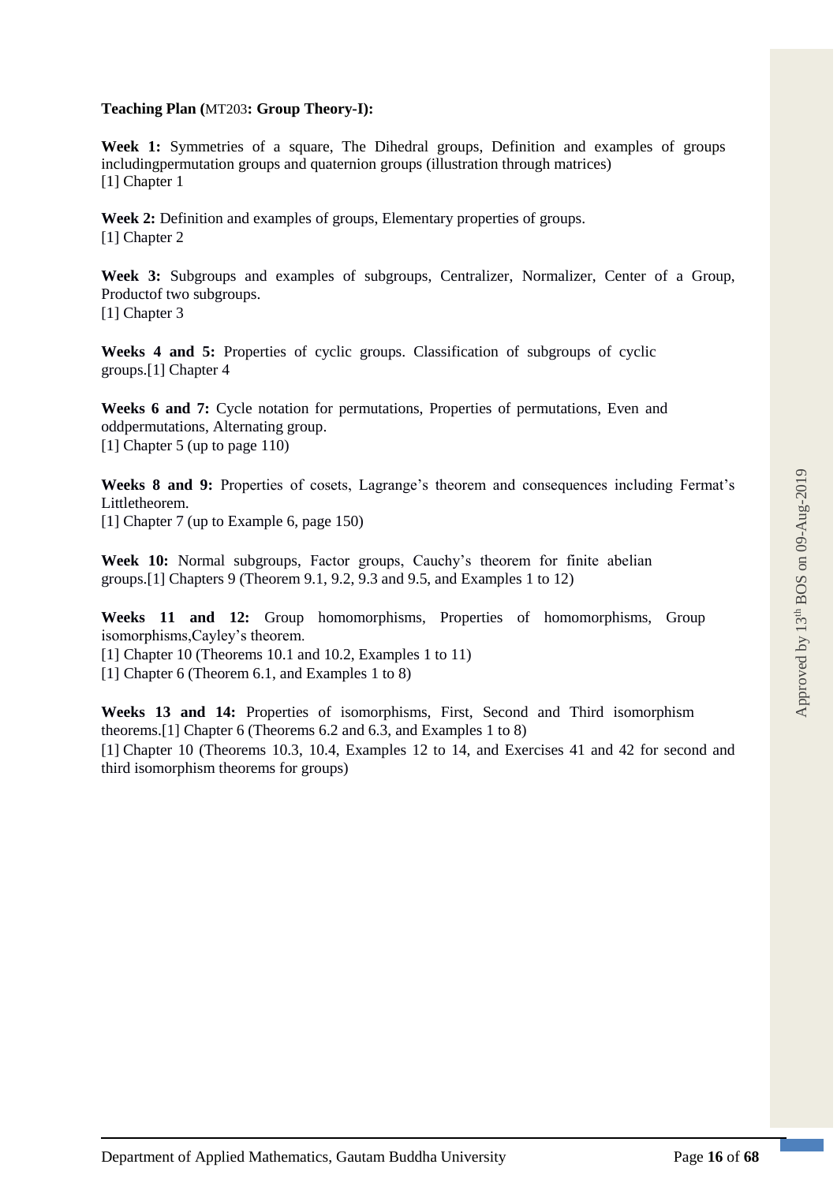**Teaching Plan (**MT203**: Group Theory-I):**

**Week 1:** Symmetries of a square, The Dihedral groups, Definition and examples of groups includingpermutation groups and quaternion groups (illustration through matrices)
[1] Chapter 1

**Week 2:** Definition and examples of groups, Elementary properties of groups.
[1] Chapter 2

**Week 3:** Subgroups and examples of subgroups, Centralizer, Normalizer, Center of a Group, Productof two subgroups.
[1] Chapter 3

**Weeks 4 and 5:** Properties of cyclic groups. Classification of subgroups of cyclic groups.[1] Chapter 4

**Weeks 6 and 7:** Cycle notation for permutations, Properties of permutations, Even and oddpermutations, Alternating group.
[1] Chapter 5 (up to page 110)

**Weeks 8 and 9:** Properties of cosets, Lagrange's theorem and consequences including Fermat's Littletheorem.
[1] Chapter 7 (up to Example 6, page 150)

**Week 10:** Normal subgroups, Factor groups, Cauchy's theorem for finite abelian groups.[1] Chapters 9 (Theorem 9.1, 9.2, 9.3 and 9.5, and Examples 1 to 12)

**Weeks 11 and 12:** Group homomorphisms, Properties of homomorphisms, Group isomorphisms,Cayley's theorem.
[1] Chapter 10 (Theorems 10.1 and 10.2, Examples 1 to 11)
[1] Chapter 6 (Theorem 6.1, and Examples 1 to 8)

**Weeks 13 and 14:** Properties of isomorphisms, First, Second and Third isomorphism theorems.[1] Chapter 6 (Theorems 6.2 and 6.3, and Examples 1 to 8)
[1] Chapter 10 (Theorems 10.3, 10.4, Examples 12 to 14, and Exercises 41 and 42 for second and third isomorphism theorems for groups)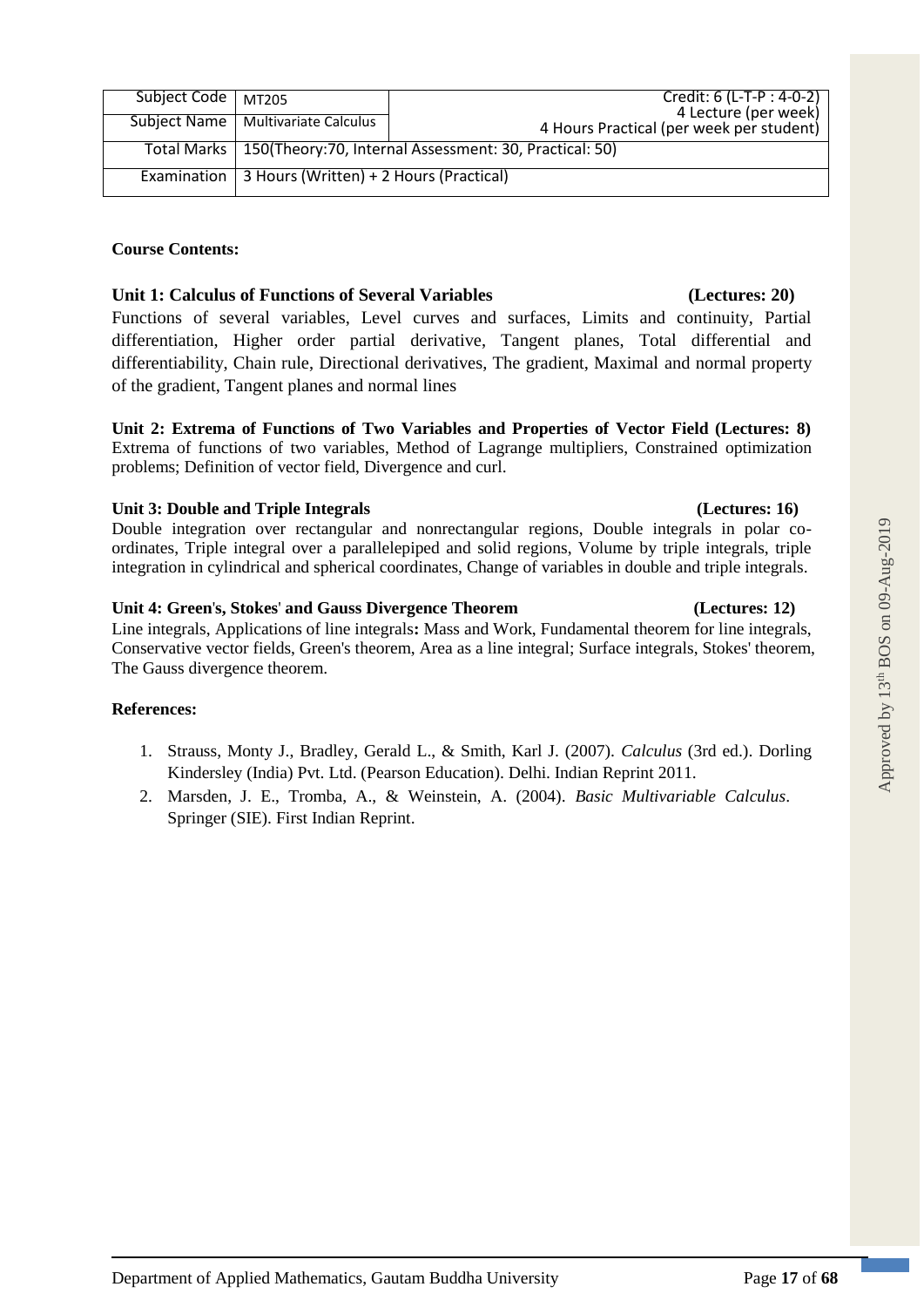| Subject Code | MT205 | Credit: 6 (L-T-P : 4-0-2) |
|---|---|---|
| Subject Name | Multivariate Calculus | 4 Lecture (per week) 4 Hours Practical (per week per student) |
| Total Marks | 150(Theory:70, Internal Assessment: 30, Practical: 50) | |
| Examination | 3 Hours (Written) + 2 Hours (Practical) | |

**Course Contents:**

**Unit 1: Calculus of Functions of Several Variables (Lectures: 20)**

Functions of several variables, Level curves and surfaces, Limits and continuity, Partial differentiation, Higher order partial derivative, Tangent planes, Total differential and differentiability, Chain rule, Directional derivatives, The gradient, Maximal and normal property of the gradient, Tangent planes and normal lines

**Unit 2: Extrema of Functions of Two Variables and Properties of Vector Field (Lectures: 8)**

Extrema of functions of two variables, Method of Lagrange multipliers, Constrained optimization problems; Definition of vector field, Divergence and curl.

**Unit 3: Double and Triple Integrals (Lectures: 16)**

Double integration over rectangular and nonrectangular regions, Double integrals in polar co-ordinates, Triple integral over a parallelepiped and solid regions, Volume by triple integrals, triple integration in cylindrical and spherical coordinates, Change of variables in double and triple integrals.

**Unit 4: Green's, Stokes' and Gauss Divergence Theorem (Lectures: 12)**

Line integrals, Applications of line integrals**:** Mass and Work, Fundamental theorem for line integrals, Conservative vector fields, Green's theorem, Area as a line integral; Surface integrals, Stokes' theorem, The Gauss divergence theorem.

**References:**

1. Strauss, Monty J., Bradley, Gerald L., & Smith, Karl J. (2007). *Calculus* (3rd ed.). Dorling Kindersley (India) Pvt. Ltd. (Pearson Education). Delhi. Indian Reprint 2011.
2. Marsden, J. E., Tromba, A., & Weinstein, A. (2004). *Basic Multivariable Calculus*. Springer (SIE). First Indian Reprint.

Approved by 13th BOS on 09-Aug-2019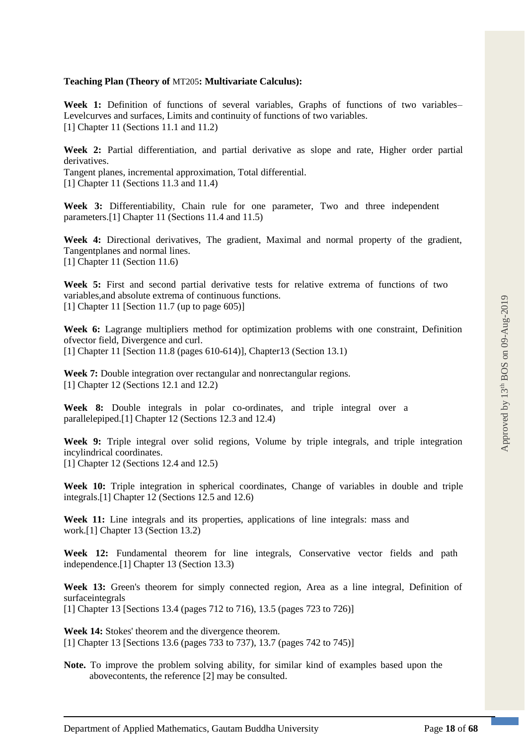**Teaching Plan (Theory of** MT205**: Multivariate Calculus):**

**Week 1:** Definition of functions of several variables, Graphs of functions of two variables– Levelcurves and surfaces, Limits and continuity of functions of two variables.
[1] Chapter 11 (Sections 11.1 and 11.2)

**Week 2:** Partial differentiation, and partial derivative as slope and rate, Higher order partial derivatives.
Tangent planes, incremental approximation, Total differential.
[1] Chapter 11 (Sections 11.3 and 11.4)

**Week 3:** Differentiability, Chain rule for one parameter, Two and three independent parameters.[1] Chapter 11 (Sections 11.4 and 11.5)

**Week 4:** Directional derivatives, The gradient, Maximal and normal property of the gradient, Tangentplanes and normal lines.
[1] Chapter 11 (Section 11.6)

**Week 5:** First and second partial derivative tests for relative extrema of functions of two variables,and absolute extrema of continuous functions.
[1] Chapter 11 [Section 11.7 (up to page 605)]

**Week 6:** Lagrange multipliers method for optimization problems with one constraint, Definition ofvector field, Divergence and curl.
[1] Chapter 11 [Section 11.8 (pages 610-614)], Chapter13 (Section 13.1)

**Week 7:** Double integration over rectangular and nonrectangular regions.
[1] Chapter 12 (Sections 12.1 and 12.2)

**Week 8:** Double integrals in polar co-ordinates, and triple integral over a parallelepiped.[1] Chapter 12 (Sections 12.3 and 12.4)

**Week 9:** Triple integral over solid regions, Volume by triple integrals, and triple integration incylindrical coordinates.
[1] Chapter 12 (Sections 12.4 and 12.5)

**Week 10:** Triple integration in spherical coordinates, Change of variables in double and triple integrals.[1] Chapter 12 (Sections 12.5 and 12.6)

**Week 11:** Line integrals and its properties, applications of line integrals: mass and work.[1] Chapter 13 (Section 13.2)

**Week 12:** Fundamental theorem for line integrals, Conservative vector fields and path independence.[1] Chapter 13 (Section 13.3)

**Week 13:** Green's theorem for simply connected region, Area as a line integral, Definition of surfaceintegrals
[1] Chapter 13 [Sections 13.4 (pages 712 to 716), 13.5 (pages 723 to 726)]

**Week 14:** Stokes' theorem and the divergence theorem.
[1] Chapter 13 [Sections 13.6 (pages 733 to 737), 13.7 (pages 742 to 745)]

**Note.** To improve the problem solving ability, for similar kind of examples based upon the abovecontents, the reference [2] may be consulted.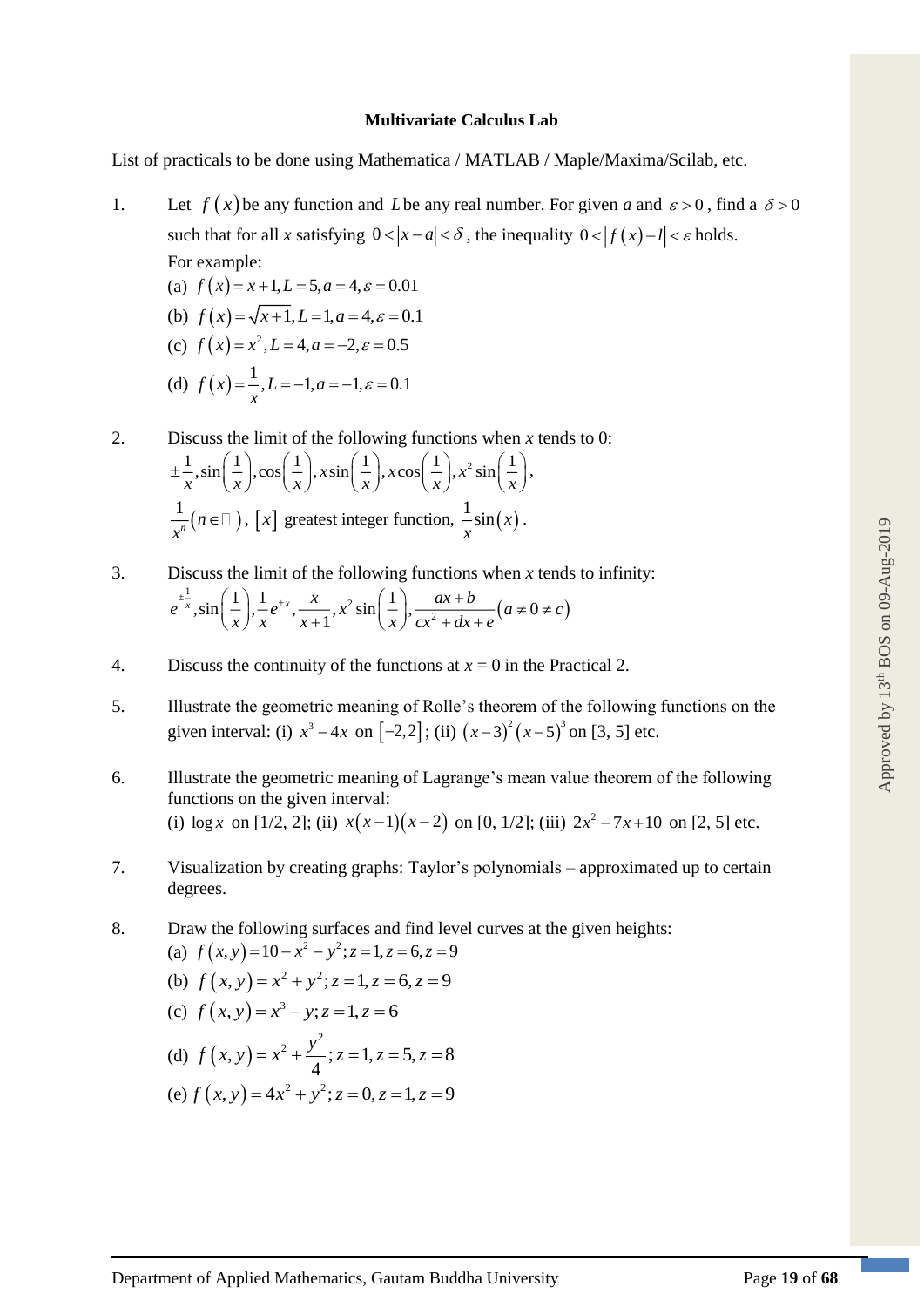**Multivariate Calculus Lab**

List of practicals to be done using Mathematica / MATLAB / Maple/Maxima/Scilab, etc.

1. Let $f(x)$ be any function and $L$ be any real number. For given *a* and $\varepsilon > 0$, find a $\delta > 0$ such that for all *x* satisfying $0 < |x - a| < \delta$, the inequality $0 < |f(x) - l| < \varepsilon$ holds.
   For example:
   (a) $f(x) = x + 1, L = 5, a = 4, \varepsilon = 0.01$
   (b) $f(x) = \sqrt{x+1}, L = 1, a = 4, \varepsilon = 0.1$
   (c) $f(x) = x^2, L = 4, a = -2, \varepsilon = 0.5$
   (d) $f(x) = \dfrac{1}{x}, L = -1, a = -1, \varepsilon = 0.1$

2. Discuss the limit of the following functions when *x* tends to 0:
   $\pm\dfrac{1}{x}, \sin\left(\dfrac{1}{x}\right), \cos\left(\dfrac{1}{x}\right), x\sin\left(\dfrac{1}{x}\right), x\cos\left(\dfrac{1}{x}\right), x^2\sin\left(\dfrac{1}{x}\right),$
   $\dfrac{1}{x^n}(n \in \mathbb{N})$, $[x]$ greatest integer function, $\dfrac{1}{x}\sin(x)$.

3. Discuss the limit of the following functions when *x* tends to infinity:
   $e^{\pm\frac{1}{x}}, \sin\left(\dfrac{1}{x}\right), \dfrac{1}{x}e^{\pm x}, \dfrac{x}{x+1}, x^2\sin\left(\dfrac{1}{x}\right), \dfrac{ax+b}{cx^2+dx+e}(a \neq 0 \neq c)$

4. Discuss the continuity of the functions at *x* = 0 in the Practical 2.

5. Illustrate the geometric meaning of Rolle's theorem of the following functions on the given interval: (i) $x^3 - 4x$ on $[-2, 2]$; (ii) $(x-3)^2(x-5)^3$ on [3, 5] etc.

6. Illustrate the geometric meaning of Lagrange's mean value theorem of the following functions on the given interval:
   (i) $\log x$ on [1/2, 2]; (ii) $x(x-1)(x-2)$ on [0, 1/2]; (iii) $2x^2 - 7x + 10$ on [2, 5] etc.

7. Visualization by creating graphs: Taylor's polynomials – approximated up to certain degrees.

8. Draw the following surfaces and find level curves at the given heights:
   (a) $f(x, y) = 10 - x^2 - y^2; z = 1, z = 6, z = 9$
   (b) $f(x, y) = x^2 + y^2; z = 1, z = 6, z = 9$
   (c) $f(x, y) = x^3 - y; z = 1, z = 6$
   (d) $f(x, y) = x^2 + \dfrac{y^2}{4}; z = 1, z = 5, z = 8$
   (e) $f(x, y) = 4x^2 + y^2; z = 0, z = 1, z = 9$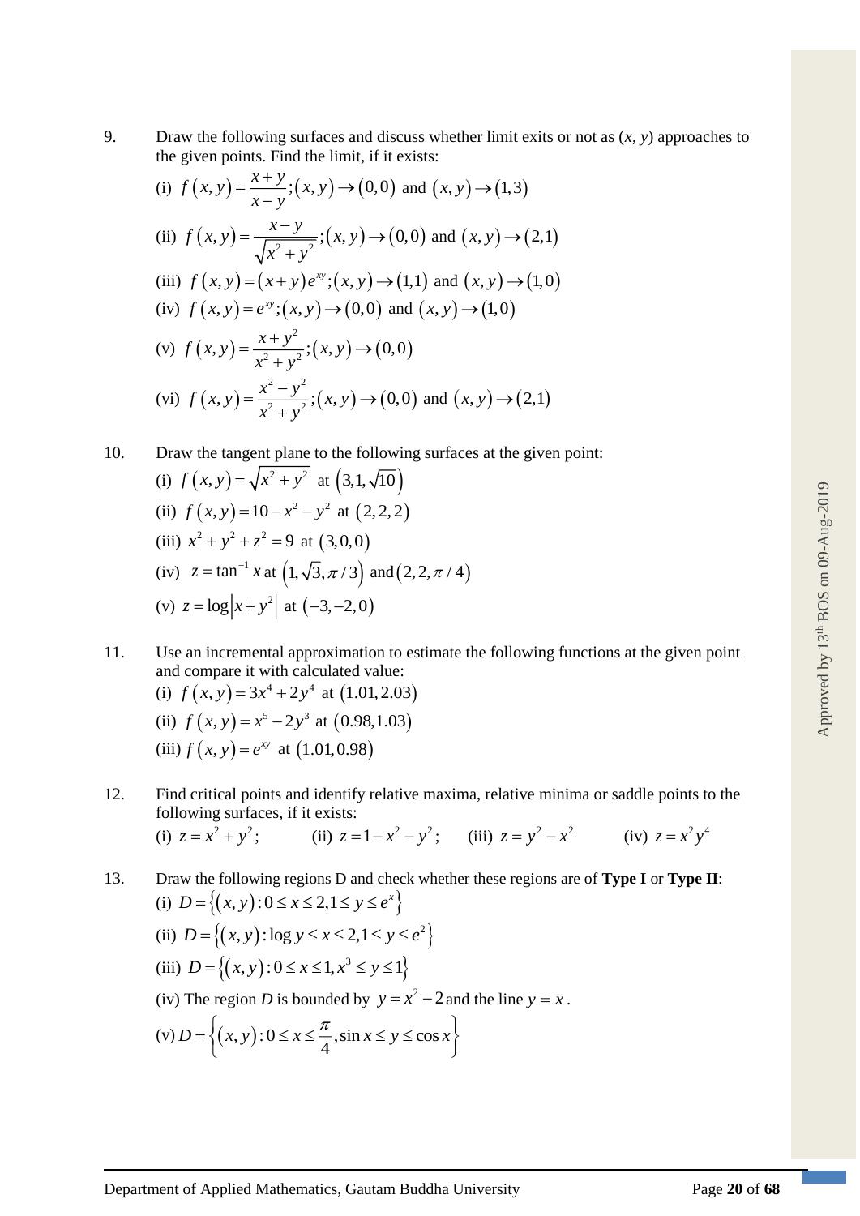9. Draw the following surfaces and discuss whether limit exits or not as $(x, y)$ approaches to the given points. Find the limit, if it exists:

   (i) $f(x,y)=\dfrac{x+y}{x-y};(x,y)\to(0,0)$ and $(x,y)\to(1,3)$

   (ii) $f(x,y)=\dfrac{x-y}{\sqrt{x^2+y^2}};(x,y)\to(0,0)$ and $(x,y)\to(2,1)$

   (iii) $f(x,y)=(x+y)e^{xy};(x,y)\to(1,1)$ and $(x,y)\to(1,0)$

   (iv) $f(x,y)=e^{xy};(x,y)\to(0,0)$ and $(x,y)\to(1,0)$

   (v) $f(x,y)=\dfrac{x+y^2}{x^2+y^2};(x,y)\to(0,0)$

   (vi) $f(x,y)=\dfrac{x^2-y^2}{x^2+y^2};(x,y)\to(0,0)$ and $(x,y)\to(2,1)$

10. Draw the tangent plane to the following surfaces at the given point:

    (i) $f(x,y)=\sqrt{x^2+y^2}$ at $(3,1,\sqrt{10})$

    (ii) $f(x,y)=10-x^2-y^2$ at $(2,2,2)$

    (iii) $x^2+y^2+z^2=9$ at $(3,0,0)$

    (iv) $z=\tan^{-1}x$ at $(1,\sqrt{3},\pi/3)$ and $(2,2,\pi/4)$

    (v) $z=\log\left|x+y^2\right|$ at $(-3,-2,0)$

11. Use an incremental approximation to estimate the following functions at the given point and compare it with calculated value:

    (i) $f(x,y)=3x^4+2y^4$ at $(1.01,2.03)$

    (ii) $f(x,y)=x^5-2y^3$ at $(0.98,1.03)$

    (iii) $f(x,y)=e^{xy}$ at $(1.01,0.98)$

12. Find critical points and identify relative maxima, relative minima or saddle points to the following surfaces, if it exists:

    (i) $z=x^2+y^2$; (ii) $z=1-x^2-y^2$; (iii) $z=y^2-x^2$ (iv) $z=x^2y^4$

13. Draw the following regions D and check whether these regions are of **Type I** or **Type II**:

    (i) $D=\left\{(x,y):0\le x\le 2,1\le y\le e^x\right\}$

    (ii) $D=\left\{(x,y):\log y\le x\le 2,1\le y\le e^2\right\}$

    (iii) $D=\left\{(x,y):0\le x\le 1,x^3\le y\le 1\right\}$

    (iv) The region $D$ is bounded by $y=x^2-2$ and the line $y=x$.

    (v) $D=\left\{(x,y):0\le x\le \dfrac{\pi}{4},\sin x\le y\le \cos x\right\}$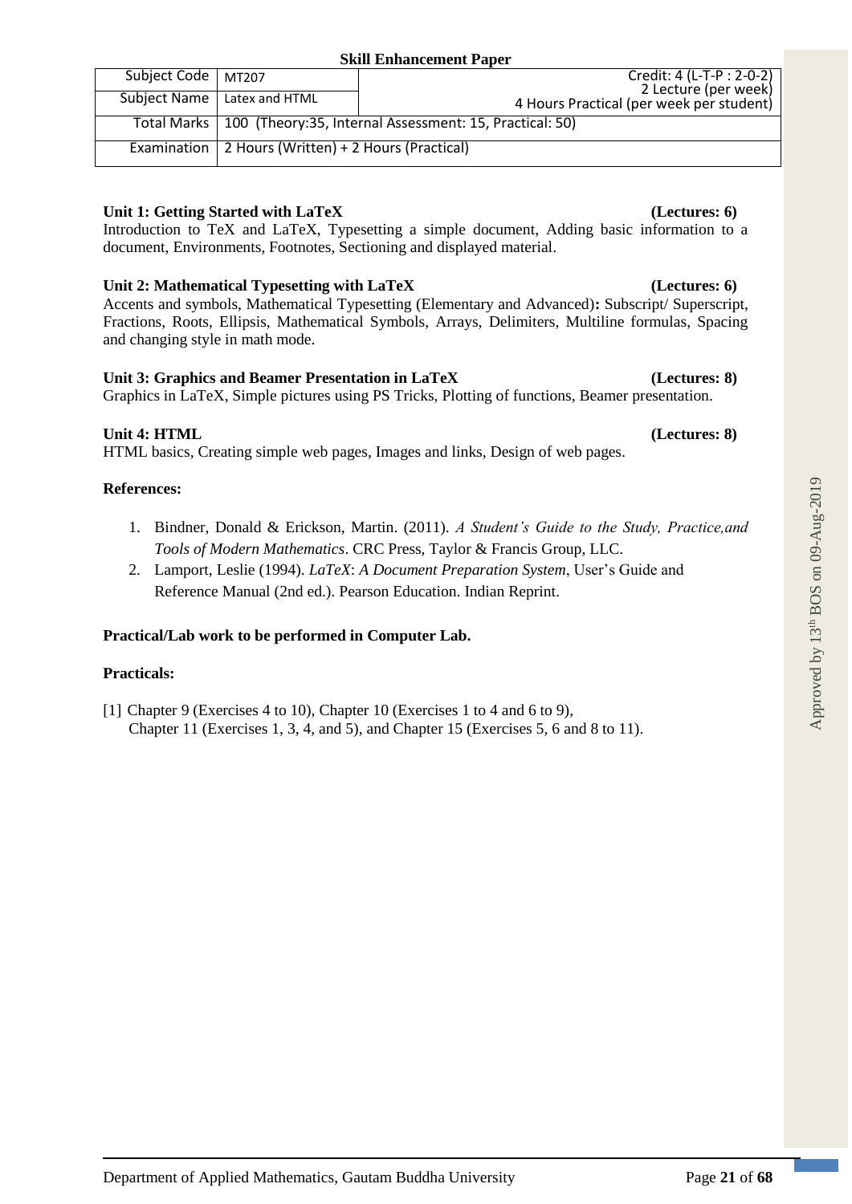**Skill Enhancement Paper**

| Subject Code | MT207 | Credit: 4 (L-T-P : 2-0-2) 2 Lecture (per week) 4 Hours Practical (per week per student) |
|---|---|---|
| Subject Name | Latex and HTML | |
| Total Marks | 100 (Theory:35, Internal Assessment: 15, Practical: 50) | |
| Examination | 2 Hours (Written) + 2 Hours (Practical) | |

**Unit 1: Getting Started with LaTeX** **(Lectures: 6)**

Introduction to TeX and LaTeX, Typesetting a simple document, Adding basic information to a document, Environments, Footnotes, Sectioning and displayed material.

**Unit 2: Mathematical Typesetting with LaTeX** **(Lectures: 6)**

Accents and symbols, Mathematical Typesetting (Elementary and Advanced)**:** Subscript/ Superscript, Fractions, Roots, Ellipsis, Mathematical Symbols, Arrays, Delimiters, Multiline formulas, Spacing and changing style in math mode.

**Unit 3: Graphics and Beamer Presentation in LaTeX** **(Lectures: 8)**

Graphics in LaTeX, Simple pictures using PS Tricks, Plotting of functions, Beamer presentation.

**Unit 4: HTML** **(Lectures: 8)**

HTML basics, Creating simple web pages, Images and links, Design of web pages.

**References:**

1. Bindner, Donald & Erickson, Martin. (2011). *A Student's Guide to the Study, Practice,and Tools of Modern Mathematics*. CRC Press, Taylor & Francis Group, LLC.
2. Lamport, Leslie (1994). *LaTeX*: *A Document Preparation System*, User's Guide and Reference Manual (2nd ed.). Pearson Education. Indian Reprint.

**Practical/Lab work to be performed in Computer Lab.**

**Practicals:**

[1] Chapter 9 (Exercises 4 to 10), Chapter 10 (Exercises 1 to 4 and 6 to 9), Chapter 11 (Exercises 1, 3, 4, and 5), and Chapter 15 (Exercises 5, 6 and 8 to 11).

Approved by 13th BOS on 09-Aug-2019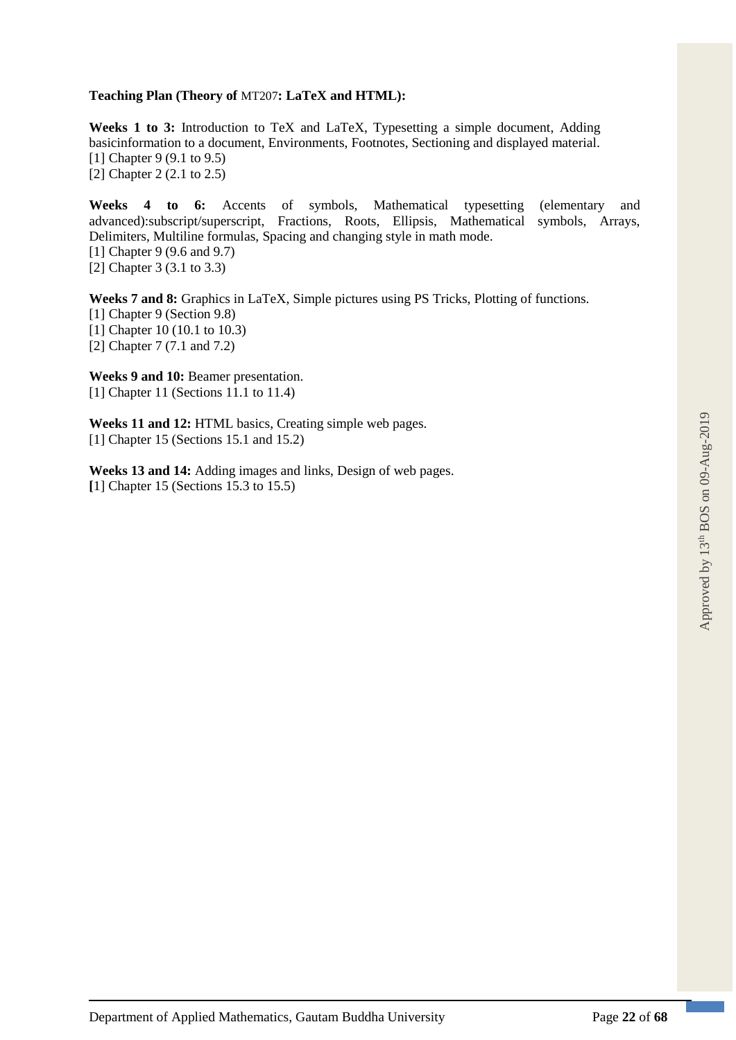**Teaching Plan (Theory of** MT207**: LaTeX and HTML):**

**Weeks 1 to 3:** Introduction to TeX and LaTeX, Typesetting a simple document, Adding basicinformation to a document, Environments, Footnotes, Sectioning and displayed material.
[1] Chapter 9 (9.1 to 9.5)
[2] Chapter 2 (2.1 to 2.5)

**Weeks 4 to 6:** Accents of symbols, Mathematical typesetting (elementary and advanced):subscript/superscript, Fractions, Roots, Ellipsis, Mathematical symbols, Arrays, Delimiters, Multiline formulas, Spacing and changing style in math mode.
[1] Chapter 9 (9.6 and 9.7)
[2] Chapter 3 (3.1 to 3.3)

**Weeks 7 and 8:** Graphics in LaTeX, Simple pictures using PS Tricks, Plotting of functions.
[1] Chapter 9 (Section 9.8)
[1] Chapter 10 (10.1 to 10.3)
[2] Chapter 7 (7.1 and 7.2)

**Weeks 9 and 10:** Beamer presentation.
[1] Chapter 11 (Sections 11.1 to 11.4)

**Weeks 11 and 12:** HTML basics, Creating simple web pages.
[1] Chapter 15 (Sections 15.1 and 15.2)

**Weeks 13 and 14:** Adding images and links, Design of web pages.
[1] Chapter 15 (Sections 15.3 to 15.5)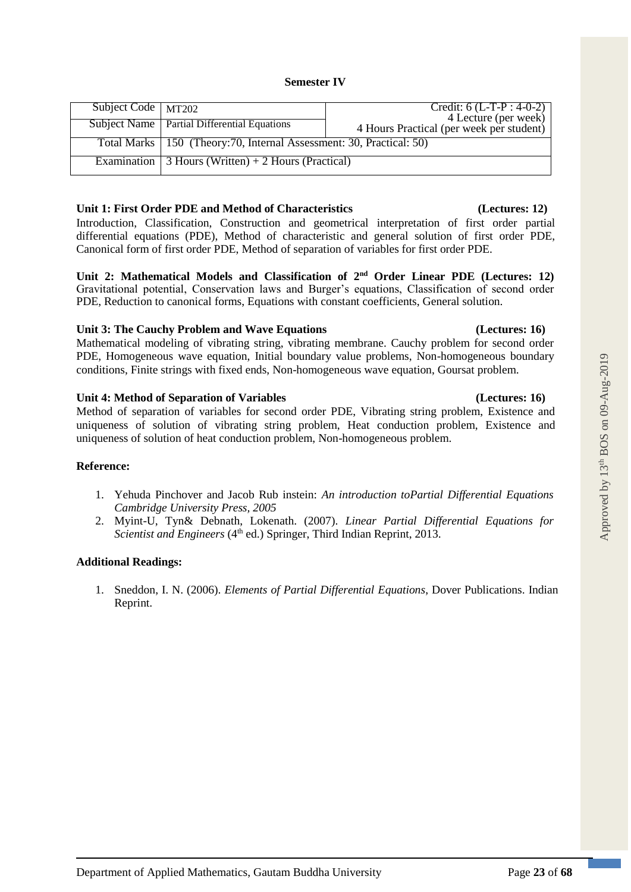**Semester IV**

| Subject Code | MT202 | Credit: 6 (L-T-P : 4-0-2) 4 Lecture (per week) 4 Hours Practical (per week per student) |
| --- | --- | --- |
| Subject Name | Partial Differential Equations | |
| Total Marks | 150 (Theory:70, Internal Assessment: 30, Practical: 50) | |
| Examination | 3 Hours (Written) + 2 Hours (Practical) | |

**Unit 1: First Order PDE and Method of Characteristics (Lectures: 12)**
Introduction, Classification, Construction and geometrical interpretation of first order partial differential equations (PDE), Method of characteristic and general solution of first order PDE, Canonical form of first order PDE, Method of separation of variables for first order PDE.

**Unit 2: Mathematical Models and Classification of 2nd Order Linear PDE (Lectures: 12)**
Gravitational potential, Conservation laws and Burger's equations, Classification of second order PDE, Reduction to canonical forms, Equations with constant coefficients, General solution.

**Unit 3: The Cauchy Problem and Wave Equations (Lectures: 16)**
Mathematical modeling of vibrating string, vibrating membrane. Cauchy problem for second order PDE, Homogeneous wave equation, Initial boundary value problems, Non-homogeneous boundary conditions, Finite strings with fixed ends, Non-homogeneous wave equation, Goursat problem.

**Unit 4: Method of Separation of Variables (Lectures: 16)**
Method of separation of variables for second order PDE, Vibrating string problem, Existence and uniqueness of solution of vibrating string problem, Heat conduction problem, Existence and uniqueness of solution of heat conduction problem, Non-homogeneous problem.

**Reference:**

1. Yehuda Pinchover and Jacob Rub instein: *An introduction toPartial Differential Equations Cambridge University Press, 2005*
2. Myint-U, Tyn& Debnath, Lokenath. (2007). *Linear Partial Differential Equations for Scientist and Engineers* (4th ed.) Springer, Third Indian Reprint, 2013.

**Additional Readings:**

1. Sneddon, I. N. (2006). *Elements of Partial Differential Equations*, Dover Publications. Indian Reprint.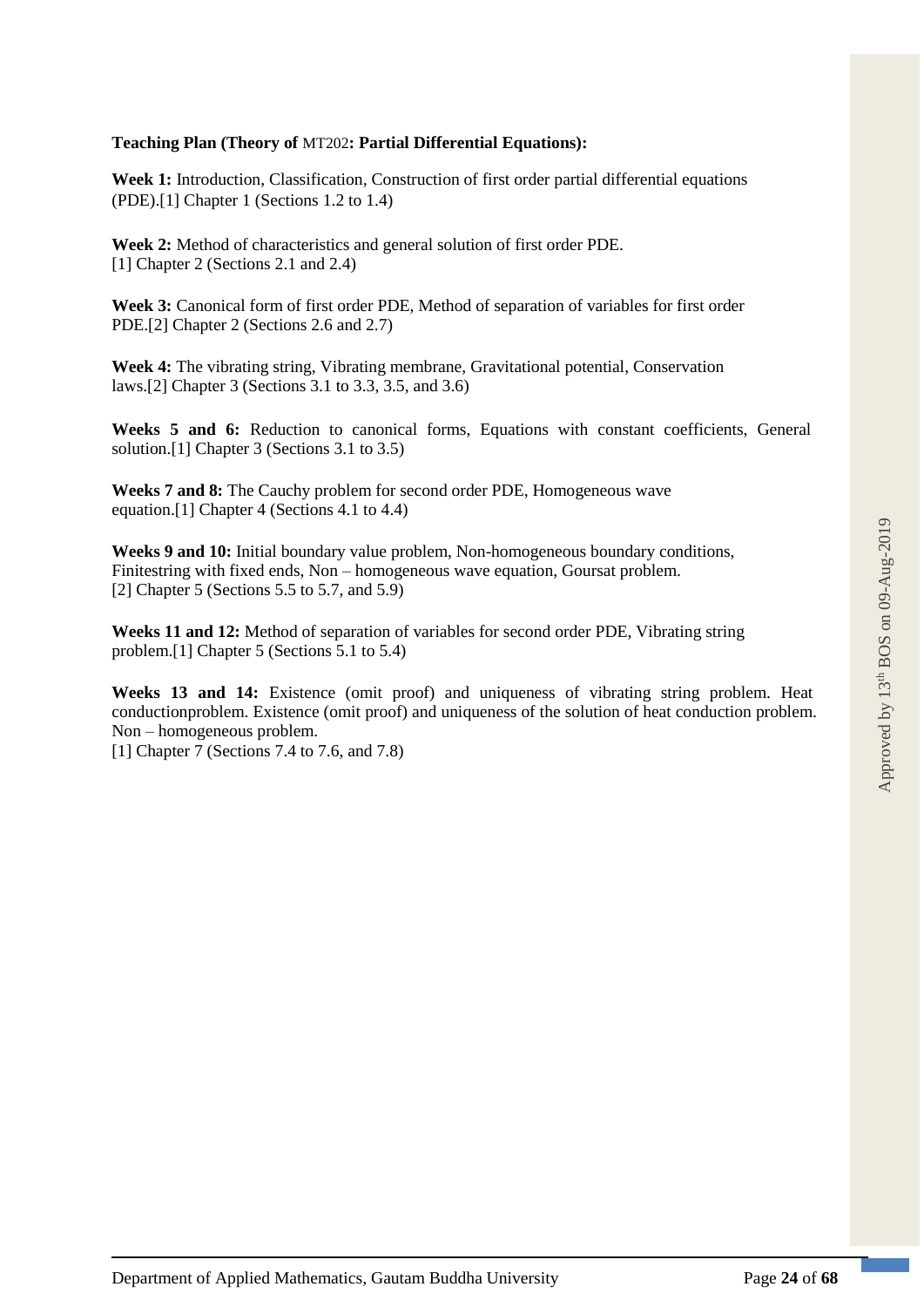**Teaching Plan (Theory of** MT202**: Partial Differential Equations):**

**Week 1:** Introduction, Classification, Construction of first order partial differential equations (PDE).[1] Chapter 1 (Sections 1.2 to 1.4)

**Week 2:** Method of characteristics and general solution of first order PDE.
[1] Chapter 2 (Sections 2.1 and 2.4)

**Week 3:** Canonical form of first order PDE, Method of separation of variables for first order PDE.[2] Chapter 2 (Sections 2.6 and 2.7)

**Week 4:** The vibrating string, Vibrating membrane, Gravitational potential, Conservation laws.[2] Chapter 3 (Sections 3.1 to 3.3, 3.5, and 3.6)

**Weeks 5 and 6:** Reduction to canonical forms, Equations with constant coefficients, General solution.[1] Chapter 3 (Sections 3.1 to 3.5)

**Weeks 7 and 8:** The Cauchy problem for second order PDE, Homogeneous wave equation.[1] Chapter 4 (Sections 4.1 to 4.4)

**Weeks 9 and 10:** Initial boundary value problem, Non-homogeneous boundary conditions, Finitestring with fixed ends, Non – homogeneous wave equation, Goursat problem.
[2] Chapter 5 (Sections 5.5 to 5.7, and 5.9)

**Weeks 11 and 12:** Method of separation of variables for second order PDE, Vibrating string problem.[1] Chapter 5 (Sections 5.1 to 5.4)

**Weeks 13 and 14:** Existence (omit proof) and uniqueness of vibrating string problem. Heat conductionproblem. Existence (omit proof) and uniqueness of the solution of heat conduction problem. Non – homogeneous problem.
[1] Chapter 7 (Sections 7.4 to 7.6, and 7.8)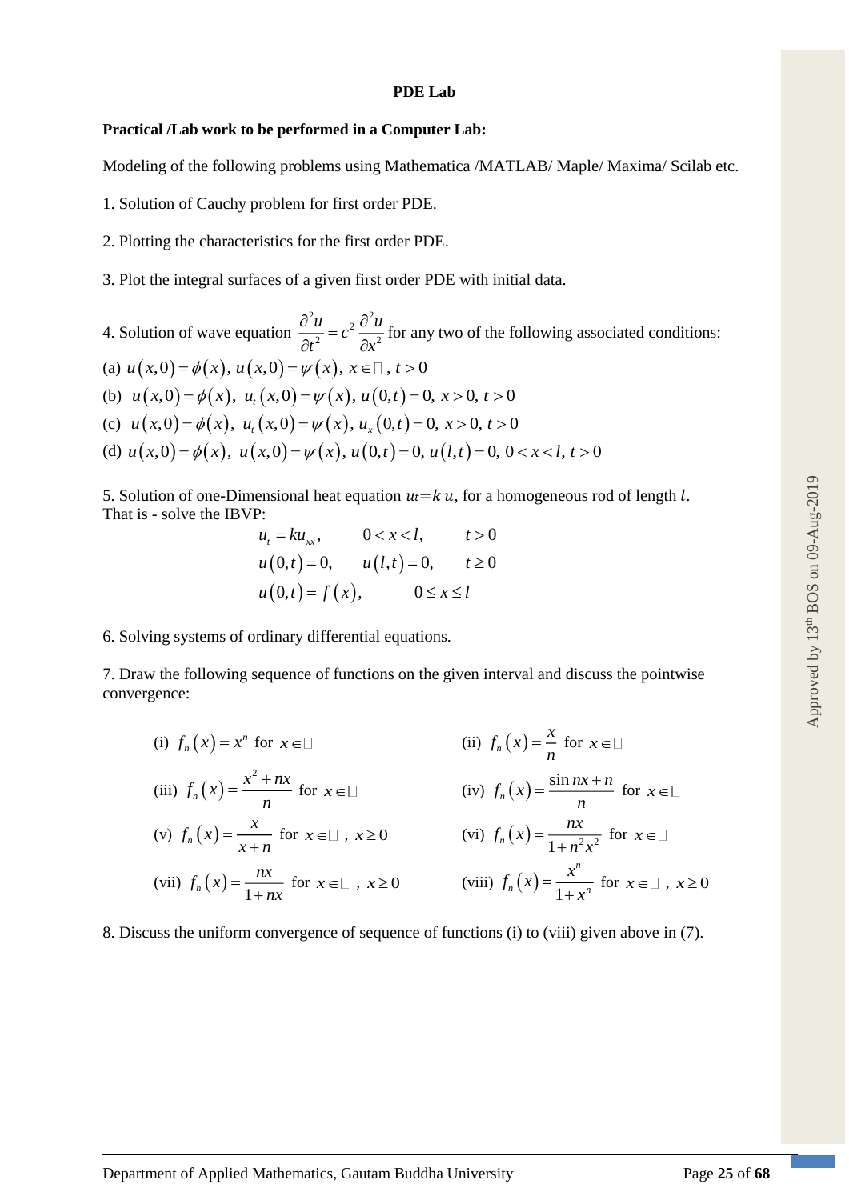**PDE Lab**

**Practical /Lab work to be performed in a Computer Lab:**

Modeling of the following problems using Mathematica /MATLAB/ Maple/ Maxima/ Scilab etc.

1. Solution of Cauchy problem for first order PDE.

2. Plotting the characteristics for the first order PDE.

3. Plot the integral surfaces of a given first order PDE with initial data.

4. Solution of wave equation $\dfrac{\partial^2 u}{\partial t^2} = c^2 \dfrac{\partial^2 u}{\partial x^2}$ for any two of the following associated conditions:

(a) $u(x,0) = \phi(x)$, $u(x,0) = \psi(x)$, $x \in \mathbb{R}$, $t > 0$

(b) $u(x,0) = \phi(x)$, $u_t(x,0) = \psi(x)$, $u(0,t) = 0$, $x > 0$, $t > 0$

(c) $u(x,0) = \phi(x)$, $u_t(x,0) = \psi(x)$, $u_x(0,t) = 0$, $x > 0$, $t > 0$

(d) $u(x,0) = \phi(x)$, $u(x,0) = \psi(x)$, $u(0,t) = 0$, $u(l,t) = 0$, $0 < x < l$, $t > 0$

5. Solution of one-Dimensional heat equation $u_t = k\,u$, for a homogeneous rod of length $l$.
That is - solve the IBVP:

$$
\begin{aligned}
&u_t = k u_{xx}, && 0 < x < l, && t > 0 \\
&u(0,t) = 0, && u(l,t) = 0, && t \ge 0 \\
&u(0,t) = f(x), && 0 \le x \le l &&
\end{aligned}
$$

6. Solving systems of ordinary differential equations.

7. Draw the following sequence of functions on the given interval and discuss the pointwise convergence:

(i) $f_n(x) = x^n$ for $x \in \mathbb{R}$

(ii) $f_n(x) = \dfrac{x}{n}$ for $x \in \mathbb{R}$

(iii) $f_n(x) = \dfrac{x^2 + nx}{n}$ for $x \in \mathbb{R}$

(iv) $f_n(x) = \dfrac{\sin nx + n}{n}$ for $x \in \mathbb{R}$

(v) $f_n(x) = \dfrac{x}{x+n}$ for $x \in \mathbb{R}$, $x \ge 0$

(vi) $f_n(x) = \dfrac{nx}{1 + n^2 x^2}$ for $x \in \mathbb{R}$

(vii) $f_n(x) = \dfrac{nx}{1 + nx}$ for $x \in \mathbb{R}$, $x \ge 0$

(viii) $f_n(x) = \dfrac{x^n}{1 + x^n}$ for $x \in \mathbb{R}$, $x \ge 0$

8. Discuss the uniform convergence of sequence of functions (i) to (viii) given above in (7).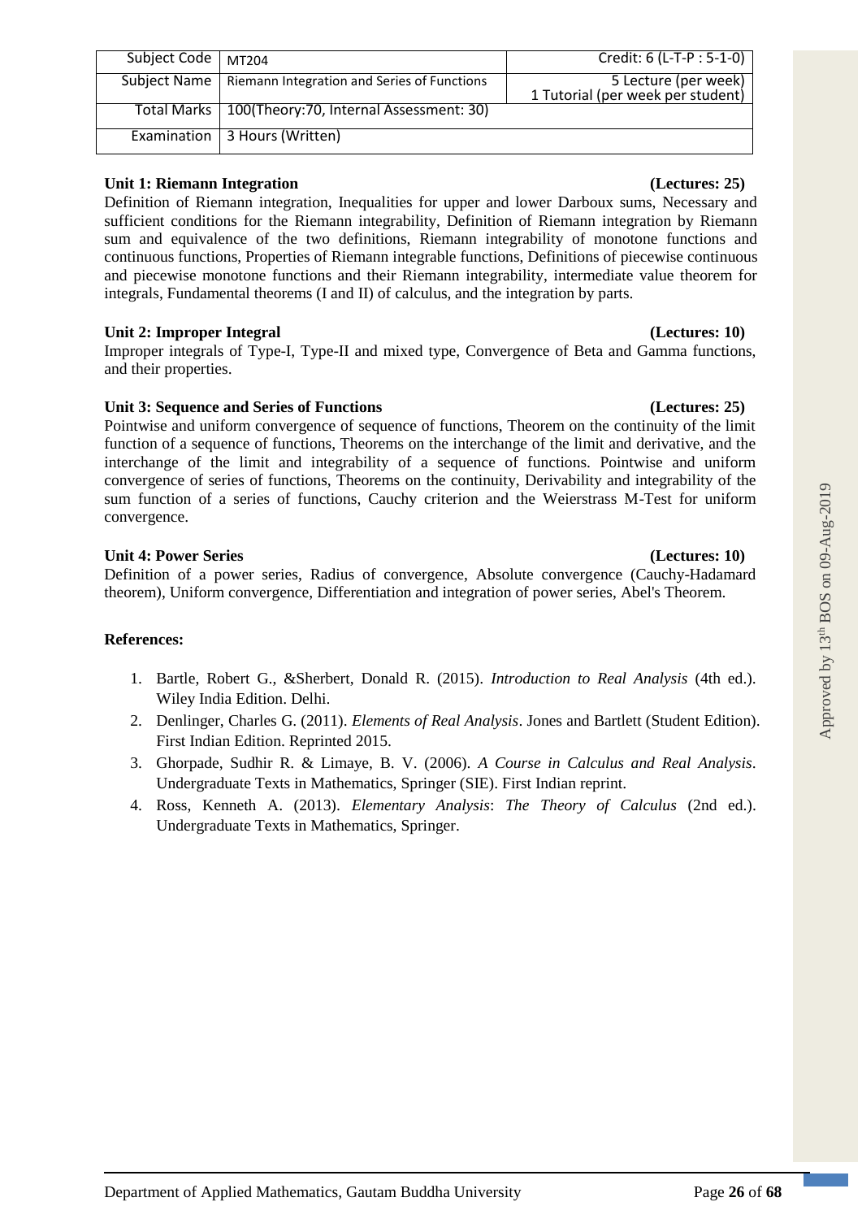| Subject Code | MT204 | Credit: 6 (L-T-P : 5-1-0) |
|---|---|---|
| Subject Name | Riemann Integration and Series of Functions | 5 Lecture (per week) 1 Tutorial (per week per student) |
| Total Marks | 100(Theory:70, Internal Assessment: 30) | |
| Examination | 3 Hours (Written) | |

**Unit 1: Riemann Integration (Lectures: 25)**

Definition of Riemann integration, Inequalities for upper and lower Darboux sums, Necessary and sufficient conditions for the Riemann integrability, Definition of Riemann integration by Riemann sum and equivalence of the two definitions, Riemann integrability of monotone functions and continuous functions, Properties of Riemann integrable functions, Definitions of piecewise continuous and piecewise monotone functions and their Riemann integrability, intermediate value theorem for integrals, Fundamental theorems (I and II) of calculus, and the integration by parts.

**Unit 2: Improper Integral (Lectures: 10)**

Improper integrals of Type-I, Type-II and mixed type, Convergence of Beta and Gamma functions, and their properties.

**Unit 3: Sequence and Series of Functions (Lectures: 25)**

Pointwise and uniform convergence of sequence of functions, Theorem on the continuity of the limit function of a sequence of functions, Theorems on the interchange of the limit and derivative, and the interchange of the limit and integrability of a sequence of functions. Pointwise and uniform convergence of series of functions, Theorems on the continuity, Derivability and integrability of the sum function of a series of functions, Cauchy criterion and the Weierstrass M-Test for uniform convergence.

**Unit 4: Power Series (Lectures: 10)**

Definition of a power series, Radius of convergence, Absolute convergence (Cauchy-Hadamard theorem), Uniform convergence, Differentiation and integration of power series, Abel's Theorem.

**References:**

1. Bartle, Robert G., &Sherbert, Donald R. (2015). *Introduction to Real Analysis* (4th ed.). Wiley India Edition. Delhi.
2. Denlinger, Charles G. (2011). *Elements of Real Analysis*. Jones and Bartlett (Student Edition). First Indian Edition. Reprinted 2015.
3. Ghorpade, Sudhir R. & Limaye, B. V. (2006). *A Course in Calculus and Real Analysis*. Undergraduate Texts in Mathematics, Springer (SIE). First Indian reprint.
4. Ross, Kenneth A. (2013). *Elementary Analysis*: *The Theory of Calculus* (2nd ed.). Undergraduate Texts in Mathematics, Springer.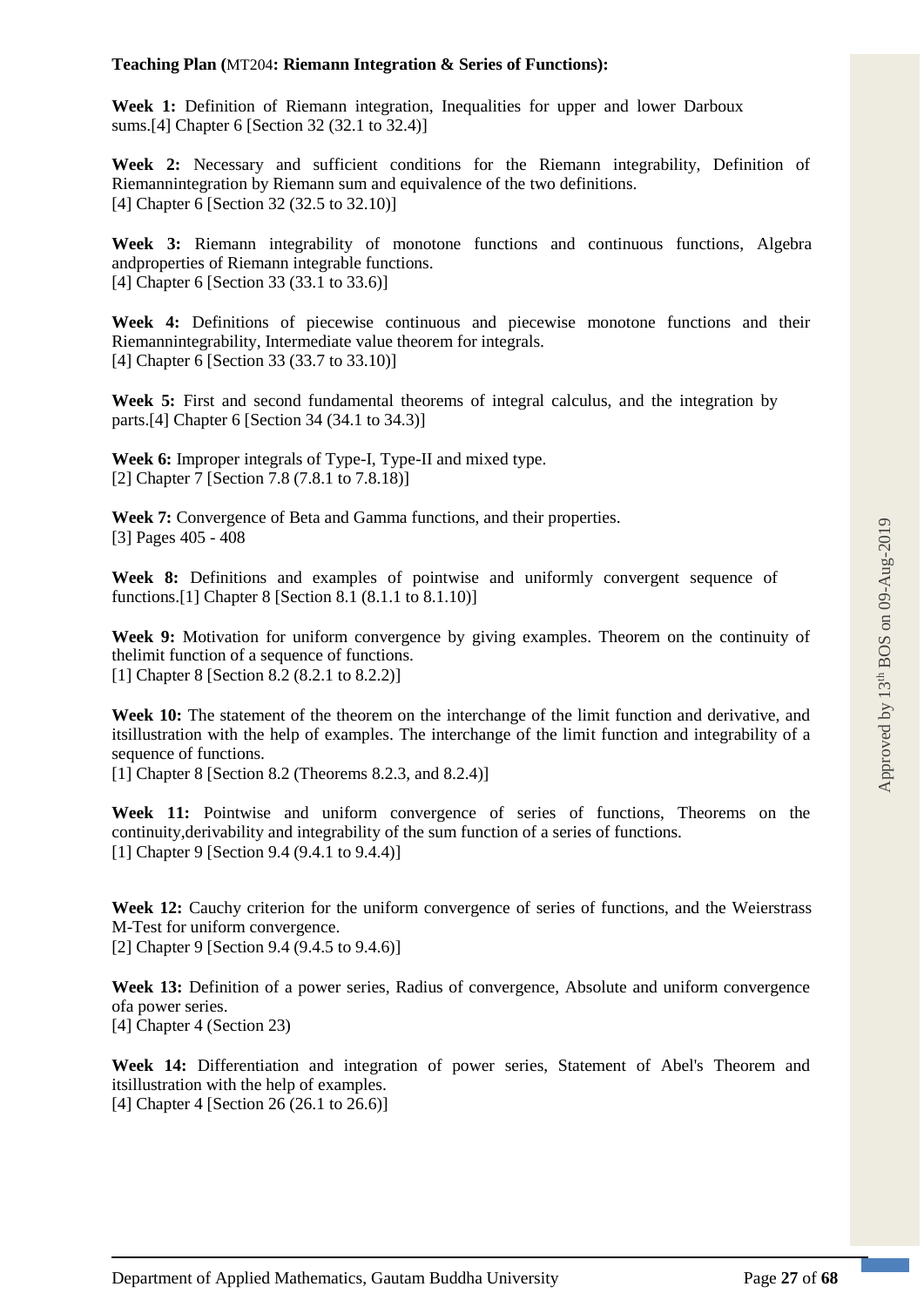**Teaching Plan (MT204: Riemann Integration & Series of Functions):**

**Week 1:** Definition of Riemann integration, Inequalities for upper and lower Darboux sums.[4] Chapter 6 [Section 32 (32.1 to 32.4)]

**Week 2:** Necessary and sufficient conditions for the Riemann integrability, Definition of Riemannintegration by Riemann sum and equivalence of the two definitions.
[4] Chapter 6 [Section 32 (32.5 to 32.10)]

**Week 3:** Riemann integrability of monotone functions and continuous functions, Algebra andproperties of Riemann integrable functions.
[4] Chapter 6 [Section 33 (33.1 to 33.6)]

**Week 4:** Definitions of piecewise continuous and piecewise monotone functions and their Riemannintegrability, Intermediate value theorem for integrals.
[4] Chapter 6 [Section 33 (33.7 to 33.10)]

**Week 5:** First and second fundamental theorems of integral calculus, and the integration by parts.[4] Chapter 6 [Section 34 (34.1 to 34.3)]

**Week 6:** Improper integrals of Type-I, Type-II and mixed type.
[2] Chapter 7 [Section 7.8 (7.8.1 to 7.8.18)]

**Week 7:** Convergence of Beta and Gamma functions, and their properties.
[3] Pages 405 - 408

**Week 8:** Definitions and examples of pointwise and uniformly convergent sequence of functions.[1] Chapter 8 [Section 8.1 (8.1.1 to 8.1.10)]

**Week 9:** Motivation for uniform convergence by giving examples. Theorem on the continuity of thelimit function of a sequence of functions.
[1] Chapter 8 [Section 8.2 (8.2.1 to 8.2.2)]

**Week 10:** The statement of the theorem on the interchange of the limit function and derivative, and itsillustration with the help of examples. The interchange of the limit function and integrability of a sequence of functions.
[1] Chapter 8 [Section 8.2 (Theorems 8.2.3, and 8.2.4)]

**Week 11:** Pointwise and uniform convergence of series of functions, Theorems on the continuity,derivability and integrability of the sum function of a series of functions.
[1] Chapter 9 [Section 9.4 (9.4.1 to 9.4.4)]

**Week 12:** Cauchy criterion for the uniform convergence of series of functions, and the Weierstrass M-Test for uniform convergence.
[2] Chapter 9 [Section 9.4 (9.4.5 to 9.4.6)]

**Week 13:** Definition of a power series, Radius of convergence, Absolute and uniform convergence ofa power series.
[4] Chapter 4 (Section 23)

**Week 14:** Differentiation and integration of power series, Statement of Abel's Theorem and itsillustration with the help of examples.
[4] Chapter 4 [Section 26 (26.1 to 26.6)]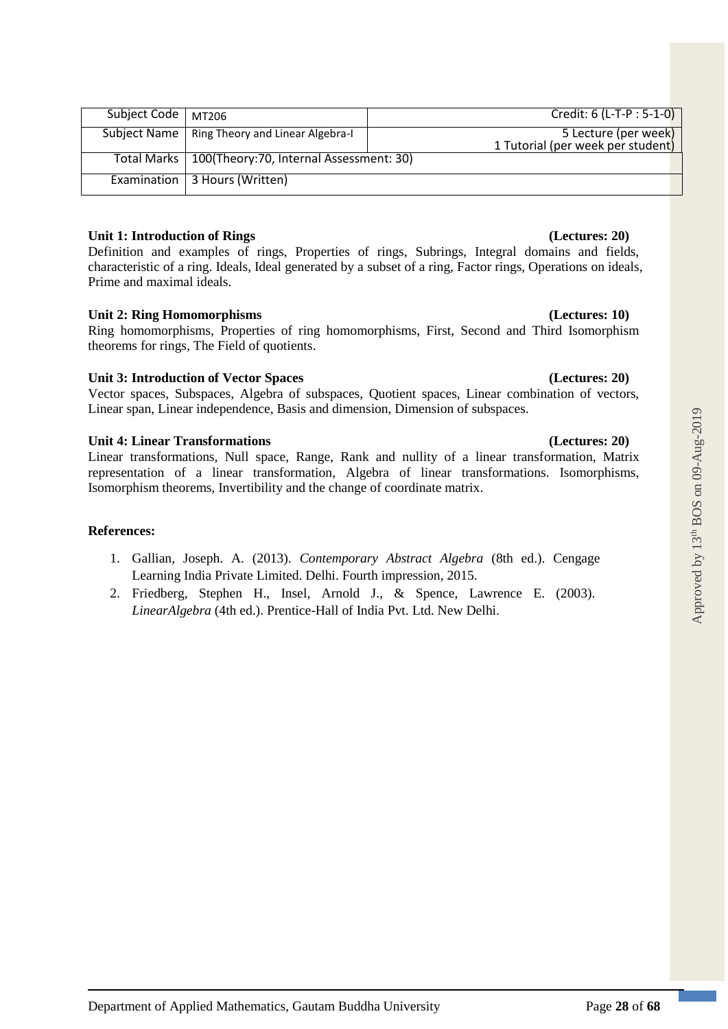| Subject Code | MT206 | Credit: 6 (L-T-P : 5-1-0) |
|---|---|---|
| Subject Name | Ring Theory and Linear Algebra-I | 5 Lecture (per week) 1 Tutorial (per week per student) |
| Total Marks | 100(Theory:70, Internal Assessment: 30) | |
| Examination | 3 Hours (Written) | |

**Unit 1: Introduction of Rings (Lectures: 20)**

Definition and examples of rings, Properties of rings, Subrings, Integral domains and fields, characteristic of a ring. Ideals, Ideal generated by a subset of a ring, Factor rings, Operations on ideals, Prime and maximal ideals.

**Unit 2: Ring Homomorphisms (Lectures: 10)**

Ring homomorphisms, Properties of ring homomorphisms, First, Second and Third Isomorphism theorems for rings, The Field of quotients.

**Unit 3: Introduction of Vector Spaces (Lectures: 20)**

Vector spaces, Subspaces, Algebra of subspaces, Quotient spaces, Linear combination of vectors, Linear span, Linear independence, Basis and dimension, Dimension of subspaces.

**Unit 4: Linear Transformations (Lectures: 20)**

Linear transformations, Null space, Range, Rank and nullity of a linear transformation, Matrix representation of a linear transformation, Algebra of linear transformations. Isomorphisms, Isomorphism theorems, Invertibility and the change of coordinate matrix.

**References:**

1. Gallian, Joseph. A. (2013). *Contemporary Abstract Algebra* (8th ed.). Cengage Learning India Private Limited. Delhi. Fourth impression, 2015.
2. Friedberg, Stephen H., Insel, Arnold J., & Spence, Lawrence E. (2003). *LinearAlgebra* (4th ed.). Prentice-Hall of India Pvt. Ltd. New Delhi.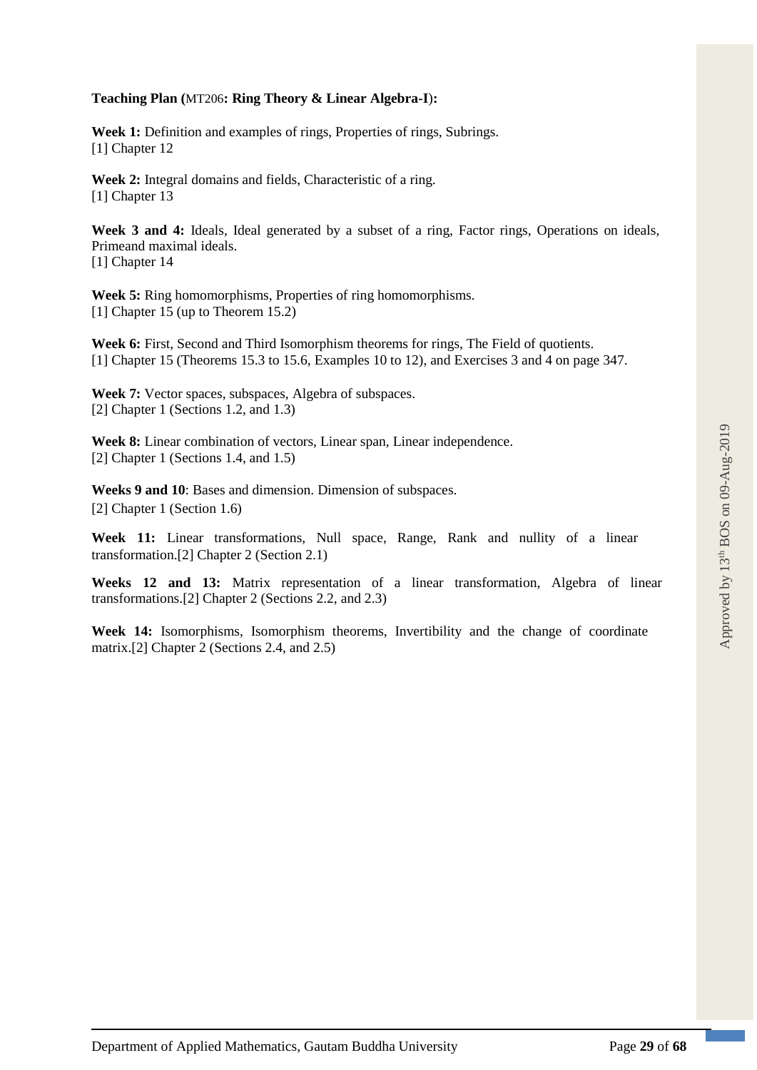**Teaching Plan (**MT206**: Ring Theory & Linear Algebra-I):**

**Week 1:** Definition and examples of rings, Properties of rings, Subrings.
[1] Chapter 12

**Week 2:** Integral domains and fields, Characteristic of a ring.
[1] Chapter 13

**Week 3 and 4:** Ideals, Ideal generated by a subset of a ring, Factor rings, Operations on ideals, Primeand maximal ideals.
[1] Chapter 14

**Week 5:** Ring homomorphisms, Properties of ring homomorphisms.
[1] Chapter 15 (up to Theorem 15.2)

**Week 6:** First, Second and Third Isomorphism theorems for rings, The Field of quotients.
[1] Chapter 15 (Theorems 15.3 to 15.6, Examples 10 to 12), and Exercises 3 and 4 on page 347.

**Week 7:** Vector spaces, subspaces, Algebra of subspaces.
[2] Chapter 1 (Sections 1.2, and 1.3)

**Week 8:** Linear combination of vectors, Linear span, Linear independence.
[2] Chapter 1 (Sections 1.4, and 1.5)

**Weeks 9 and 10**: Bases and dimension. Dimension of subspaces.
[2] Chapter 1 (Section 1.6)

**Week 11:** Linear transformations, Null space, Range, Rank and nullity of a linear transformation.[2] Chapter 2 (Section 2.1)

**Weeks 12 and 13:** Matrix representation of a linear transformation, Algebra of linear transformations.[2] Chapter 2 (Sections 2.2, and 2.3)

**Week 14:** Isomorphisms, Isomorphism theorems, Invertibility and the change of coordinate matrix.[2] Chapter 2 (Sections 2.4, and 2.5)

Approved by 13th BOS on 09-Aug-2019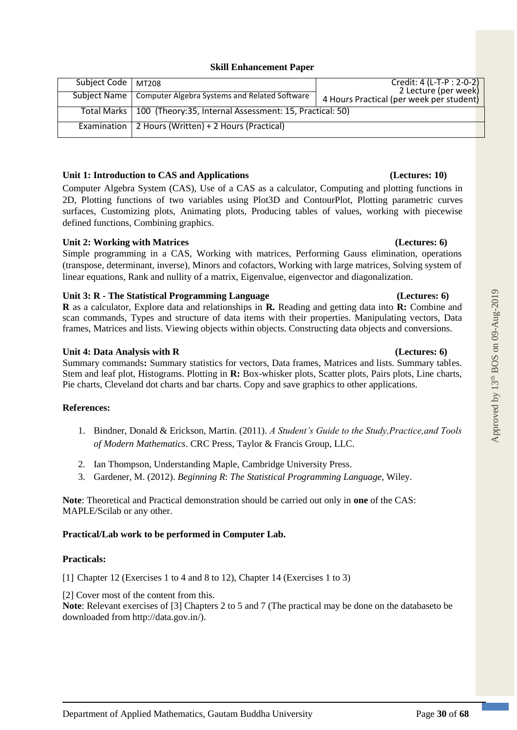### Skill Enhancement Paper

| Subject Code | MT208 | Credit: 4 (L-T-P : 2-0-2) |
|---|---|---|
| Subject Name | Computer Algebra Systems and Related Software | 2 Lecture (per week) 4 Hours Practical (per week per student) |
| Total Marks | 100 (Theory:35, Internal Assessment: 15, Practical: 50) | |
| Examination | 2 Hours (Written) + 2 Hours (Practical) | |

**Unit 1: Introduction to CAS and Applications (Lectures: 10)**

Computer Algebra System (CAS), Use of a CAS as a calculator, Computing and plotting functions in 2D, Plotting functions of two variables using Plot3D and ContourPlot, Plotting parametric curves surfaces, Customizing plots, Animating plots, Producing tables of values, working with piecewise defined functions, Combining graphics.

**Unit 2: Working with Matrices (Lectures: 6)**

Simple programming in a CAS, Working with matrices, Performing Gauss elimination, operations (transpose, determinant, inverse), Minors and cofactors, Working with large matrices, Solving system of linear equations, Rank and nullity of a matrix, Eigenvalue, eigenvector and diagonalization.

**Unit 3: R - The Statistical Programming Language (Lectures: 6)**

**R** as a calculator, Explore data and relationships in **R.** Reading and getting data into **R:** Combine and scan commands, Types and structure of data items with their properties. Manipulating vectors, Data frames, Matrices and lists. Viewing objects within objects. Constructing data objects and conversions.

**Unit 4: Data Analysis with R (Lectures: 6)**

Summary commands**:** Summary statistics for vectors, Data frames, Matrices and lists. Summary tables. Stem and leaf plot, Histograms. Plotting in **R:** Box-whisker plots, Scatter plots, Pairs plots, Line charts, Pie charts, Cleveland dot charts and bar charts. Copy and save graphics to other applications.

**References:**

1. Bindner, Donald & Erickson, Martin. (2011). *A Student's Guide to the Study,Practice,and Tools of Modern Mathematics*. CRC Press, Taylor & Francis Group, LLC.
2. Ian Thompson, Understanding Maple, Cambridge University Press.
3. Gardener, M. (2012). *Beginning R*: *The Statistical Programming Language*, Wiley.

**Note**: Theoretical and Practical demonstration should be carried out only in **one** of the CAS: MAPLE/Scilab or any other.

**Practical/Lab work to be performed in Computer Lab.**

**Practicals:**

[1] Chapter 12 (Exercises 1 to 4 and 8 to 12), Chapter 14 (Exercises 1 to 3)

[2] Cover most of the content from this.

**Note**: Relevant exercises of [3] Chapters 2 to 5 and 7 (The practical may be done on the databaseto be downloaded from http://data.gov.in/).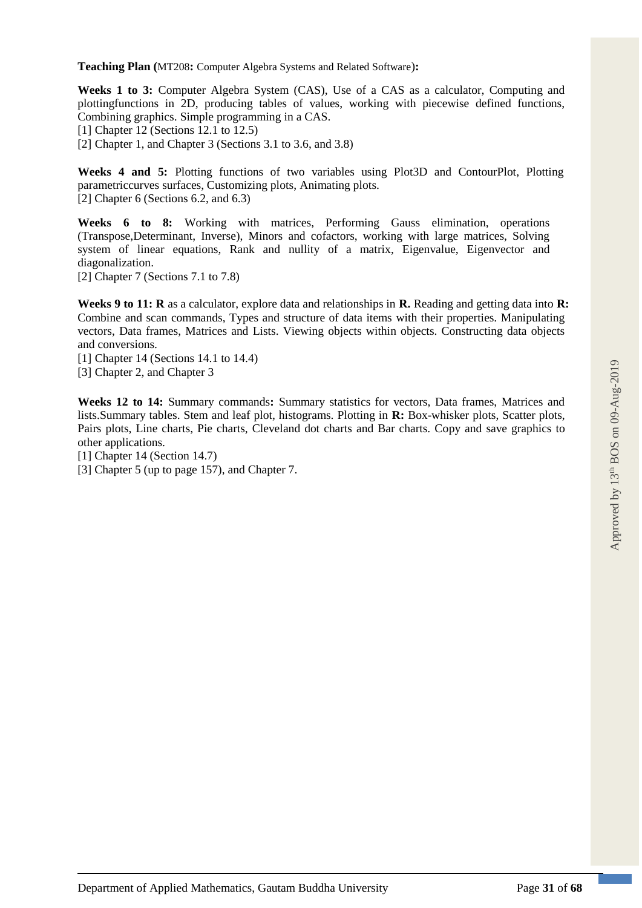**Teaching Plan (**MT208**:** Computer Algebra Systems and Related Software)**:**

**Weeks 1 to 3:** Computer Algebra System (CAS), Use of a CAS as a calculator, Computing and plottingfunctions in 2D, producing tables of values, working with piecewise defined functions, Combining graphics. Simple programming in a CAS.

[1] Chapter 12 (Sections 12.1 to 12.5)

[2] Chapter 1, and Chapter 3 (Sections 3.1 to 3.6, and 3.8)

**Weeks 4 and 5:** Plotting functions of two variables using Plot3D and ContourPlot, Plotting parametriccurves surfaces, Customizing plots, Animating plots.

[2] Chapter 6 (Sections 6.2, and 6.3)

**Weeks 6 to 8:** Working with matrices, Performing Gauss elimination, operations (Transpose,Determinant, Inverse), Minors and cofactors, working with large matrices, Solving system of linear equations, Rank and nullity of a matrix, Eigenvalue, Eigenvector and diagonalization.

[2] Chapter 7 (Sections 7.1 to 7.8)

**Weeks 9 to 11: R** as a calculator, explore data and relationships in **R.** Reading and getting data into **R:** Combine and scan commands, Types and structure of data items with their properties. Manipulating vectors, Data frames, Matrices and Lists. Viewing objects within objects. Constructing data objects and conversions.

[1] Chapter 14 (Sections 14.1 to 14.4)

[3] Chapter 2, and Chapter 3

**Weeks 12 to 14:** Summary commands**:** Summary statistics for vectors, Data frames, Matrices and lists.Summary tables. Stem and leaf plot, histograms. Plotting in **R:** Box-whisker plots, Scatter plots, Pairs plots, Line charts, Pie charts, Cleveland dot charts and Bar charts. Copy and save graphics to other applications.

[1] Chapter 14 (Section 14.7)

[3] Chapter 5 (up to page 157), and Chapter 7.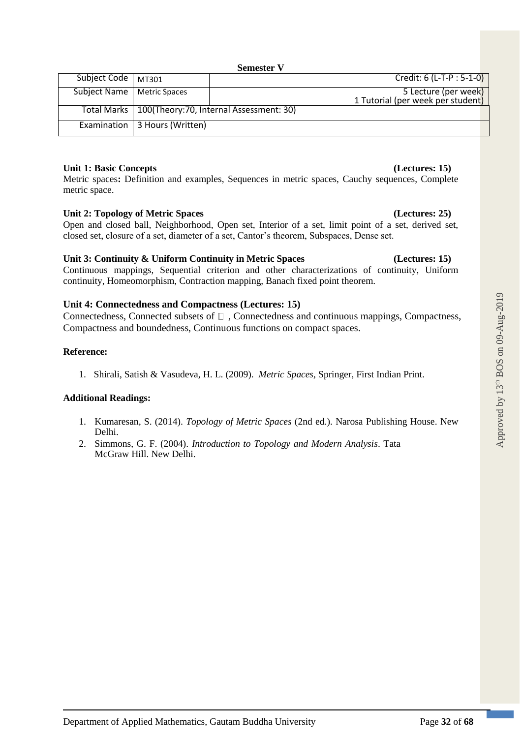**Semester V**

| Subject Code | MT301 | Credit: 6 (L-T-P : 5-1-0) |
|---|---|---|
| Subject Name | Metric Spaces | 5 Lecture (per week)<br>1 Tutorial (per week per student) |
| Total Marks | 100(Theory:70, Internal Assessment: 30) | |
| Examination | 3 Hours (Written) | |

**Unit 1: Basic Concepts (Lectures: 15)**

Metric spaces**:** Definition and examples, Sequences in metric spaces, Cauchy sequences, Complete metric space.

**Unit 2: Topology of Metric Spaces (Lectures: 25)**

Open and closed ball, Neighborhood, Open set, Interior of a set, limit point of a set, derived set, closed set, closure of a set, diameter of a set, Cantor's theorem, Subspaces, Dense set.

**Unit 3: Continuity & Uniform Continuity in Metric Spaces (Lectures: 15)**

Continuous mappings, Sequential criterion and other characterizations of continuity, Uniform continuity, Homeomorphism, Contraction mapping, Banach fixed point theorem.

**Unit 4: Connectedness and Compactness (Lectures: 15)**

Connectedness, Connected subsets of $\mathbb{R}$, Connectedness and continuous mappings, Compactness, Compactness and boundedness, Continuous functions on compact spaces.

**Reference:**

1. Shirali, Satish & Vasudeva, H. L. (2009). *Metric Spaces*, Springer, First Indian Print.

**Additional Readings:**

1. Kumaresan, S. (2014). *Topology of Metric Spaces* (2nd ed.). Narosa Publishing House. New Delhi.
2. Simmons, G. F. (2004). *Introduction to Topology and Modern Analysis*. Tata McGraw Hill. New Delhi.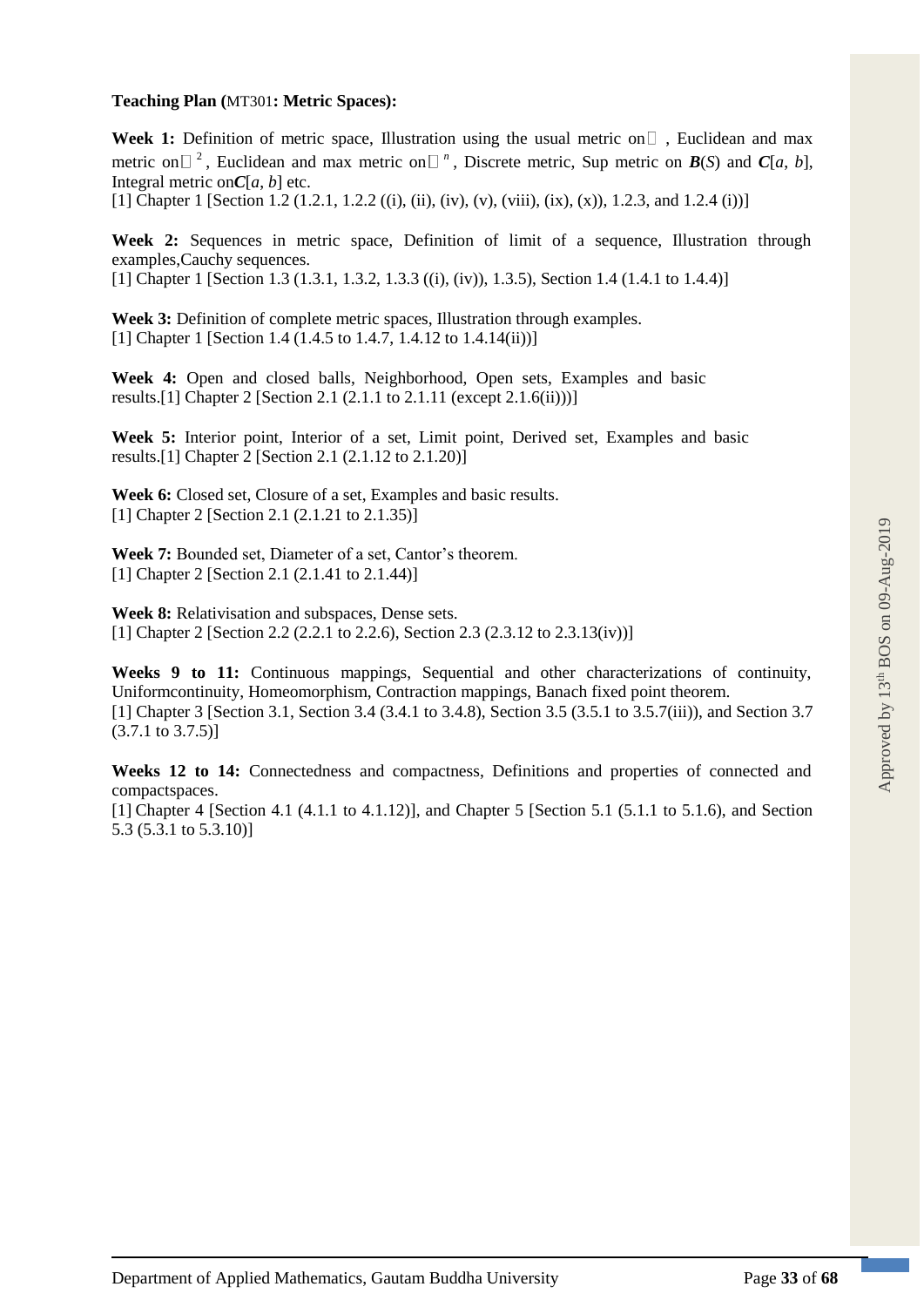**Teaching Plan (MT301: Metric Spaces):**

**Week 1:** Definition of metric space, Illustration using the usual metric on $\mathbb{R}$, Euclidean and max metric on $\mathbb{R}^2$, Euclidean and max metric on $\mathbb{R}^n$, Discrete metric, Sup metric on ***B***($S$) and ***C***[$a$, $b$], Integral metric on ***C***[$a$, $b$] etc.
[1] Chapter 1 [Section 1.2 (1.2.1, 1.2.2 ((i), (ii), (iv), (v), (viii), (ix), (x)), 1.2.3, and 1.2.4 (i))]

**Week 2:** Sequences in metric space, Definition of limit of a sequence, Illustration through examples,Cauchy sequences.
[1] Chapter 1 [Section 1.3 (1.3.1, 1.3.2, 1.3.3 ((i), (iv)), 1.3.5), Section 1.4 (1.4.1 to 1.4.4)]

**Week 3:** Definition of complete metric spaces, Illustration through examples.
[1] Chapter 1 [Section 1.4 (1.4.5 to 1.4.7, 1.4.12 to 1.4.14(ii))]

**Week 4:** Open and closed balls, Neighborhood, Open sets, Examples and basic results.[1] Chapter 2 [Section 2.1 (2.1.1 to 2.1.11 (except 2.1.6(ii)))]

**Week 5:** Interior point, Interior of a set, Limit point, Derived set, Examples and basic results.[1] Chapter 2 [Section 2.1 (2.1.12 to 2.1.20)]

**Week 6:** Closed set, Closure of a set, Examples and basic results.
[1] Chapter 2 [Section 2.1 (2.1.21 to 2.1.35)]

**Week 7:** Bounded set, Diameter of a set, Cantor's theorem.
[1] Chapter 2 [Section 2.1 (2.1.41 to 2.1.44)]

**Week 8:** Relativisation and subspaces, Dense sets.
[1] Chapter 2 [Section 2.2 (2.2.1 to 2.2.6), Section 2.3 (2.3.12 to 2.3.13(iv))]

**Weeks 9 to 11:** Continuous mappings, Sequential and other characterizations of continuity, Uniformcontinuity, Homeomorphism, Contraction mappings, Banach fixed point theorem.
[1] Chapter 3 [Section 3.1, Section 3.4 (3.4.1 to 3.4.8), Section 3.5 (3.5.1 to 3.5.7(iii)), and Section 3.7 (3.7.1 to 3.7.5)]

**Weeks 12 to 14:** Connectedness and compactness, Definitions and properties of connected and compactspaces.
[1] Chapter 4 [Section 4.1 (4.1.1 to 4.1.12)], and Chapter 5 [Section 5.1 (5.1.1 to 5.1.6), and Section 5.3 (5.3.1 to 5.3.10)]

Approved by 13th BOS on 09-Aug-2019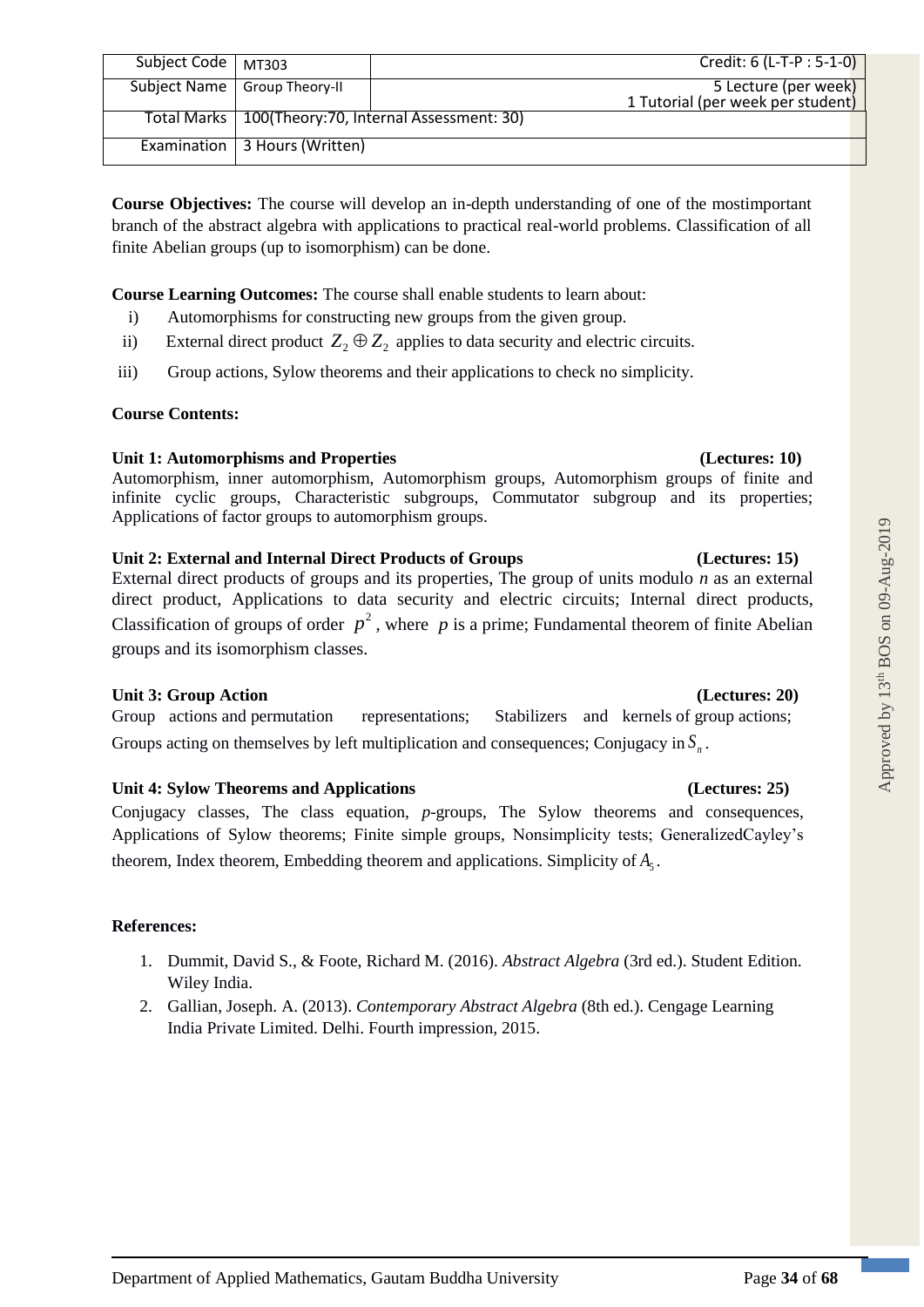| Subject Code | MT303 | Credit: 6 (L-T-P : 5-1-0) |
|---|---|---|
| Subject Name | Group Theory-II | 5 Lecture (per week) 1 Tutorial (per week per student) |
| Total Marks | 100(Theory:70, Internal Assessment: 30) | |
| Examination | 3 Hours (Written) | |

**Course Objectives:** The course will develop an in-depth understanding of one of the mostimportant branch of the abstract algebra with applications to practical real-world problems. Classification of all finite Abelian groups (up to isomorphism) can be done.

**Course Learning Outcomes:** The course shall enable students to learn about:

i) Automorphisms for constructing new groups from the given group.

ii) External direct product $Z_2 \oplus Z_2$ applies to data security and electric circuits.

iii) Group actions, Sylow theorems and their applications to check no simplicity.

**Course Contents:**

**Unit 1: Automorphisms and Properties** **(Lectures: 10)**

Automorphism, inner automorphism, Automorphism groups, Automorphism groups of finite and infinite cyclic groups, Characteristic subgroups, Commutator subgroup and its properties; Applications of factor groups to automorphism groups.

**Unit 2: External and Internal Direct Products of Groups** **(Lectures: 15)**

External direct products of groups and its properties, The group of units modulo *n* as an external direct product, Applications to data security and electric circuits; Internal direct products, Classification of groups of order $p^2$, where $p$ is a prime; Fundamental theorem of finite Abelian groups and its isomorphism classes.

**Unit 3: Group Action** **(Lectures: 20)**

Group actions and permutation representations; Stabilizers and kernels of group actions; Groups acting on themselves by left multiplication and consequences; Conjugacy in $S_n$.

**Unit 4: Sylow Theorems and Applications** **(Lectures: 25)**

Conjugacy classes, The class equation, *p*-groups, The Sylow theorems and consequences, Applications of Sylow theorems; Finite simple groups, Nonsimplicity tests; GeneralizedCayley's theorem, Index theorem, Embedding theorem and applications. Simplicity of $A_5$.

**References:**

1. Dummit, David S., & Foote, Richard M. (2016). *Abstract Algebra* (3rd ed.). Student Edition. Wiley India.
2. Gallian, Joseph. A. (2013). *Contemporary Abstract Algebra* (8th ed.). Cengage Learning India Private Limited. Delhi. Fourth impression, 2015.

Approved by 13th BOS on 09-Aug-2019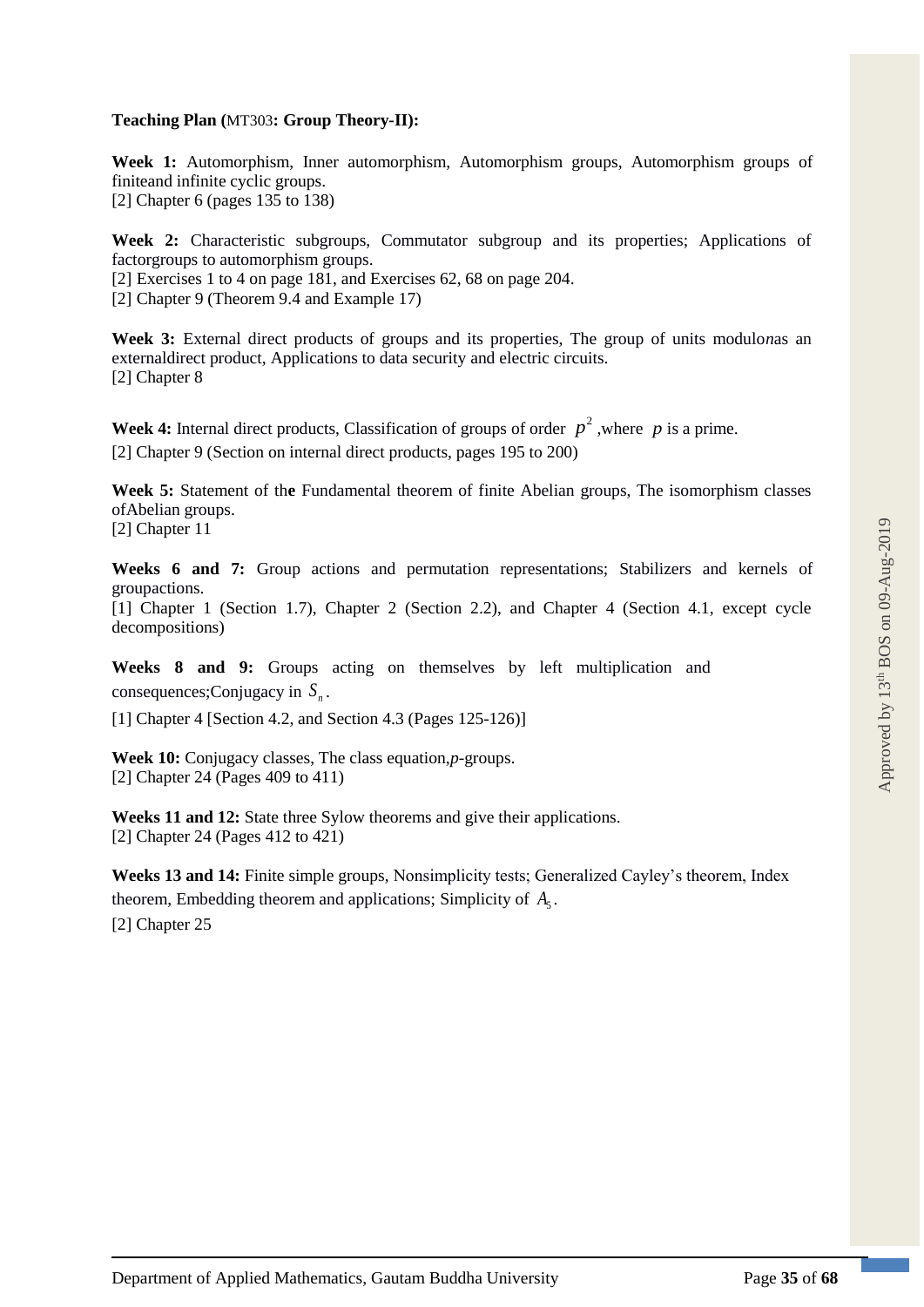**Teaching Plan (**MT303**: Group Theory-II):**

**Week 1:** Automorphism, Inner automorphism, Automorphism groups, Automorphism groups of finiteand infinite cyclic groups.
[2] Chapter 6 (pages 135 to 138)

**Week 2:** Characteristic subgroups, Commutator subgroup and its properties; Applications of factorgroups to automorphism groups.
[2] Exercises 1 to 4 on page 181, and Exercises 62, 68 on page 204.
[2] Chapter 9 (Theorem 9.4 and Example 17)

**Week 3:** External direct products of groups and its properties, The group of units modulo*n*as an externaldirect product, Applications to data security and electric circuits.
[2] Chapter 8

**Week 4:** Internal direct products, Classification of groups of order $p^2$ ,where $p$ is a prime.
[2] Chapter 9 (Section on internal direct products, pages 195 to 200)

**Week 5:** Statement of th**e** Fundamental theorem of finite Abelian groups, The isomorphism classes ofAbelian groups.
[2] Chapter 11

**Weeks 6 and 7:** Group actions and permutation representations; Stabilizers and kernels of groupactions.
[1] Chapter 1 (Section 1.7), Chapter 2 (Section 2.2), and Chapter 4 (Section 4.1, except cycle decompositions)

**Weeks 8 and 9:** Groups acting on themselves by left multiplication and consequences;Conjugacy in $S_n$.
[1] Chapter 4 [Section 4.2, and Section 4.3 (Pages 125-126)]

**Week 10:** Conjugacy classes, The class equation,*p*-groups.
[2] Chapter 24 (Pages 409 to 411)

**Weeks 11 and 12:** State three Sylow theorems and give their applications.
[2] Chapter 24 (Pages 412 to 421)

**Weeks 13 and 14:** Finite simple groups, Nonsimplicity tests; Generalized Cayley's theorem, Index theorem, Embedding theorem and applications; Simplicity of $A_5$.
[2] Chapter 25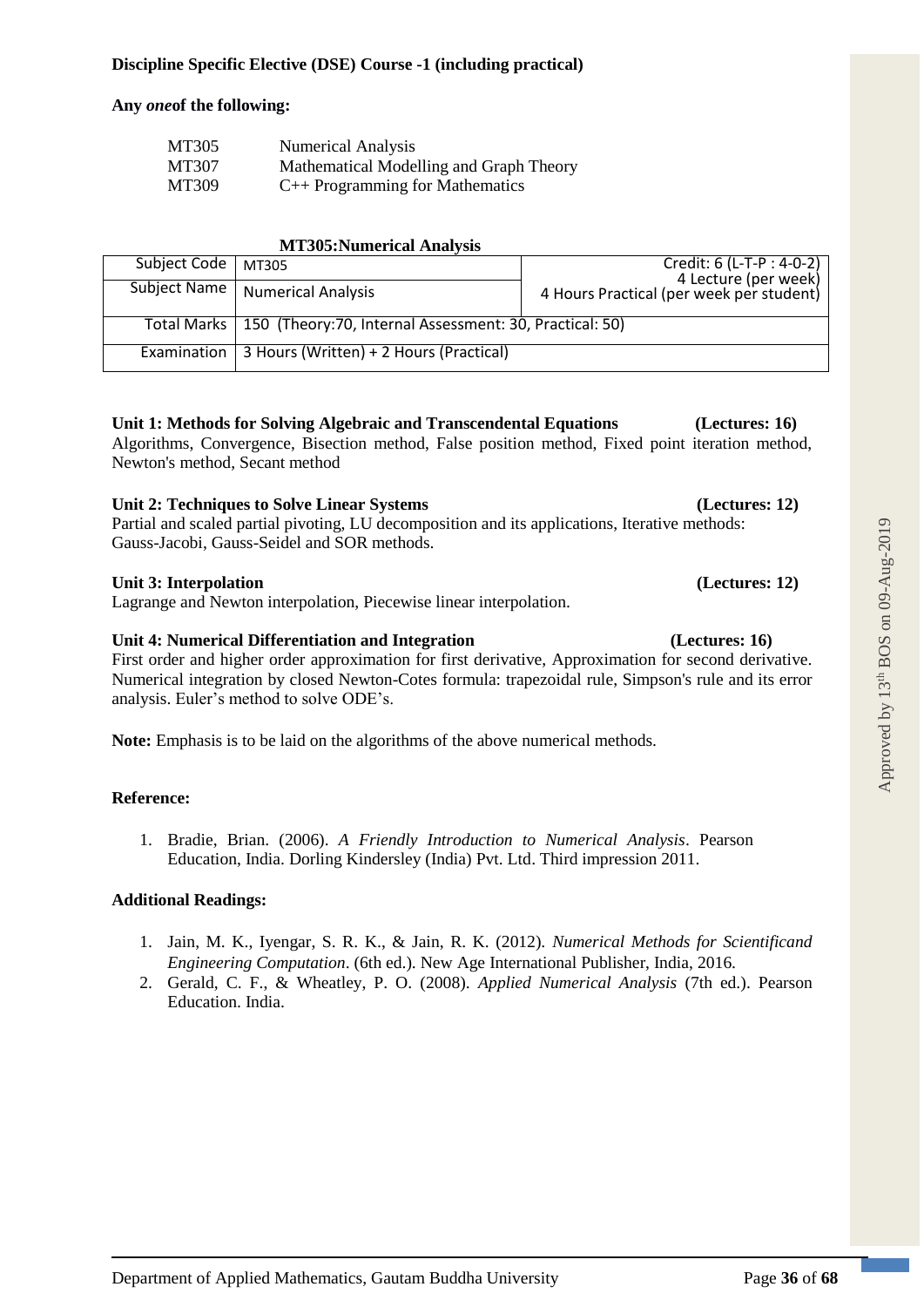**Discipline Specific Elective (DSE) Course -1 (including practical)**

**Any *one*of the following:**

| | |
|---|---|
| MT305 | Numerical Analysis |
| MT307 | Mathematical Modelling and Graph Theory |
| MT309 | C++ Programming for Mathematics |

**MT305:Numerical Analysis**

| | | |
|---|---|---|
| Subject Code | MT305 | Credit: 6 (L-T-P : 4-0-2) 4 Lecture (per week) 4 Hours Practical (per week per student) |
| Subject Name | Numerical Analysis | |
| Total Marks | 150 (Theory:70, Internal Assessment: 30, Practical: 50) | |
| Examination | 3 Hours (Written) + 2 Hours (Practical) | |

**Unit 1: Methods for Solving Algebraic and Transcendental Equations (Lectures: 16)**
Algorithms, Convergence, Bisection method, False position method, Fixed point iteration method, Newton's method, Secant method

**Unit 2: Techniques to Solve Linear Systems (Lectures: 12)**
Partial and scaled partial pivoting, LU decomposition and its applications, Iterative methods: Gauss-Jacobi, Gauss-Seidel and SOR methods.

**Unit 3: Interpolation (Lectures: 12)**
Lagrange and Newton interpolation, Piecewise linear interpolation.

**Unit 4: Numerical Differentiation and Integration (Lectures: 16)**
First order and higher order approximation for first derivative, Approximation for second derivative. Numerical integration by closed Newton-Cotes formula: trapezoidal rule, Simpson's rule and its error analysis. Euler's method to solve ODE's.

**Note:** Emphasis is to be laid on the algorithms of the above numerical methods.

**Reference:**

1. Bradie, Brian. (2006). *A Friendly Introduction to Numerical Analysis*. Pearson Education, India. Dorling Kindersley (India) Pvt. Ltd. Third impression 2011.

**Additional Readings:**

1. Jain, M. K., Iyengar, S. R. K., & Jain, R. K. (2012). *Numerical Methods for Scientificand Engineering Computation*. (6th ed.). New Age International Publisher, India, 2016.
2. Gerald, C. F., & Wheatley, P. O. (2008). *Applied Numerical Analysis* (7th ed.). Pearson Education. India.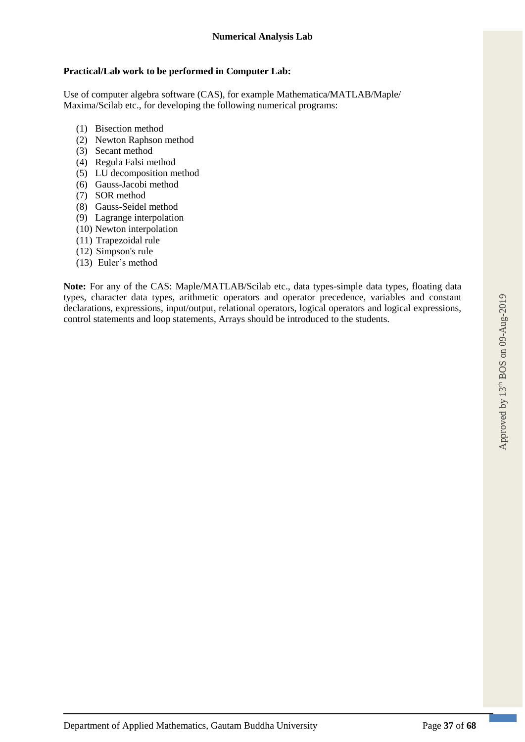## Numerical Analysis Lab

**Practical/Lab work to be performed in Computer Lab:**

Use of computer algebra software (CAS), for example Mathematica/MATLAB/Maple/ Maxima/Scilab etc., for developing the following numerical programs:

(1) Bisection method
(2) Newton Raphson method
(3) Secant method
(4) Regula Falsi method
(5) LU decomposition method
(6) Gauss-Jacobi method
(7) SOR method
(8) Gauss-Seidel method
(9) Lagrange interpolation
(10) Newton interpolation
(11) Trapezoidal rule
(12) Simpson's rule
(13) Euler's method

**Note:** For any of the CAS: Maple/MATLAB/Scilab etc., data types-simple data types, floating data types, character data types, arithmetic operators and operator precedence, variables and constant declarations, expressions, input/output, relational operators, logical operators and logical expressions, control statements and loop statements, Arrays should be introduced to the students.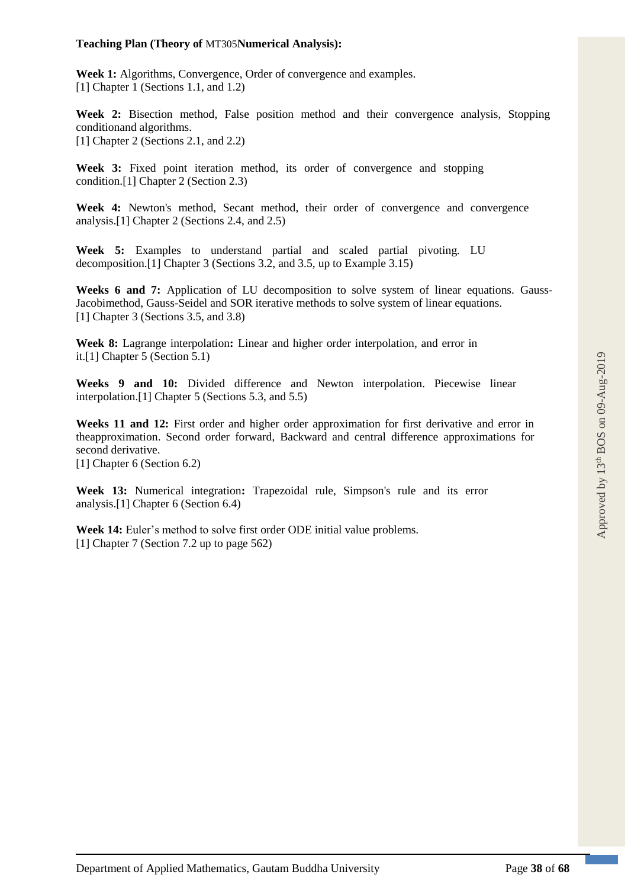**Teaching Plan (Theory of** MT305**Numerical Analysis):**

**Week 1:** Algorithms, Convergence, Order of convergence and examples.
[1] Chapter 1 (Sections 1.1, and 1.2)

**Week 2:** Bisection method, False position method and their convergence analysis, Stopping conditionand algorithms.
[1] Chapter 2 (Sections 2.1, and 2.2)

**Week 3:** Fixed point iteration method, its order of convergence and stopping condition.[1] Chapter 2 (Section 2.3)

**Week 4:** Newton's method, Secant method, their order of convergence and convergence analysis.[1] Chapter 2 (Sections 2.4, and 2.5)

**Week 5:** Examples to understand partial and scaled partial pivoting. LU decomposition.[1] Chapter 3 (Sections 3.2, and 3.5, up to Example 3.15)

**Weeks 6 and 7:** Application of LU decomposition to solve system of linear equations. Gauss-Jacobimethod, Gauss-Seidel and SOR iterative methods to solve system of linear equations.
[1] Chapter 3 (Sections 3.5, and 3.8)

**Week 8:** Lagrange interpolation**:** Linear and higher order interpolation, and error in it.[1] Chapter 5 (Section 5.1)

**Weeks 9 and 10:** Divided difference and Newton interpolation. Piecewise linear interpolation.[1] Chapter 5 (Sections 5.3, and 5.5)

**Weeks 11 and 12:** First order and higher order approximation for first derivative and error in theapproximation. Second order forward, Backward and central difference approximations for second derivative.
[1] Chapter 6 (Section 6.2)

**Week 13:** Numerical integration**:** Trapezoidal rule, Simpson's rule and its error analysis.[1] Chapter 6 (Section 6.4)

**Week 14:** Euler's method to solve first order ODE initial value problems.
[1] Chapter 7 (Section 7.2 up to page 562)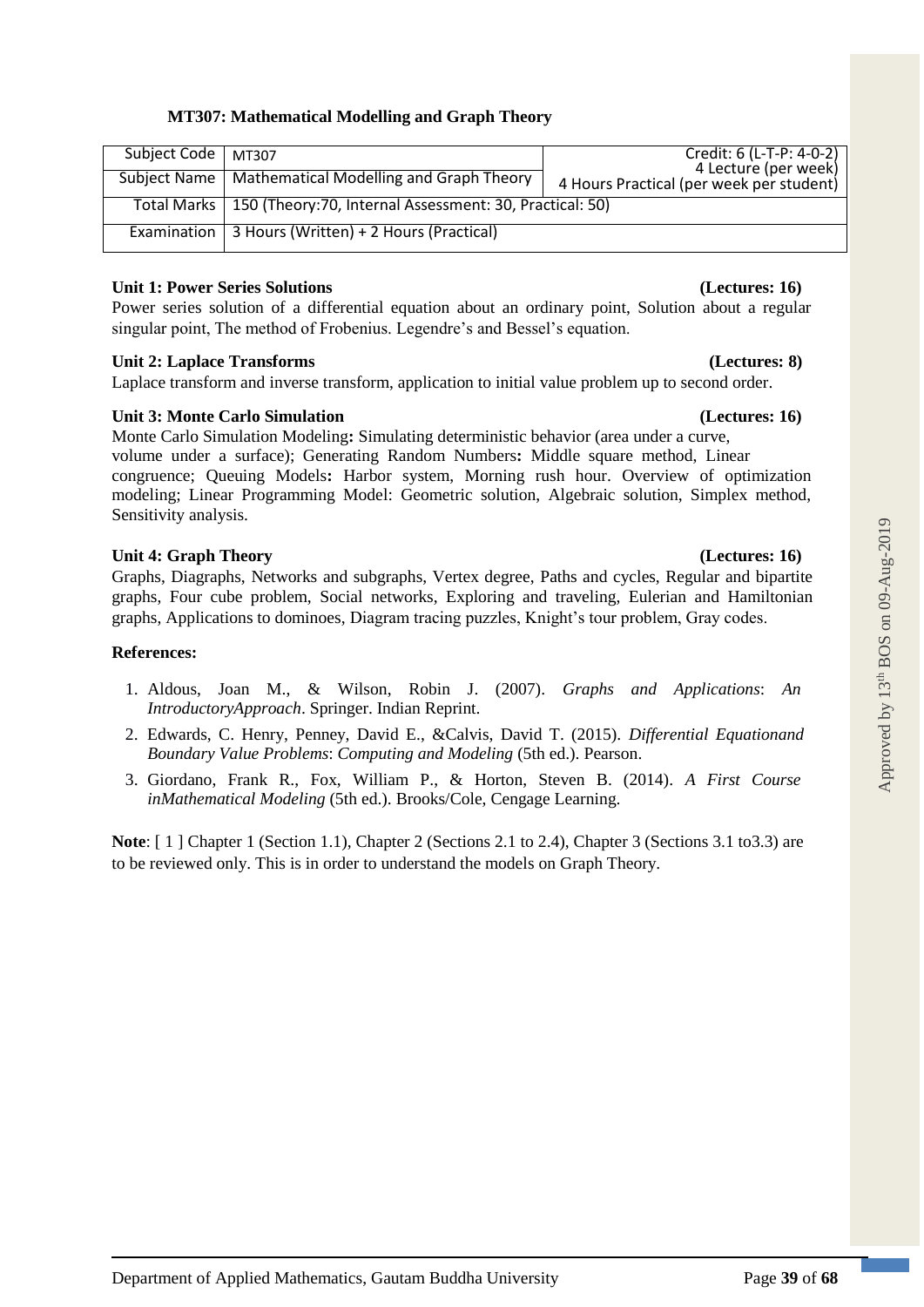### MT307: Mathematical Modelling and Graph Theory

| Subject Code | MT307 | Credit: 6 (L-T-P: 4-0-2) |
|---|---|---|
| Subject Name | Mathematical Modelling and Graph Theory | 4 Lecture (per week) 4 Hours Practical (per week per student) |
| Total Marks | 150 (Theory:70, Internal Assessment: 30, Practical: 50) | |
| Examination | 3 Hours (Written) + 2 Hours (Practical) | |

**Unit 1: Power Series Solutions** **(Lectures: 16)**

Power series solution of a differential equation about an ordinary point, Solution about a regular singular point, The method of Frobenius. Legendre's and Bessel's equation.

**Unit 2: Laplace Transforms** **(Lectures: 8)**

Laplace transform and inverse transform, application to initial value problem up to second order.

**Unit 3: Monte Carlo Simulation** **(Lectures: 16)**

Monte Carlo Simulation Modeling**:** Simulating deterministic behavior (area under a curve, volume under a surface); Generating Random Numbers**:** Middle square method, Linear congruence; Queuing Models**:** Harbor system, Morning rush hour. Overview of optimization modeling; Linear Programming Model: Geometric solution, Algebraic solution, Simplex method, Sensitivity analysis.

**Unit 4: Graph Theory** **(Lectures: 16)**

Graphs, Diagraphs, Networks and subgraphs, Vertex degree, Paths and cycles, Regular and bipartite graphs, Four cube problem, Social networks, Exploring and traveling, Eulerian and Hamiltonian graphs, Applications to dominoes, Diagram tracing puzzles, Knight's tour problem, Gray codes.

**References:**

1. Aldous, Joan M., & Wilson, Robin J. (2007). *Graphs and Applications*: *An IntroductoryApproach*. Springer. Indian Reprint.
2. Edwards, C. Henry, Penney, David E., &Calvis, David T. (2015). *Differential Equationand Boundary Value Problems*: *Computing and Modeling* (5th ed.). Pearson.
3. Giordano, Frank R., Fox, William P., & Horton, Steven B. (2014). *A First Course inMathematical Modeling* (5th ed.). Brooks/Cole, Cengage Learning.

**Note**: [ 1 ] Chapter 1 (Section 1.1), Chapter 2 (Sections 2.1 to 2.4), Chapter 3 (Sections 3.1 to3.3) are to be reviewed only. This is in order to understand the models on Graph Theory.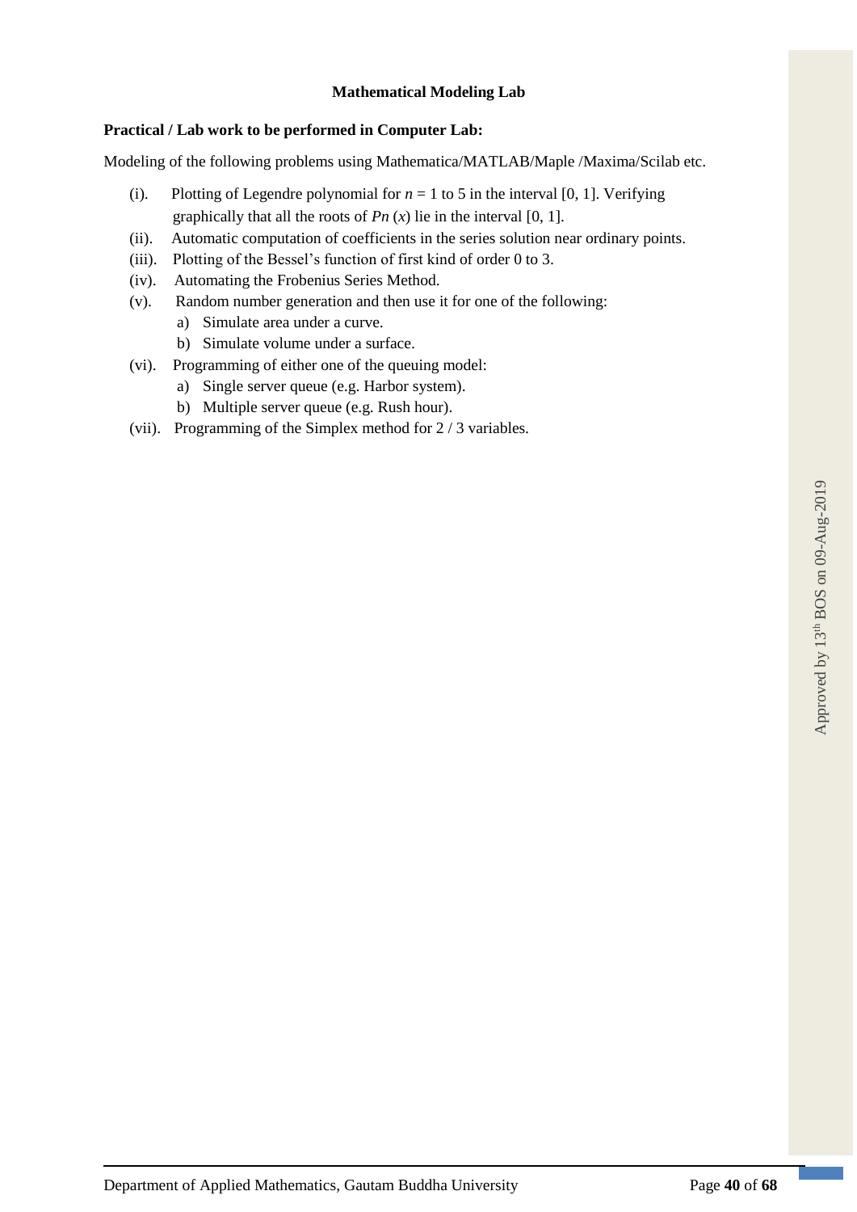## Mathematical Modeling Lab

**Practical / Lab work to be performed in Computer Lab:**

Modeling of the following problems using Mathematica/MATLAB/Maple /Maxima/Scilab etc.

(i). Plotting of Legendre polynomial for $n = 1$ to 5 in the interval [0, 1]. Verifying graphically that all the roots of $P_n(x)$ lie in the interval [0, 1].

(ii). Automatic computation of coefficients in the series solution near ordinary points.

(iii). Plotting of the Bessel's function of first kind of order 0 to 3.

(iv). Automating the Frobenius Series Method.

(v). Random number generation and then use it for one of the following:

  a) Simulate area under a curve.
  b) Simulate volume under a surface.

(vi). Programming of either one of the queuing model:

  a) Single server queue (e.g. Harbor system).
  b) Multiple server queue (e.g. Rush hour).

(vii). Programming of the Simplex method for 2 / 3 variables.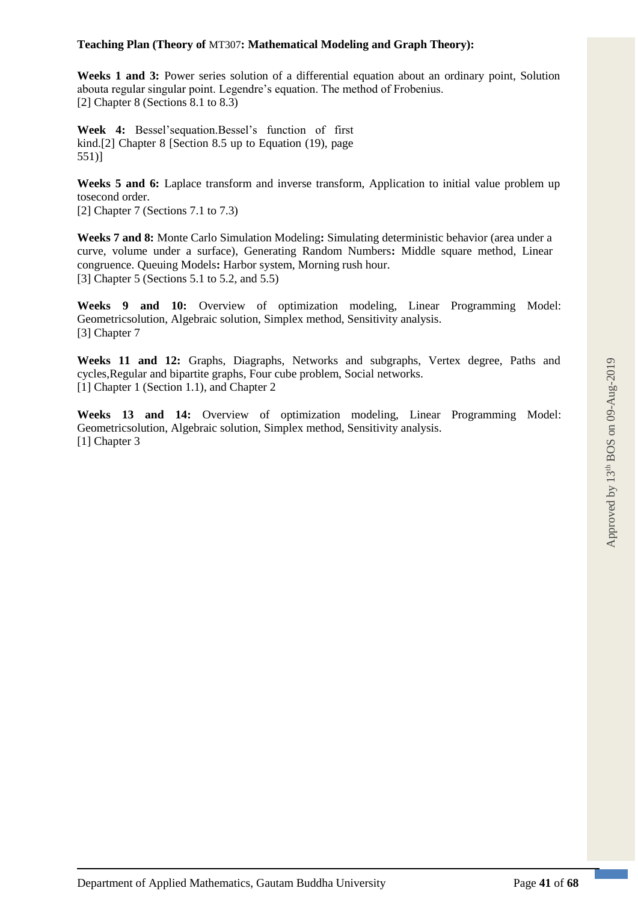**Teaching Plan (Theory of MT307: Mathematical Modeling and Graph Theory):**

**Weeks 1 and 3:** Power series solution of a differential equation about an ordinary point, Solution abouta regular singular point. Legendre's equation. The method of Frobenius.
[2] Chapter 8 (Sections 8.1 to 8.3)

**Week 4:** Bessel'sequation.Bessel's function of first kind.[2] Chapter 8 [Section 8.5 up to Equation (19), page 551)]

**Weeks 5 and 6:** Laplace transform and inverse transform, Application to initial value problem up tosecond order.
[2] Chapter 7 (Sections 7.1 to 7.3)

**Weeks 7 and 8:** Monte Carlo Simulation Modeling**:** Simulating deterministic behavior (area under a curve, volume under a surface), Generating Random Numbers**:** Middle square method, Linear congruence. Queuing Models**:** Harbor system, Morning rush hour.
[3] Chapter 5 (Sections 5.1 to 5.2, and 5.5)

**Weeks 9 and 10:** Overview of optimization modeling, Linear Programming Model: Geometricsolution, Algebraic solution, Simplex method, Sensitivity analysis.
[3] Chapter 7

**Weeks 11 and 12:** Graphs, Diagraphs, Networks and subgraphs, Vertex degree, Paths and cycles,Regular and bipartite graphs, Four cube problem, Social networks.
[1] Chapter 1 (Section 1.1), and Chapter 2

**Weeks 13 and 14:** Overview of optimization modeling, Linear Programming Model: Geometricsolution, Algebraic solution, Simplex method, Sensitivity analysis.
[1] Chapter 3

Approved by 13th BOS on 09-Aug-2019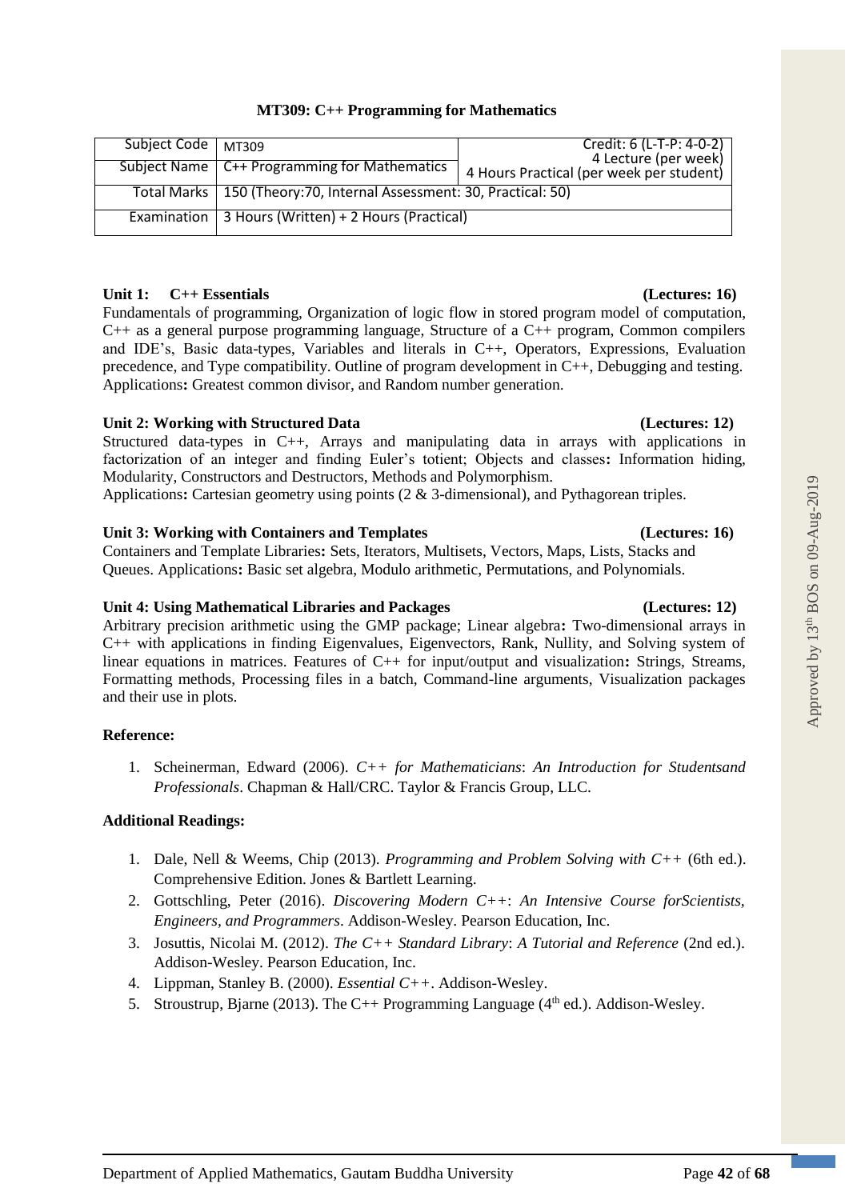**MT309: C++ Programming for Mathematics**

| Subject Code | MT309 | Credit: 6 (L-T-P: 4-0-2) 4 Lecture (per week) 4 Hours Practical (per week per student) |
|---|---|---|
| Subject Name | C++ Programming for Mathematics | |
| Total Marks | 150 (Theory:70, Internal Assessment: 30, Practical: 50) | |
| Examination | 3 Hours (Written) + 2 Hours (Practical) | |

**Unit 1: C++ Essentials (Lectures: 16)**

Fundamentals of programming, Organization of logic flow in stored program model of computation, C++ as a general purpose programming language, Structure of a C++ program, Common compilers and IDE's, Basic data-types, Variables and literals in C++, Operators, Expressions, Evaluation precedence, and Type compatibility. Outline of program development in C++, Debugging and testing. Applications**:** Greatest common divisor, and Random number generation.

**Unit 2: Working with Structured Data (Lectures: 12)**

Structured data-types in C++, Arrays and manipulating data in arrays with applications in factorization of an integer and finding Euler's totient; Objects and classes**:** Information hiding, Modularity, Constructors and Destructors, Methods and Polymorphism.

Applications**:** Cartesian geometry using points (2 & 3-dimensional), and Pythagorean triples.

**Unit 3: Working with Containers and Templates (Lectures: 16)**

Containers and Template Libraries**:** Sets, Iterators, Multisets, Vectors, Maps, Lists, Stacks and Queues. Applications**:** Basic set algebra, Modulo arithmetic, Permutations, and Polynomials.

**Unit 4: Using Mathematical Libraries and Packages (Lectures: 12)**

Arbitrary precision arithmetic using the GMP package; Linear algebra**:** Two-dimensional arrays in C++ with applications in finding Eigenvalues, Eigenvectors, Rank, Nullity, and Solving system of linear equations in matrices. Features of C++ for input/output and visualization**:** Strings, Streams, Formatting methods, Processing files in a batch, Command-line arguments, Visualization packages and their use in plots.

**Reference:**

1. Scheinerman, Edward (2006). *C++ for Mathematicians*: *An Introduction for Studentsand Professionals*. Chapman & Hall/CRC. Taylor & Francis Group, LLC.

**Additional Readings:**

1. Dale, Nell & Weems, Chip (2013). *Programming and Problem Solving with C++* (6th ed.). Comprehensive Edition. Jones & Bartlett Learning.
2. Gottschling, Peter (2016). *Discovering Modern C++*: *An Intensive Course forScientists, Engineers, and Programmers*. Addison-Wesley. Pearson Education, Inc.
3. Josuttis, Nicolai M. (2012). *The C++ Standard Library*: *A Tutorial and Reference* (2nd ed.). Addison-Wesley. Pearson Education, Inc.
4. Lippman, Stanley B. (2000). *Essential C++*. Addison-Wesley.
5. Stroustrup, Bjarne (2013). The C++ Programming Language (4th ed.). Addison-Wesley.

Approved by 13th BOS on 09-Aug-2019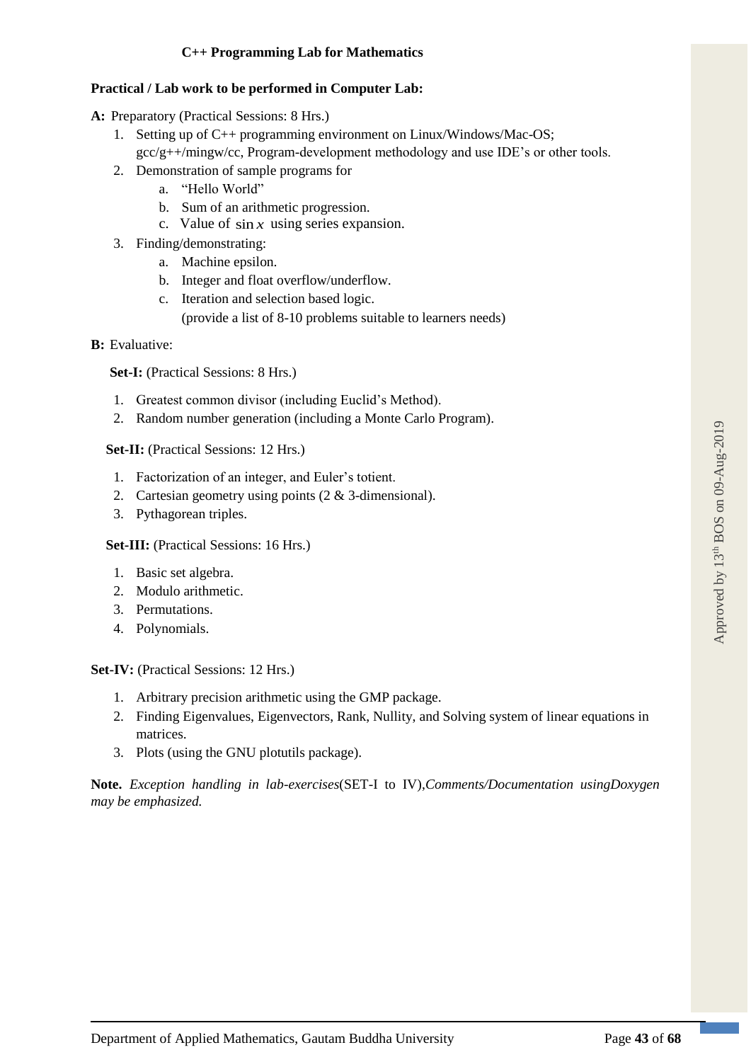## C++ Programming Lab for Mathematics

**Practical / Lab work to be performed in Computer Lab:**

**A:** Preparatory (Practical Sessions: 8 Hrs.)

1. Setting up of C++ programming environment on Linux/Windows/Mac-OS; gcc/g++/mingw/cc, Program-development methodology and use IDE's or other tools.
2. Demonstration of sample programs for
   a. "Hello World"
   b. Sum of an arithmetic progression.
   c. Value of $\sin x$ using series expansion.
3. Finding/demonstrating:
   a. Machine epsilon.
   b. Integer and float overflow/underflow.
   c. Iteration and selection based logic.
   (provide a list of 8-10 problems suitable to learners needs)

**B:** Evaluative:

**Set-I:** (Practical Sessions: 8 Hrs.)

1. Greatest common divisor (including Euclid's Method).
2. Random number generation (including a Monte Carlo Program).

**Set-II:** (Practical Sessions: 12 Hrs.)

1. Factorization of an integer, and Euler's totient.
2. Cartesian geometry using points (2 & 3-dimensional).
3. Pythagorean triples.

**Set-III:** (Practical Sessions: 16 Hrs.)

1. Basic set algebra.
2. Modulo arithmetic.
3. Permutations.
4. Polynomials.

**Set-IV:** (Practical Sessions: 12 Hrs.)

1. Arbitrary precision arithmetic using the GMP package.
2. Finding Eigenvalues, Eigenvectors, Rank, Nullity, and Solving system of linear equations in matrices.
3. Plots (using the GNU plotutils package).

**Note.** *Exception handling in lab-exercises*(SET-I to IV),*Comments/Documentation usingDoxygen may be emphasized.*

Approved by 13th BOS on 09-Aug-2019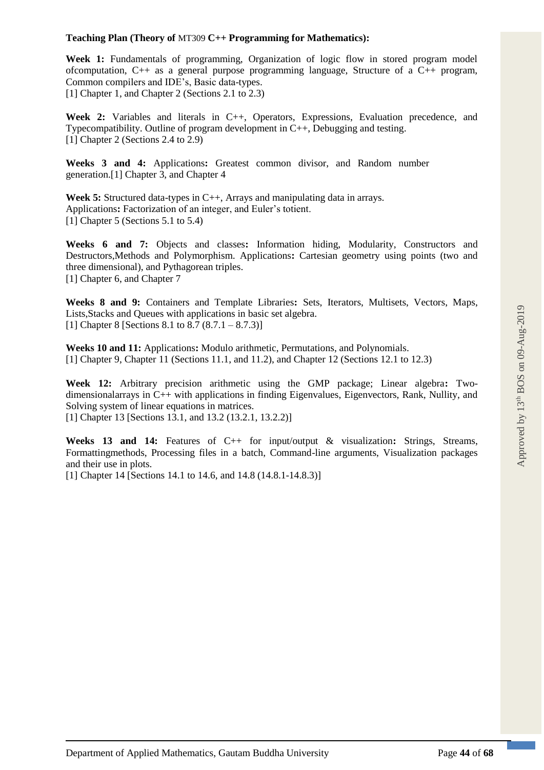**Teaching Plan (Theory of MT309 C++ Programming for Mathematics):**

**Week 1:** Fundamentals of programming, Organization of logic flow in stored program model ofcomputation, C++ as a general purpose programming language, Structure of a C++ program, Common compilers and IDE's, Basic data-types.
[1] Chapter 1, and Chapter 2 (Sections 2.1 to 2.3)

**Week 2:** Variables and literals in C++, Operators, Expressions, Evaluation precedence, and Typecompatibility. Outline of program development in C++, Debugging and testing.
[1] Chapter 2 (Sections 2.4 to 2.9)

**Weeks 3 and 4:** Applications**:** Greatest common divisor, and Random number generation.[1] Chapter 3, and Chapter 4

**Week 5:** Structured data-types in C++, Arrays and manipulating data in arrays.
Applications**:** Factorization of an integer, and Euler's totient.
[1] Chapter 5 (Sections 5.1 to 5.4)

**Weeks 6 and 7:** Objects and classes**:** Information hiding, Modularity, Constructors and Destructors,Methods and Polymorphism. Applications**:** Cartesian geometry using points (two and three dimensional), and Pythagorean triples.
[1] Chapter 6, and Chapter 7

**Weeks 8 and 9:** Containers and Template Libraries**:** Sets, Iterators, Multisets, Vectors, Maps, Lists,Stacks and Queues with applications in basic set algebra.
[1] Chapter 8 [Sections 8.1 to 8.7 (8.7.1 – 8.7.3)]

**Weeks 10 and 11:** Applications**:** Modulo arithmetic, Permutations, and Polynomials.
[1] Chapter 9, Chapter 11 (Sections 11.1, and 11.2), and Chapter 12 (Sections 12.1 to 12.3)

**Week 12:** Arbitrary precision arithmetic using the GMP package; Linear algebra**:** Two-dimensionalarrays in C++ with applications in finding Eigenvalues, Eigenvectors, Rank, Nullity, and Solving system of linear equations in matrices.
[1] Chapter 13 [Sections 13.1, and 13.2 (13.2.1, 13.2.2)]

**Weeks 13 and 14:** Features of C++ for input/output & visualization**:** Strings, Streams, Formattingmethods, Processing files in a batch, Command-line arguments, Visualization packages and their use in plots.
[1] Chapter 14 [Sections 14.1 to 14.6, and 14.8 (14.8.1-14.8.3)]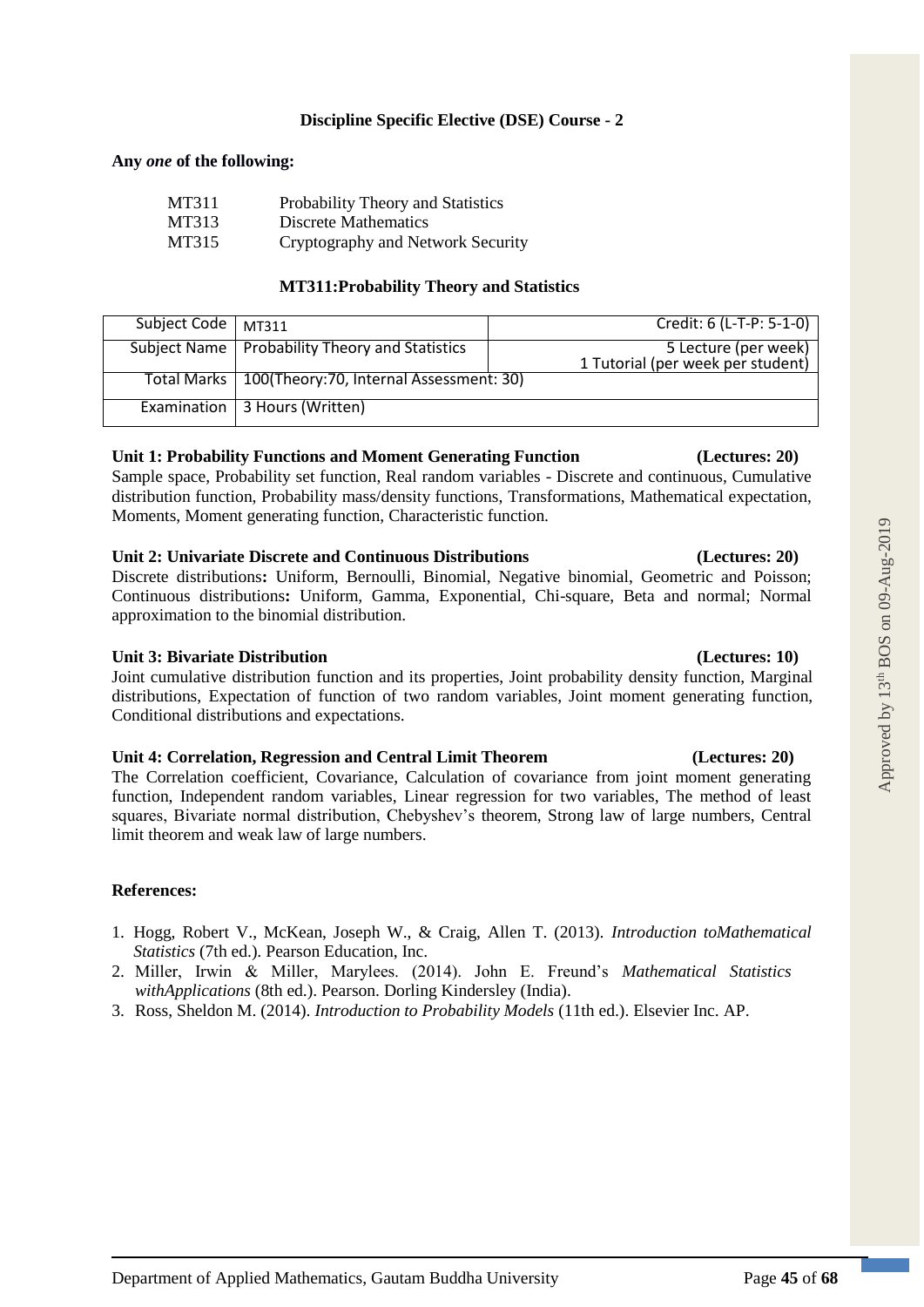## Discipline Specific Elective (DSE) Course - 2

**Any *one* of the following:**

| | |
|---|---|
| MT311 | Probability Theory and Statistics |
| MT313 | Discrete Mathematics |
| MT315 | Cryptography and Network Security |

### MT311:Probability Theory and Statistics

| Subject Code | MT311 | Credit: 6 (L-T-P: 5-1-0) |
|---|---|---|
| Subject Name | Probability Theory and Statistics | 5 Lecture (per week) 1 Tutorial (per week per student) |
| Total Marks | 100(Theory:70, Internal Assessment: 30) | |
| Examination | 3 Hours (Written) | |

**Unit 1: Probability Functions and Moment Generating Function (Lectures: 20)**

Sample space, Probability set function, Real random variables - Discrete and continuous, Cumulative distribution function, Probability mass/density functions, Transformations, Mathematical expectation, Moments, Moment generating function, Characteristic function.

**Unit 2: Univariate Discrete and Continuous Distributions (Lectures: 20)**

Discrete distributions**:** Uniform, Bernoulli, Binomial, Negative binomial, Geometric and Poisson; Continuous distributions**:** Uniform, Gamma, Exponential, Chi-square, Beta and normal; Normal approximation to the binomial distribution.

**Unit 3: Bivariate Distribution (Lectures: 10)**

Joint cumulative distribution function and its properties, Joint probability density function, Marginal distributions, Expectation of function of two random variables, Joint moment generating function, Conditional distributions and expectations.

**Unit 4: Correlation, Regression and Central Limit Theorem (Lectures: 20)**

The Correlation coefficient, Covariance, Calculation of covariance from joint moment generating function, Independent random variables, Linear regression for two variables, The method of least squares, Bivariate normal distribution, Chebyshev's theorem, Strong law of large numbers, Central limit theorem and weak law of large numbers.

**References:**

1. Hogg, Robert V., McKean, Joseph W., & Craig, Allen T. (2013). *Introduction toMathematical Statistics* (7th ed.). Pearson Education, Inc.
2. Miller, Irwin & Miller, Marylees. (2014). John E. Freund's *Mathematical Statistics withApplications* (8th ed.). Pearson. Dorling Kindersley (India).
3. Ross, Sheldon M. (2014). *Introduction to Probability Models* (11th ed.). Elsevier Inc. AP.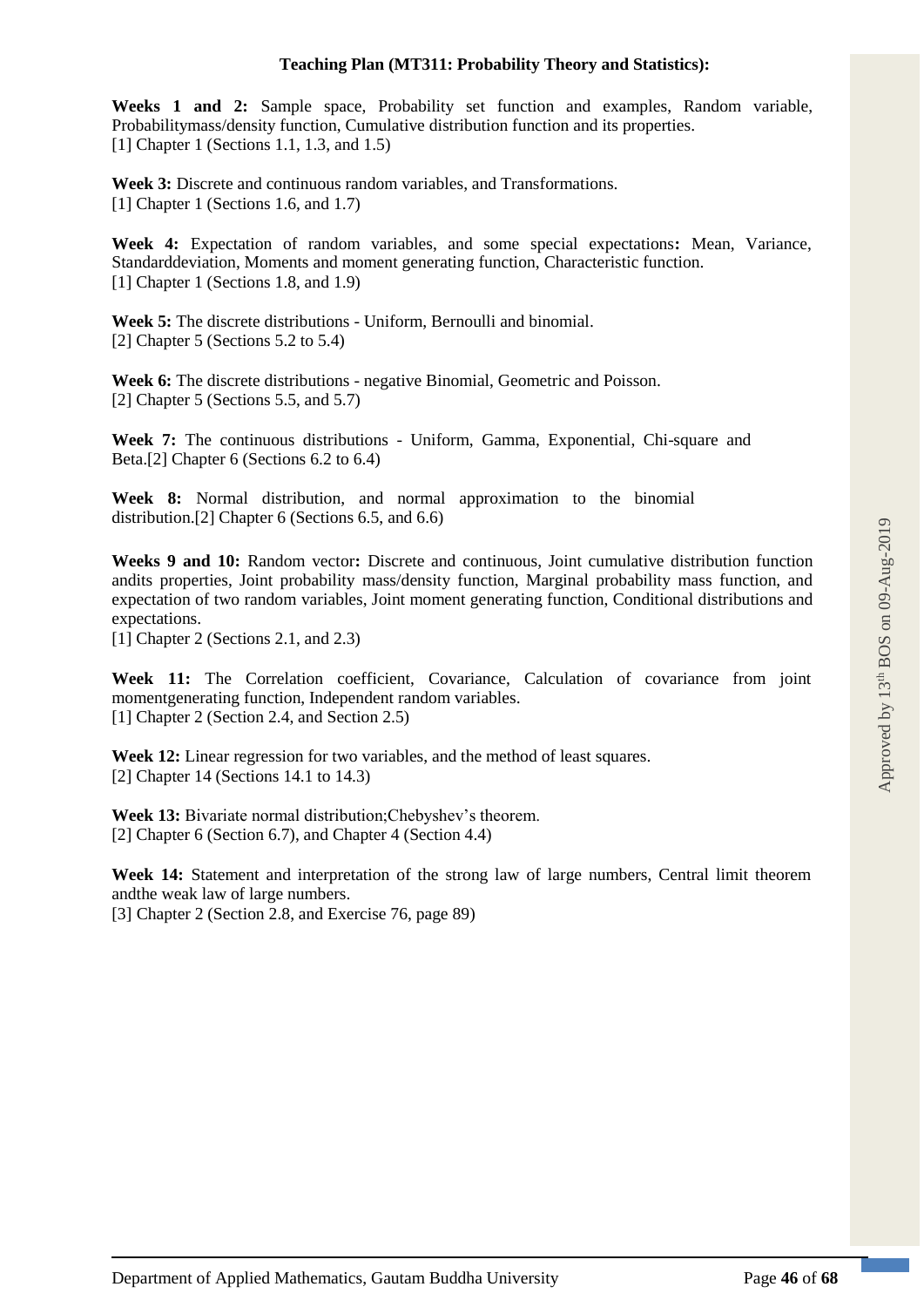### Teaching Plan (MT311: Probability Theory and Statistics):

**Weeks 1 and 2:** Sample space, Probability set function and examples, Random variable, Probabilitymass/density function, Cumulative distribution function and its properties.
[1] Chapter 1 (Sections 1.1, 1.3, and 1.5)

**Week 3:** Discrete and continuous random variables, and Transformations.
[1] Chapter 1 (Sections 1.6, and 1.7)

**Week 4:** Expectation of random variables, and some special expectations**:** Mean, Variance, Standarddeviation, Moments and moment generating function, Characteristic function.
[1] Chapter 1 (Sections 1.8, and 1.9)

**Week 5:** The discrete distributions - Uniform, Bernoulli and binomial.
[2] Chapter 5 (Sections 5.2 to 5.4)

**Week 6:** The discrete distributions - negative Binomial, Geometric and Poisson.
[2] Chapter 5 (Sections 5.5, and 5.7)

**Week 7:** The continuous distributions - Uniform, Gamma, Exponential, Chi-square and Beta.[2] Chapter 6 (Sections 6.2 to 6.4)

**Week 8:** Normal distribution, and normal approximation to the binomial distribution.[2] Chapter 6 (Sections 6.5, and 6.6)

**Weeks 9 and 10:** Random vector**:** Discrete and continuous, Joint cumulative distribution function andits properties, Joint probability mass/density function, Marginal probability mass function, and expectation of two random variables, Joint moment generating function, Conditional distributions and expectations.
[1] Chapter 2 (Sections 2.1, and 2.3)

**Week 11:** The Correlation coefficient, Covariance, Calculation of covariance from joint momentgenerating function, Independent random variables.
[1] Chapter 2 (Section 2.4, and Section 2.5)

**Week 12:** Linear regression for two variables, and the method of least squares.
[2] Chapter 14 (Sections 14.1 to 14.3)

**Week 13:** Bivariate normal distribution;Chebyshev's theorem.
[2] Chapter 6 (Section 6.7), and Chapter 4 (Section 4.4)

**Week 14:** Statement and interpretation of the strong law of large numbers, Central limit theorem andthe weak law of large numbers.
[3] Chapter 2 (Section 2.8, and Exercise 76, page 89)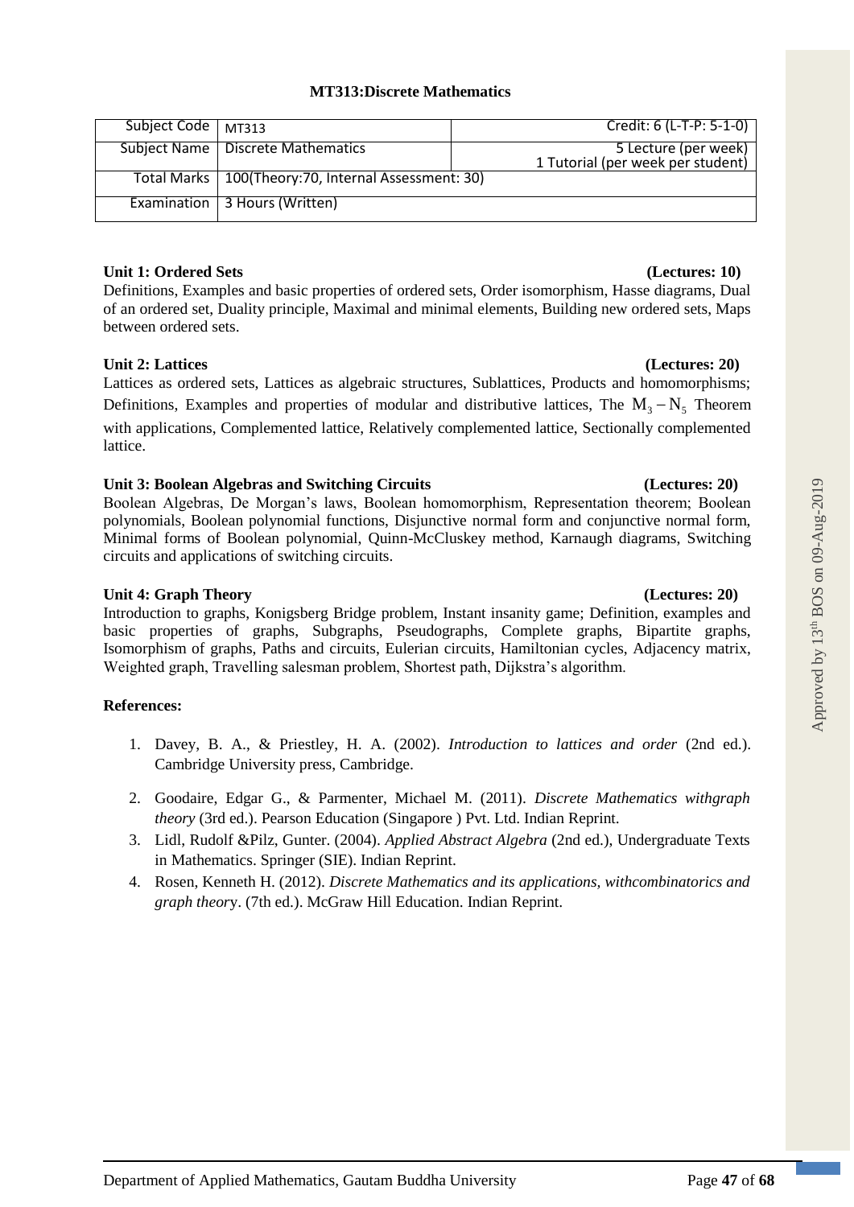## MT313:Discrete Mathematics

| Subject Code | MT313 | Credit: 6 (L-T-P: 5-1-0) |
|---|---|---|
| Subject Name | Discrete Mathematics | 5 Lecture (per week) 1 Tutorial (per week per student) |
| Total Marks | 100(Theory:70, Internal Assessment: 30) | |
| Examination | 3 Hours (Written) | |

**Unit 1: Ordered Sets (Lectures: 10)**
Definitions, Examples and basic properties of ordered sets, Order isomorphism, Hasse diagrams, Dual of an ordered set, Duality principle, Maximal and minimal elements, Building new ordered sets, Maps between ordered sets.

**Unit 2: Lattices (Lectures: 20)**
Lattices as ordered sets, Lattices as algebraic structures, Sublattices, Products and homomorphisms; Definitions, Examples and properties of modular and distributive lattices, The $M_3 - N_5$ Theorem with applications, Complemented lattice, Relatively complemented lattice, Sectionally complemented lattice.

**Unit 3: Boolean Algebras and Switching Circuits (Lectures: 20)**
Boolean Algebras, De Morgan's laws, Boolean homomorphism, Representation theorem; Boolean polynomials, Boolean polynomial functions, Disjunctive normal form and conjunctive normal form, Minimal forms of Boolean polynomial, Quinn-McCluskey method, Karnaugh diagrams, Switching circuits and applications of switching circuits.

**Unit 4: Graph Theory (Lectures: 20)**
Introduction to graphs, Konigsberg Bridge problem, Instant insanity game; Definition, examples and basic properties of graphs, Subgraphs, Pseudographs, Complete graphs, Bipartite graphs, Isomorphism of graphs, Paths and circuits, Eulerian circuits, Hamiltonian cycles, Adjacency matrix, Weighted graph, Travelling salesman problem, Shortest path, Dijkstra's algorithm.

**References:**

1. Davey, B. A., & Priestley, H. A. (2002). *Introduction to lattices and order* (2nd ed.). Cambridge University press, Cambridge.
2. Goodaire, Edgar G., & Parmenter, Michael M. (2011). *Discrete Mathematics withgraph theory* (3rd ed.). Pearson Education (Singapore ) Pvt. Ltd. Indian Reprint.
3. Lidl, Rudolf &Pilz, Gunter. (2004). *Applied Abstract Algebra* (2nd ed.), Undergraduate Texts in Mathematics. Springer (SIE). Indian Reprint.
4. Rosen, Kenneth H. (2012). *Discrete Mathematics and its applications, withcombinatorics and graph theory*. (7th ed.). McGraw Hill Education. Indian Reprint.

Approved by 13th BOS on 09-Aug-2019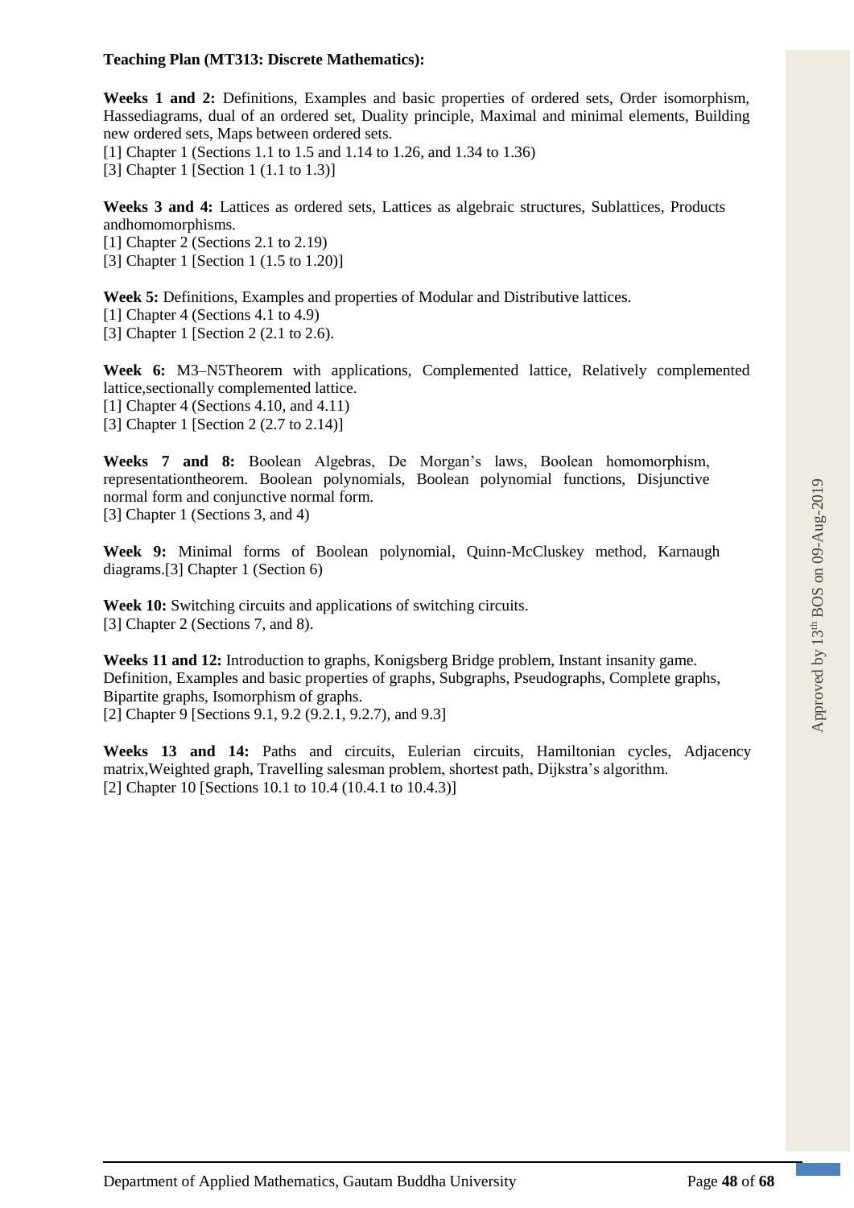**Teaching Plan (MT313: Discrete Mathematics):**

**Weeks 1 and 2:** Definitions, Examples and basic properties of ordered sets, Order isomorphism, Hassediagrams, dual of an ordered set, Duality principle, Maximal and minimal elements, Building new ordered sets, Maps between ordered sets.
[1] Chapter 1 (Sections 1.1 to 1.5 and 1.14 to 1.26, and 1.34 to 1.36)
[3] Chapter 1 [Section 1 (1.1 to 1.3)]

**Weeks 3 and 4:** Lattices as ordered sets, Lattices as algebraic structures, Sublattices, Products andhomomorphisms.
[1] Chapter 2 (Sections 2.1 to 2.19)
[3] Chapter 1 [Section 1 (1.5 to 1.20)]

**Week 5:** Definitions, Examples and properties of Modular and Distributive lattices.
[1] Chapter 4 (Sections 4.1 to 4.9)
[3] Chapter 1 [Section 2 (2.1 to 2.6).

**Week 6:** M3–N5Theorem with applications, Complemented lattice, Relatively complemented lattice,sectionally complemented lattice.
[1] Chapter 4 (Sections 4.10, and 4.11)
[3] Chapter 1 [Section 2 (2.7 to 2.14)]

**Weeks 7 and 8:** Boolean Algebras, De Morgan's laws, Boolean homomorphism, representationtheorem. Boolean polynomials, Boolean polynomial functions, Disjunctive normal form and conjunctive normal form.
[3] Chapter 1 (Sections 3, and 4)

**Week 9:** Minimal forms of Boolean polynomial, Quinn-McCluskey method, Karnaugh diagrams.[3] Chapter 1 (Section 6)

**Week 10:** Switching circuits and applications of switching circuits.
[3] Chapter 2 (Sections 7, and 8).

**Weeks 11 and 12:** Introduction to graphs, Konigsberg Bridge problem, Instant insanity game. Definition, Examples and basic properties of graphs, Subgraphs, Pseudographs, Complete graphs, Bipartite graphs, Isomorphism of graphs.
[2] Chapter 9 [Sections 9.1, 9.2 (9.2.1, 9.2.7), and 9.3]

**Weeks 13 and 14:** Paths and circuits, Eulerian circuits, Hamiltonian cycles, Adjacency matrix,Weighted graph, Travelling salesman problem, shortest path, Dijkstra's algorithm.
[2] Chapter 10 [Sections 10.1 to 10.4 (10.4.1 to 10.4.3)]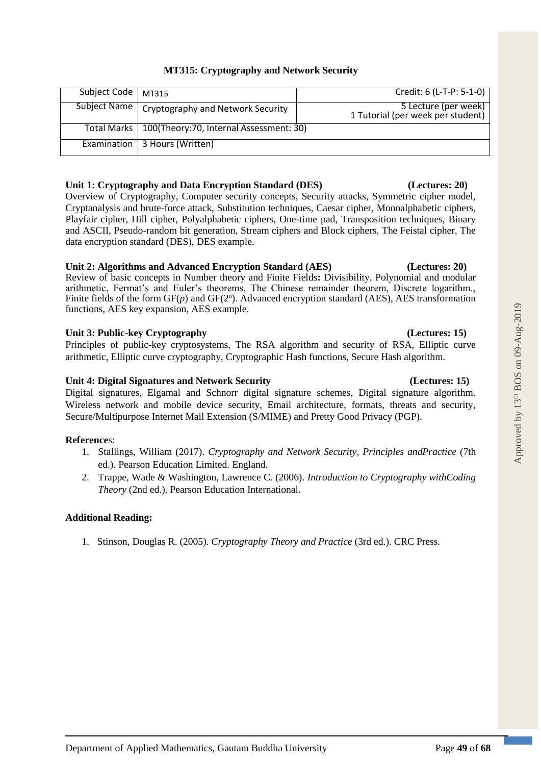## MT315: Cryptography and Network Security

| Subject Code | MT315 | Credit: 6 (L-T-P: 5-1-0) |
|---|---|---|
| Subject Name | Cryptography and Network Security | 5 Lecture (per week)<br>1 Tutorial (per week per student) |
| Total Marks | 100(Theory:70, Internal Assessment: 30) | |
| Examination | 3 Hours (Written) | |

**Unit 1: Cryptography and Data Encryption Standard (DES) (Lectures: 20)**

Overview of Cryptography, Computer security concepts, Security attacks, Symmetric cipher model, Cryptanalysis and brute-force attack, Substitution techniques, Caesar cipher, Monoalphabetic ciphers, Playfair cipher, Hill cipher, Polyalphabetic ciphers, One-time pad, Transposition techniques, Binary and ASCII, Pseudo-random bit generation, Stream ciphers and Block ciphers, The Feistal cipher, The data encryption standard (DES), DES example.

**Unit 2: Algorithms and Advanced Encryption Standard (AES) (Lectures: 20)**

Review of basic concepts in Number theory and Finite Fields**:** Divisibility, Polynomial and modular arithmetic, Fermat's and Euler's theorems, The Chinese remainder theorem, Discrete logarithm., Finite fields of the form $GF(p)$ and $GF(2^n)$. Advanced encryption standard (AES), AES transformation functions, AES key expansion, AES example.

**Unit 3: Public-key Cryptography (Lectures: 15)**

Principles of public-key cryptosystems, The RSA algorithm and security of RSA, Elliptic curve arithmetic, Elliptic curve cryptography, Cryptographic Hash functions, Secure Hash algorithm.

**Unit 4: Digital Signatures and Network Security (Lectures: 15)**

Digital signatures, Elgamal and Schnorr digital signature schemes, Digital signature algorithm. Wireless network and mobile device security, Email architecture, formats, threats and security, Secure/Multipurpose Internet Mail Extension (S/MIME) and Pretty Good Privacy (PGP).

**References**:

1. Stallings, William (2017). *Cryptography and Network Security, Principles andPractice* (7th ed.). Pearson Education Limited. England.
2. Trappe, Wade & Washington, Lawrence C. (2006). *Introduction to Cryptography withCoding Theory* (2nd ed.). Pearson Education International.

**Additional Reading:**

1. Stinson, Douglas R. (2005). *Cryptography Theory and Practice* (3rd ed.). CRC Press.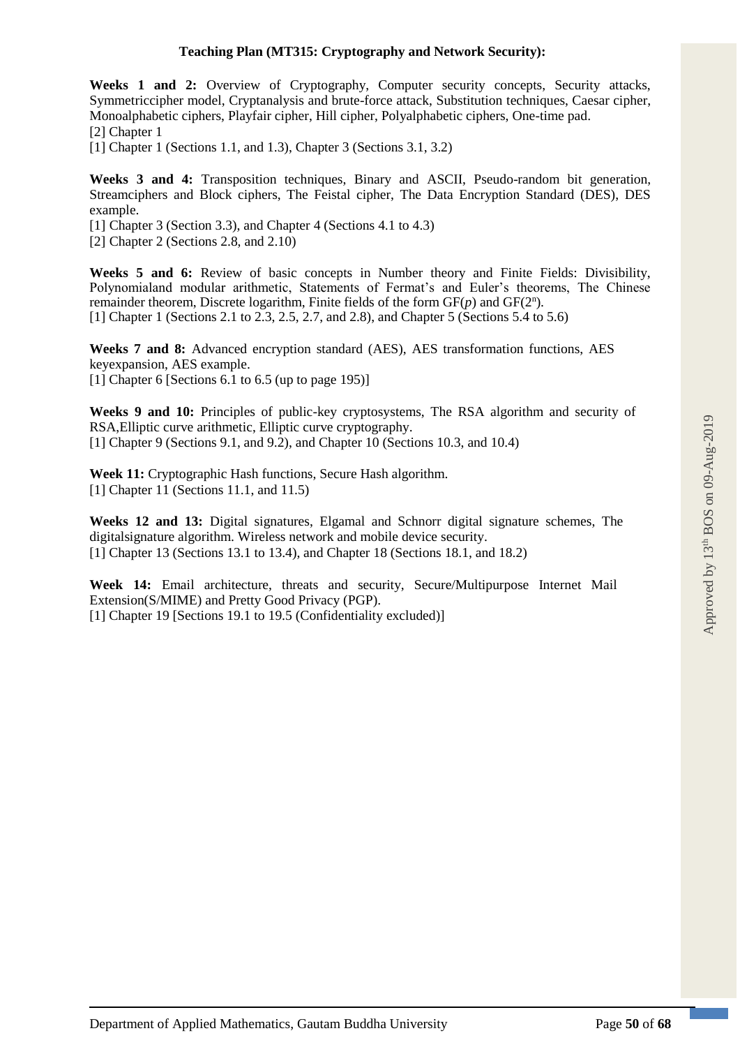**Teaching Plan (MT315: Cryptography and Network Security):**

**Weeks 1 and 2:** Overview of Cryptography, Computer security concepts, Security attacks, Symmetriccipher model, Cryptanalysis and brute-force attack, Substitution techniques, Caesar cipher, Monoalphabetic ciphers, Playfair cipher, Hill cipher, Polyalphabetic ciphers, One-time pad.
[2] Chapter 1
[1] Chapter 1 (Sections 1.1, and 1.3), Chapter 3 (Sections 3.1, 3.2)

**Weeks 3 and 4:** Transposition techniques, Binary and ASCII, Pseudo-random bit generation, Streamciphers and Block ciphers, The Feistal cipher, The Data Encryption Standard (DES), DES example.
[1] Chapter 3 (Section 3.3), and Chapter 4 (Sections 4.1 to 4.3)
[2] Chapter 2 (Sections 2.8, and 2.10)

**Weeks 5 and 6:** Review of basic concepts in Number theory and Finite Fields: Divisibility, Polynomialand modular arithmetic, Statements of Fermat's and Euler's theorems, The Chinese remainder theorem, Discrete logarithm, Finite fields of the form GF($p$) and GF($2^n$).
[1] Chapter 1 (Sections 2.1 to 2.3, 2.5, 2.7, and 2.8), and Chapter 5 (Sections 5.4 to 5.6)

**Weeks 7 and 8:** Advanced encryption standard (AES), AES transformation functions, AES keyexpansion, AES example.
[1] Chapter 6 [Sections 6.1 to 6.5 (up to page 195)]

**Weeks 9 and 10:** Principles of public-key cryptosystems, The RSA algorithm and security of RSA,Elliptic curve arithmetic, Elliptic curve cryptography.
[1] Chapter 9 (Sections 9.1, and 9.2), and Chapter 10 (Sections 10.3, and 10.4)

**Week 11:** Cryptographic Hash functions, Secure Hash algorithm.
[1] Chapter 11 (Sections 11.1, and 11.5)

**Weeks 12 and 13:** Digital signatures, Elgamal and Schnorr digital signature schemes, The digitalsignature algorithm. Wireless network and mobile device security.
[1] Chapter 13 (Sections 13.1 to 13.4), and Chapter 18 (Sections 18.1, and 18.2)

**Week 14:** Email architecture, threats and security, Secure/Multipurpose Internet Mail Extension(S/MIME) and Pretty Good Privacy (PGP).
[1] Chapter 19 [Sections 19.1 to 19.5 (Confidentiality excluded)]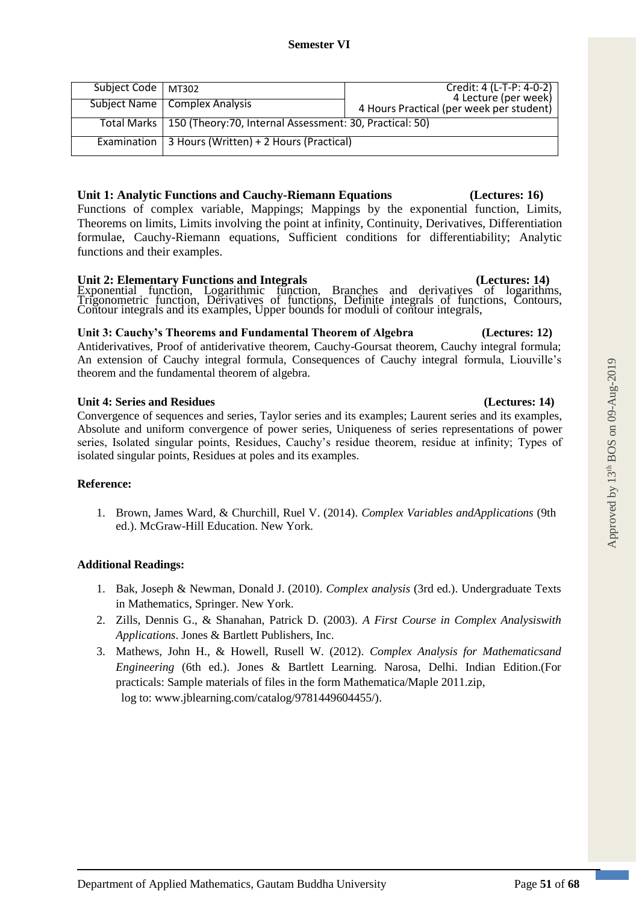**Semester VI**

| Subject Code | MT302 | Credit: 4 (L-T-P: 4-0-2) 4 Lecture (per week) 4 Hours Practical (per week per student) |
|---|---|---|
| Subject Name | Complex Analysis | |
| Total Marks | 150 (Theory:70, Internal Assessment: 30, Practical: 50) | |
| Examination | 3 Hours (Written) + 2 Hours (Practical) | |

**Unit 1: Analytic Functions and Cauchy-Riemann Equations (Lectures: 16)**

Functions of complex variable, Mappings; Mappings by the exponential function, Limits, Theorems on limits, Limits involving the point at infinity, Continuity, Derivatives, Differentiation formulae, Cauchy-Riemann equations, Sufficient conditions for differentiability; Analytic functions and their examples.

**Unit 2: Elementary Functions and Integrals (Lectures: 14)**

Exponential function, Logarithmic function, Branches and derivatives of logarithms, Trigonometric function, Derivatives of functions, Definite integrals of functions, Contours, Contour integrals and its examples, Upper bounds for moduli of contour integrals,

**Unit 3: Cauchy's Theorems and Fundamental Theorem of Algebra (Lectures: 12)**

Antiderivatives, Proof of antiderivative theorem, Cauchy-Goursat theorem, Cauchy integral formula; An extension of Cauchy integral formula, Consequences of Cauchy integral formula, Liouville's theorem and the fundamental theorem of algebra.

**Unit 4: Series and Residues (Lectures: 14)**

Convergence of sequences and series, Taylor series and its examples; Laurent series and its examples, Absolute and uniform convergence of power series, Uniqueness of series representations of power series, Isolated singular points, Residues, Cauchy's residue theorem, residue at infinity; Types of isolated singular points, Residues at poles and its examples.

**Reference:**

1. Brown, James Ward, & Churchill, Ruel V. (2014). *Complex Variables andApplications* (9th ed.). McGraw-Hill Education. New York.

**Additional Readings:**

1. Bak, Joseph & Newman, Donald J. (2010). *Complex analysis* (3rd ed.). Undergraduate Texts in Mathematics, Springer. New York.
2. Zills, Dennis G., & Shanahan, Patrick D. (2003). *A First Course in Complex Analysiswith Applications*. Jones & Bartlett Publishers, Inc.
3. Mathews, John H., & Howell, Rusell W. (2012). *Complex Analysis for Mathematicsand Engineering* (6th ed.). Jones & Bartlett Learning. Narosa, Delhi. Indian Edition.(For practicals: Sample materials of files in the form Mathematica/Maple 2011.zip, log to: www.jblearning.com/catalog/9781449604455/).

Approved by 13th BOS on 09-Aug-2019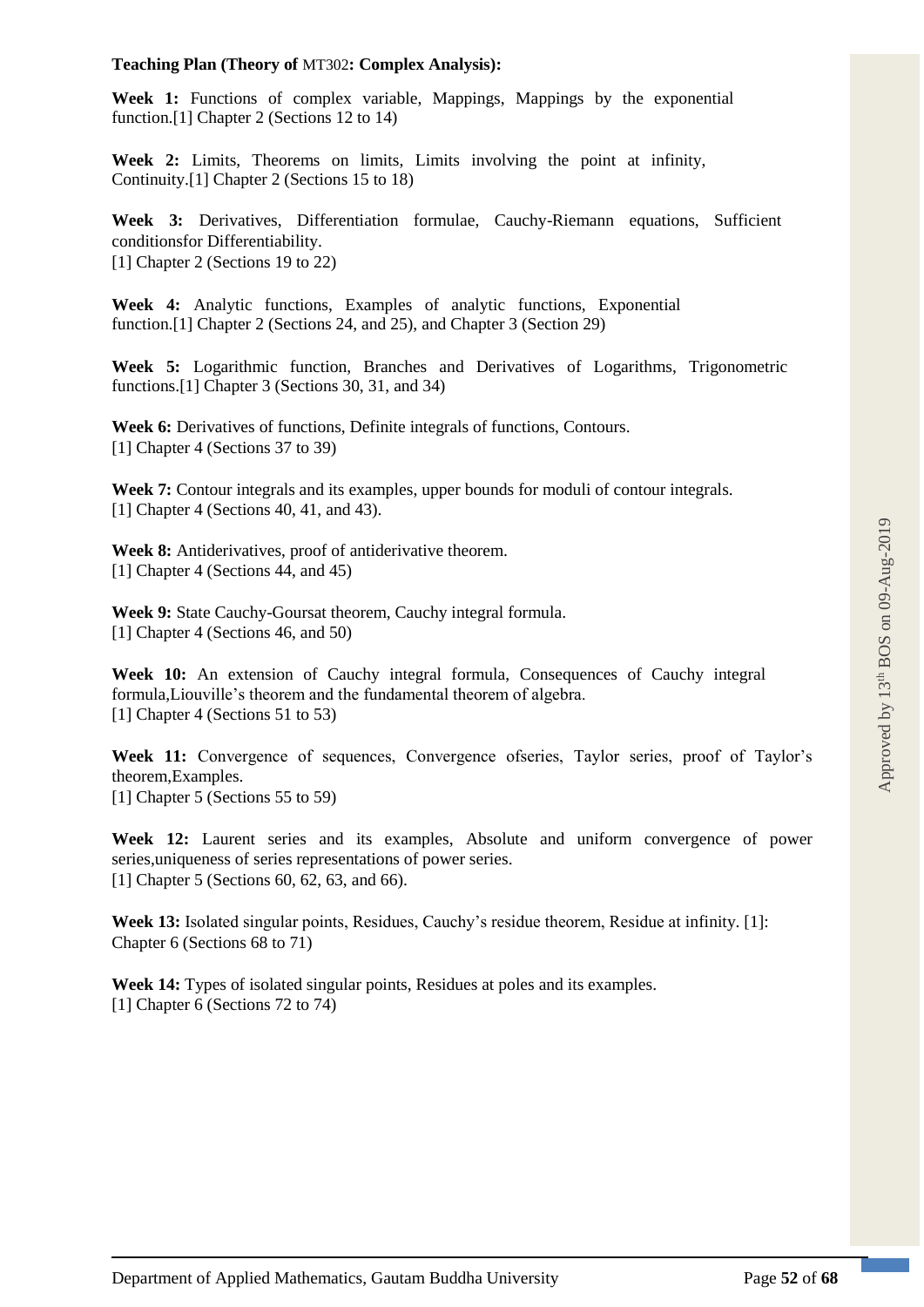**Teaching Plan (Theory of MT302: Complex Analysis):**

**Week 1:** Functions of complex variable, Mappings, Mappings by the exponential function.[1] Chapter 2 (Sections 12 to 14)

**Week 2:** Limits, Theorems on limits, Limits involving the point at infinity, Continuity.[1] Chapter 2 (Sections 15 to 18)

**Week 3:** Derivatives, Differentiation formulae, Cauchy-Riemann equations, Sufficient conditionsfor Differentiability.
[1] Chapter 2 (Sections 19 to 22)

**Week 4:** Analytic functions, Examples of analytic functions, Exponential function.[1] Chapter 2 (Sections 24, and 25), and Chapter 3 (Section 29)

**Week 5:** Logarithmic function, Branches and Derivatives of Logarithms, Trigonometric functions.[1] Chapter 3 (Sections 30, 31, and 34)

**Week 6:** Derivatives of functions, Definite integrals of functions, Contours.
[1] Chapter 4 (Sections 37 to 39)

**Week 7:** Contour integrals and its examples, upper bounds for moduli of contour integrals.
[1] Chapter 4 (Sections 40, 41, and 43).

**Week 8:** Antiderivatives, proof of antiderivative theorem.
[1] Chapter 4 (Sections 44, and 45)

**Week 9:** State Cauchy-Goursat theorem, Cauchy integral formula.
[1] Chapter 4 (Sections 46, and 50)

**Week 10:** An extension of Cauchy integral formula, Consequences of Cauchy integral formula,Liouville's theorem and the fundamental theorem of algebra.
[1] Chapter 4 (Sections 51 to 53)

**Week 11:** Convergence of sequences, Convergence ofseries, Taylor series, proof of Taylor's theorem,Examples.
[1] Chapter 5 (Sections 55 to 59)

**Week 12:** Laurent series and its examples, Absolute and uniform convergence of power series,uniqueness of series representations of power series.
[1] Chapter 5 (Sections 60, 62, 63, and 66).

**Week 13:** Isolated singular points, Residues, Cauchy's residue theorem, Residue at infinity. [1]: Chapter 6 (Sections 68 to 71)

**Week 14:** Types of isolated singular points, Residues at poles and its examples.
[1] Chapter 6 (Sections 72 to 74)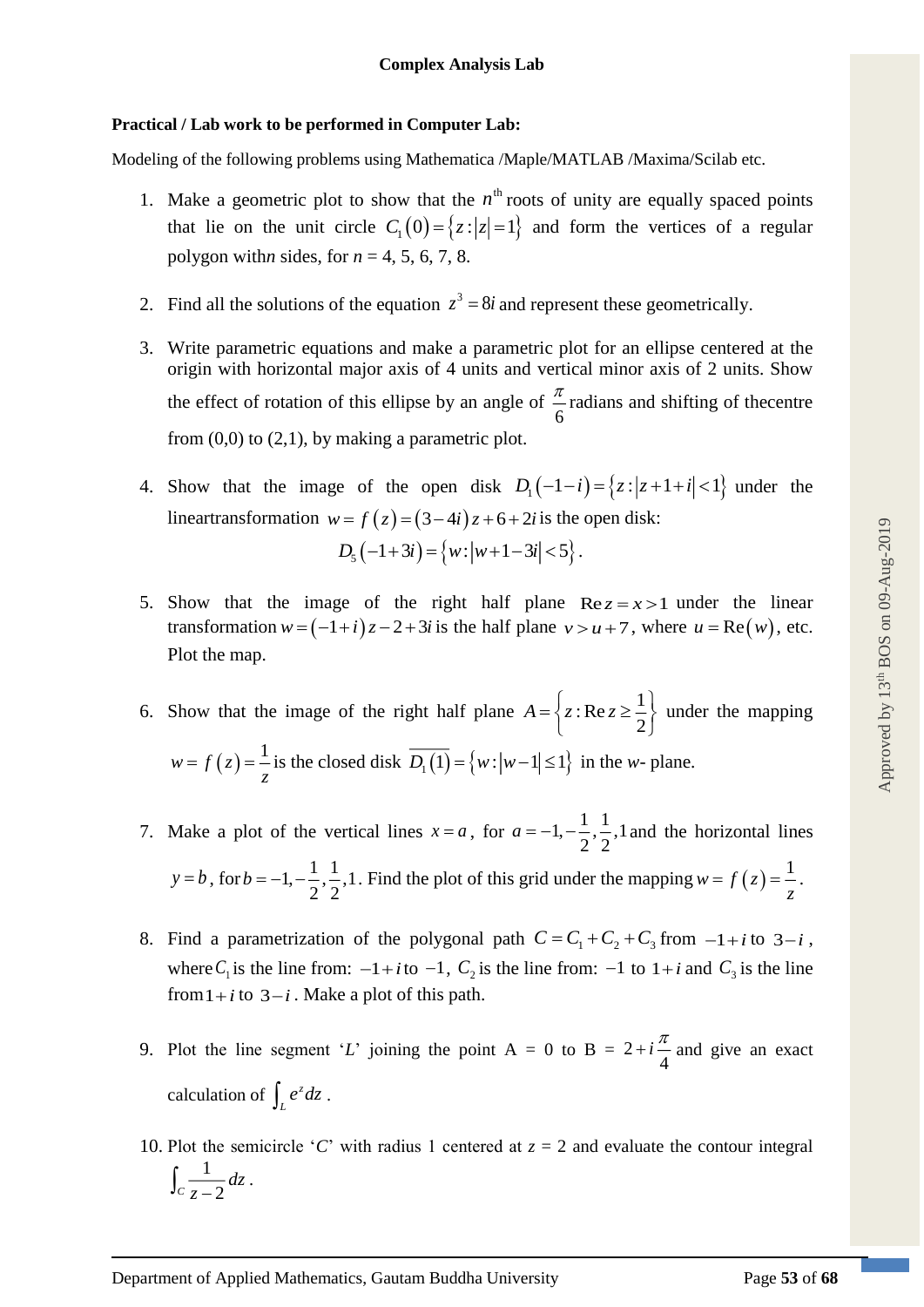**Complex Analysis Lab**

**Practical / Lab work to be performed in Computer Lab:**

Modeling of the following problems using Mathematica /Maple/MATLAB /Maxima/Scilab etc.

1. Make a geometric plot to show that the $n^{\text{th}}$ roots of unity are equally spaced points that lie on the unit circle $C_1(0) = \{z : |z| = 1\}$ and form the vertices of a regular polygon with$n$ sides, for $n$ = 4, 5, 6, 7, 8.

2. Find all the solutions of the equation $z^3 = 8i$ and represent these geometrically.

3. Write parametric equations and make a parametric plot for an ellipse centered at the origin with horizontal major axis of 4 units and vertical minor axis of 2 units. Show the effect of rotation of this ellipse by an angle of $\frac{\pi}{6}$ radians and shifting of thecentre from (0,0) to (2,1), by making a parametric plot.

4. Show that the image of the open disk $D_1(-1-i) = \{z : |z+1+i| < 1\}$ under the lineartransformation $w = f(z) = (3-4i)z + 6 + 2i$ is the open disk:
$$D_5(-1+3i) = \{w : |w+1-3i| < 5\}.$$

5. Show that the image of the right half plane $\text{Re}\, z = x > 1$ under the linear transformation $w = (-1+i)z - 2 + 3i$ is the half plane $v > u + 7$, where $u = \text{Re}(w)$, etc. Plot the map.

6. Show that the image of the right half plane $A = \left\{z : \text{Re}\, z \geq \frac{1}{2}\right\}$ under the mapping $w = f(z) = \frac{1}{z}$ is the closed disk $\overline{D_1(1)} = \{w : |w-1| \leq 1\}$ in the $w$- plane.

7. Make a plot of the vertical lines $x = a$, for $a = -1, -\frac{1}{2}, \frac{1}{2}, 1$ and the horizontal lines $y = b$, for $b = -1, -\frac{1}{2}, \frac{1}{2}, 1$. Find the plot of this grid under the mapping $w = f(z) = \frac{1}{z}$.

8. Find a parametrization of the polygonal path $C = C_1 + C_2 + C_3$ from $-1+i$ to $3-i$, where $C_1$ is the line from: $-1+i$ to $-1$, $C_2$ is the line from: $-1$ to $1+i$ and $C_3$ is the line from $1+i$ to $3-i$. Make a plot of this path.

9. Plot the line segment '$L$' joining the point A = 0 to B = $2 + i\frac{\pi}{4}$ and give an exact calculation of $\int_L e^z dz$.

10. Plot the semicircle '$C$' with radius 1 centered at $z$ = 2 and evaluate the contour integral $\int_C \frac{1}{z-2} dz$.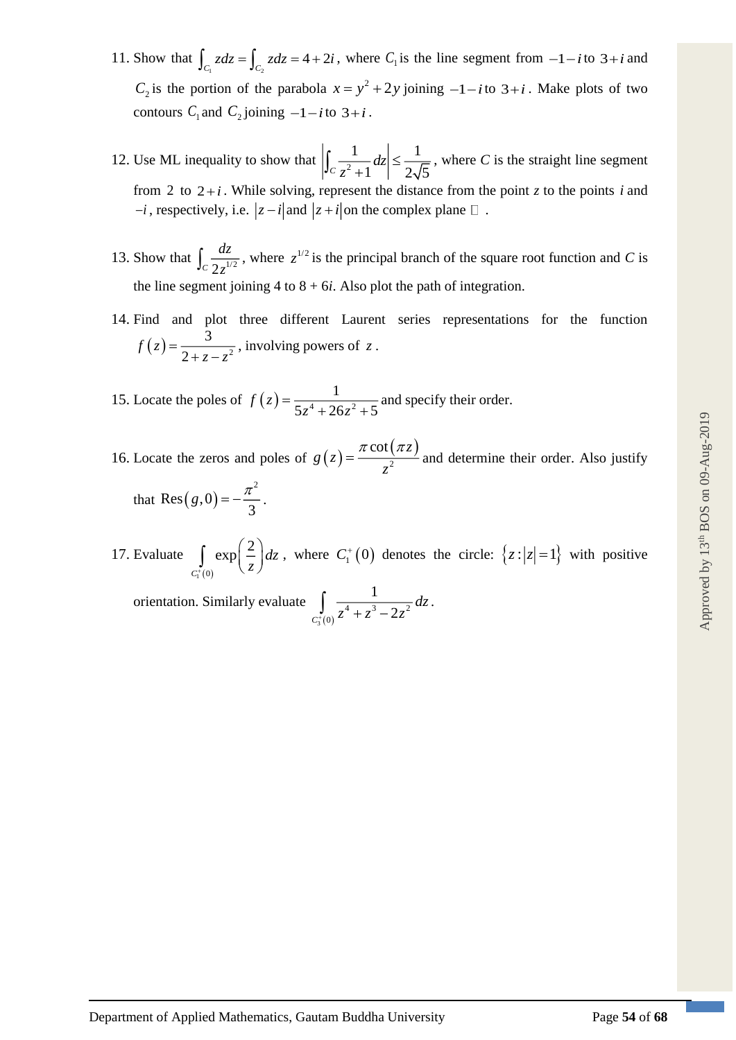11. Show that $\int_{C_1} z dz = \int_{C_2} z dz = 4+2i$, where $C_1$ is the line segment from $-1-i$ to $3+i$ and $C_2$ is the portion of the parabola $x = y^2 + 2y$ joining $-1-i$ to $3+i$. Make plots of two contours $C_1$ and $C_2$ joining $-1-i$ to $3+i$.

12. Use ML inequality to show that $\left|\int_C \frac{1}{z^2+1} dz\right| \le \frac{1}{2\sqrt{5}}$, where $C$ is the straight line segment from $2$ to $2+i$. While solving, represent the distance from the point $z$ to the points $i$ and $-i$, respectively, i.e. $|z-i|$ and $|z+i|$ on the complex plane $\mathbb{C}$.

13. Show that $\int_C \frac{dz}{2z^{1/2}}$, where $z^{1/2}$ is the principal branch of the square root function and $C$ is the line segment joining 4 to 8 + 6$i$. Also plot the path of integration.

14. Find and plot three different Laurent series representations for the function $f(z) = \frac{3}{2+z-z^2}$, involving powers of $z$.

15. Locate the poles of $f(z) = \frac{1}{5z^4 + 26z^2 + 5}$ and specify their order.

16. Locate the zeros and poles of $g(z) = \frac{\pi \cot(\pi z)}{z^2}$ and determine their order. Also justify that $\text{Res}(g, 0) = -\frac{\pi^2}{3}$.

17. Evaluate $\int_{C_1^+(0)} \exp\left(\frac{2}{z}\right) dz$, where $C_1^+(0)$ denotes the circle: $\{z : |z| = 1\}$ with positive orientation. Similarly evaluate $\int_{C_3^+(0)} \frac{1}{z^4 + z^3 - 2z^2} dz$.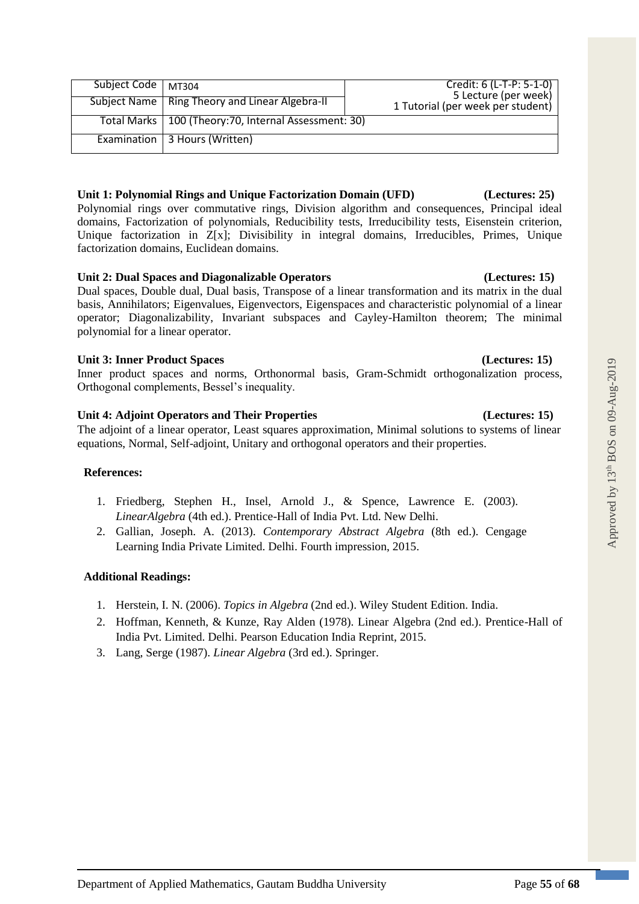| Subject Code | MT304 | Credit: 6 (L-T-P: 5-1-0) 5 Lecture (per week) 1 Tutorial (per week per student) |
|---|---|---|
| Subject Name | Ring Theory and Linear Algebra-II | |
| Total Marks | 100 (Theory:70, Internal Assessment: 30) | |
| Examination | 3 Hours (Written) | |

**Unit 1: Polynomial Rings and Unique Factorization Domain (UFD) (Lectures: 25)**
Polynomial rings over commutative rings, Division algorithm and consequences, Principal ideal domains, Factorization of polynomials, Reducibility tests, Irreducibility tests, Eisenstein criterion, Unique factorization in Z[x]; Divisibility in integral domains, Irreducibles, Primes, Unique factorization domains, Euclidean domains.

**Unit 2: Dual Spaces and Diagonalizable Operators (Lectures: 15)**
Dual spaces, Double dual, Dual basis, Transpose of a linear transformation and its matrix in the dual basis, Annihilators; Eigenvalues, Eigenvectors, Eigenspaces and characteristic polynomial of a linear operator; Diagonalizability, Invariant subspaces and Cayley-Hamilton theorem; The minimal polynomial for a linear operator.

**Unit 3: Inner Product Spaces (Lectures: 15)**
Inner product spaces and norms, Orthonormal basis, Gram-Schmidt orthogonalization process, Orthogonal complements, Bessel's inequality.

**Unit 4: Adjoint Operators and Their Properties (Lectures: 15)**
The adjoint of a linear operator, Least squares approximation, Minimal solutions to systems of linear equations, Normal, Self-adjoint, Unitary and orthogonal operators and their properties.

**References:**

1. Friedberg, Stephen H., Insel, Arnold J., & Spence, Lawrence E. (2003). *LinearAlgebra* (4th ed.). Prentice-Hall of India Pvt. Ltd. New Delhi.
2. Gallian, Joseph. A. (2013). *Contemporary Abstract Algebra* (8th ed.). Cengage Learning India Private Limited. Delhi. Fourth impression, 2015.

**Additional Readings:**

1. Herstein, I. N. (2006). *Topics in Algebra* (2nd ed.). Wiley Student Edition. India.
2. Hoffman, Kenneth, & Kunze, Ray Alden (1978). Linear Algebra (2nd ed.). Prentice-Hall of India Pvt. Limited. Delhi. Pearson Education India Reprint, 2015.
3. Lang, Serge (1987). *Linear Algebra* (3rd ed.). Springer.

Approved by 13th BOS on 09-Aug-2019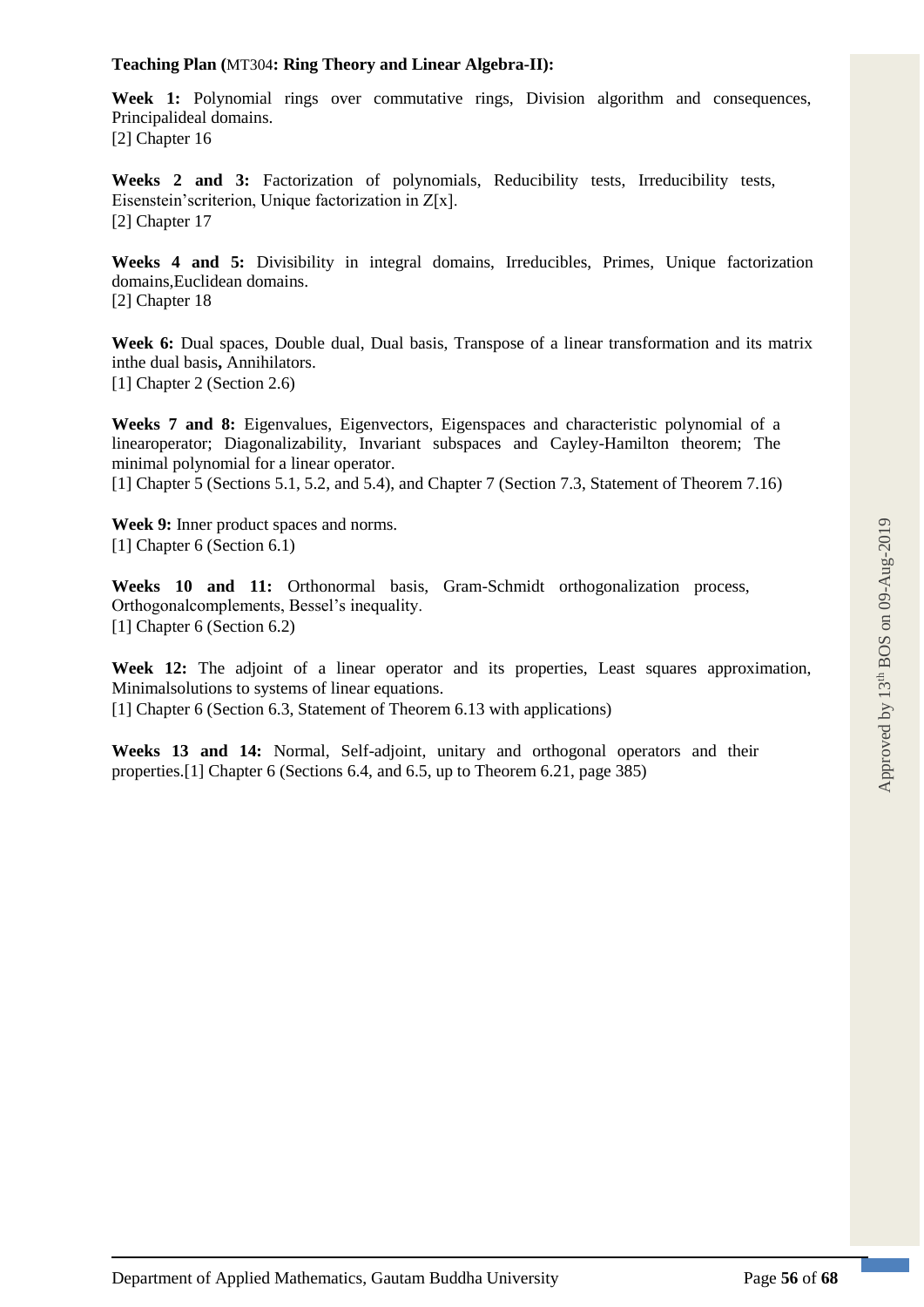**Teaching Plan (MT304: Ring Theory and Linear Algebra-II):**

**Week 1:** Polynomial rings over commutative rings, Division algorithm and consequences, Principalideal domains.
[2] Chapter 16

**Weeks 2 and 3:** Factorization of polynomials, Reducibility tests, Irreducibility tests, Eisenstein'scriterion, Unique factorization in Z[x].
[2] Chapter 17

**Weeks 4 and 5:** Divisibility in integral domains, Irreducibles, Primes, Unique factorization domains,Euclidean domains.
[2] Chapter 18

**Week 6:** Dual spaces, Double dual, Dual basis, Transpose of a linear transformation and its matrix inthe dual basis**,** Annihilators.
[1] Chapter 2 (Section 2.6)

**Weeks 7 and 8:** Eigenvalues, Eigenvectors, Eigenspaces and characteristic polynomial of a linearoperator; Diagonalizability, Invariant subspaces and Cayley-Hamilton theorem; The minimal polynomial for a linear operator.
[1] Chapter 5 (Sections 5.1, 5.2, and 5.4), and Chapter 7 (Section 7.3, Statement of Theorem 7.16)

**Week 9:** Inner product spaces and norms.
[1] Chapter 6 (Section 6.1)

**Weeks 10 and 11:** Orthonormal basis, Gram-Schmidt orthogonalization process, Orthogonalcomplements, Bessel's inequality.
[1] Chapter 6 (Section 6.2)

**Week 12:** The adjoint of a linear operator and its properties, Least squares approximation, Minimalsolutions to systems of linear equations.
[1] Chapter 6 (Section 6.3, Statement of Theorem 6.13 with applications)

**Weeks 13 and 14:** Normal, Self-adjoint, unitary and orthogonal operators and their properties.[1] Chapter 6 (Sections 6.4, and 6.5, up to Theorem 6.21, page 385)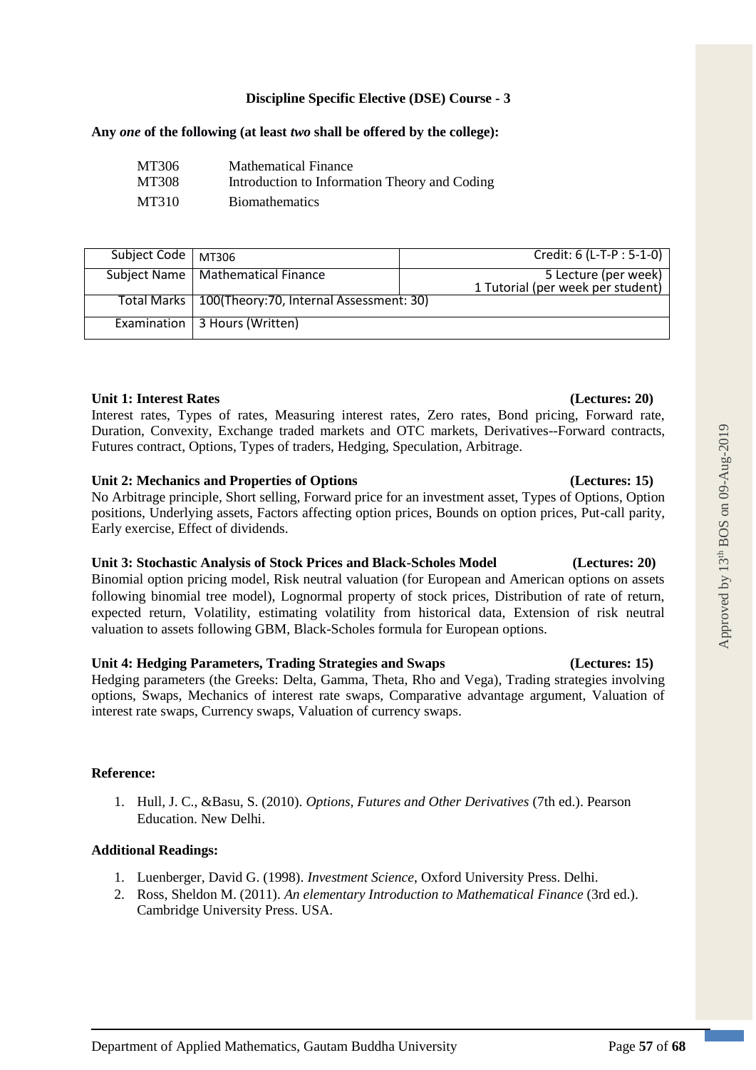### Discipline Specific Elective (DSE) Course - 3

**Any *one* of the following (at least *two* shall be offered by the college):**

| | |
|---|---|
| MT306 | Mathematical Finance |
| MT308 | Introduction to Information Theory and Coding |
| MT310 | Biomathematics |

| Subject Code | MT306 | Credit: 6 (L-T-P : 5-1-0) |
|---|---|---|
| Subject Name | Mathematical Finance | 5 Lecture (per week) 1 Tutorial (per week per student) |
| Total Marks | 100(Theory:70, Internal Assessment: 30) | |
| Examination | 3 Hours (Written) | |

**Unit 1: Interest Rates (Lectures: 20)**

Interest rates, Types of rates, Measuring interest rates, Zero rates, Bond pricing, Forward rate, Duration, Convexity, Exchange traded markets and OTC markets, Derivatives--Forward contracts, Futures contract, Options, Types of traders, Hedging, Speculation, Arbitrage.

**Unit 2: Mechanics and Properties of Options (Lectures: 15)**

No Arbitrage principle, Short selling, Forward price for an investment asset, Types of Options, Option positions, Underlying assets, Factors affecting option prices, Bounds on option prices, Put-call parity, Early exercise, Effect of dividends.

**Unit 3: Stochastic Analysis of Stock Prices and Black-Scholes Model (Lectures: 20)**

Binomial option pricing model, Risk neutral valuation (for European and American options on assets following binomial tree model), Lognormal property of stock prices, Distribution of rate of return, expected return, Volatility, estimating volatility from historical data, Extension of risk neutral valuation to assets following GBM, Black-Scholes formula for European options.

**Unit 4: Hedging Parameters, Trading Strategies and Swaps (Lectures: 15)**

Hedging parameters (the Greeks: Delta, Gamma, Theta, Rho and Vega), Trading strategies involving options, Swaps, Mechanics of interest rate swaps, Comparative advantage argument, Valuation of interest rate swaps, Currency swaps, Valuation of currency swaps.

**Reference:**

1. Hull, J. C., &Basu, S. (2010). *Options, Futures and Other Derivatives* (7th ed.). Pearson Education. New Delhi.

**Additional Readings:**

1. Luenberger, David G. (1998). *Investment Science*, Oxford University Press. Delhi.
2. Ross, Sheldon M. (2011). *An elementary Introduction to Mathematical Finance* (3rd ed.). Cambridge University Press. USA.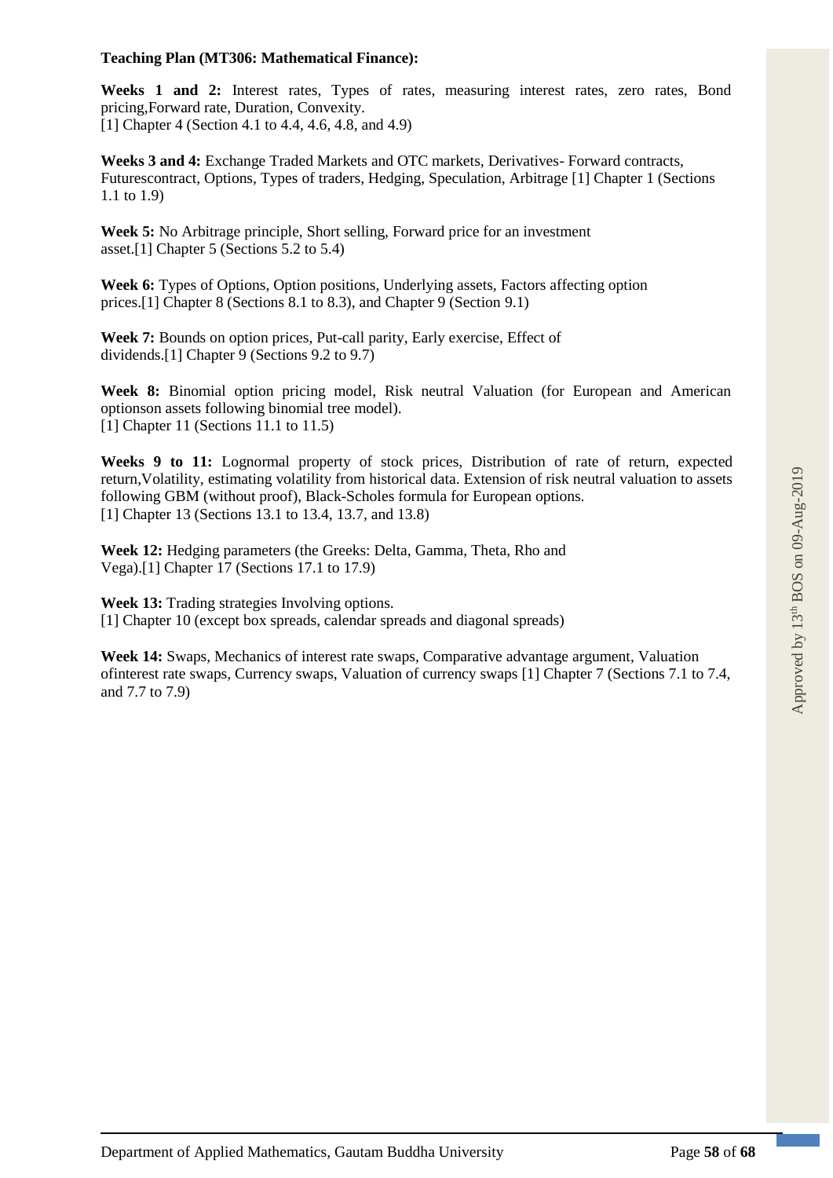**Teaching Plan (MT306: Mathematical Finance):**

**Weeks 1 and 2:** Interest rates, Types of rates, measuring interest rates, zero rates, Bond pricing,Forward rate, Duration, Convexity.
[1] Chapter 4 (Section 4.1 to 4.4, 4.6, 4.8, and 4.9)

**Weeks 3 and 4:** Exchange Traded Markets and OTC markets, Derivatives- Forward contracts, Futurescontract, Options, Types of traders, Hedging, Speculation, Arbitrage [1] Chapter 1 (Sections 1.1 to 1.9)

**Week 5:** No Arbitrage principle, Short selling, Forward price for an investment asset.[1] Chapter 5 (Sections 5.2 to 5.4)

**Week 6:** Types of Options, Option positions, Underlying assets, Factors affecting option prices.[1] Chapter 8 (Sections 8.1 to 8.3), and Chapter 9 (Section 9.1)

**Week 7:** Bounds on option prices, Put-call parity, Early exercise, Effect of dividends.[1] Chapter 9 (Sections 9.2 to 9.7)

**Week 8:** Binomial option pricing model, Risk neutral Valuation (for European and American optionson assets following binomial tree model).
[1] Chapter 11 (Sections 11.1 to 11.5)

**Weeks 9 to 11:** Lognormal property of stock prices, Distribution of rate of return, expected return,Volatility, estimating volatility from historical data. Extension of risk neutral valuation to assets following GBM (without proof), Black-Scholes formula for European options.
[1] Chapter 13 (Sections 13.1 to 13.4, 13.7, and 13.8)

**Week 12:** Hedging parameters (the Greeks: Delta, Gamma, Theta, Rho and Vega).[1] Chapter 17 (Sections 17.1 to 17.9)

**Week 13:** Trading strategies Involving options.
[1] Chapter 10 (except box spreads, calendar spreads and diagonal spreads)

**Week 14:** Swaps, Mechanics of interest rate swaps, Comparative advantage argument, Valuation ofinterest rate swaps, Currency swaps, Valuation of currency swaps [1] Chapter 7 (Sections 7.1 to 7.4, and 7.7 to 7.9)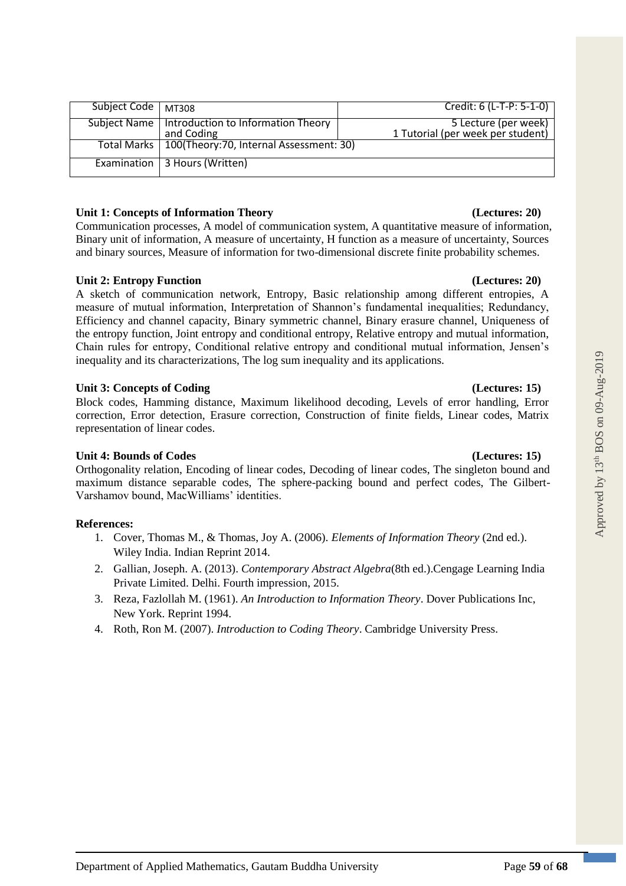| Subject Code | MT308 | Credit: 6 (L-T-P: 5-1-0) |
|---|---|---|
| Subject Name | Introduction to Information Theory and Coding | 5 Lecture (per week) 1 Tutorial (per week per student) |
| Total Marks | 100(Theory:70, Internal Assessment: 30) | |
| Examination | 3 Hours (Written) | |

**Unit 1: Concepts of Information Theory (Lectures: 20)**

Communication processes, A model of communication system, A quantitative measure of information, Binary unit of information, A measure of uncertainty, H function as a measure of uncertainty, Sources and binary sources, Measure of information for two-dimensional discrete finite probability schemes.

**Unit 2: Entropy Function (Lectures: 20)**

A sketch of communication network, Entropy, Basic relationship among different entropies, A measure of mutual information, Interpretation of Shannon's fundamental inequalities; Redundancy, Efficiency and channel capacity, Binary symmetric channel, Binary erasure channel, Uniqueness of the entropy function, Joint entropy and conditional entropy, Relative entropy and mutual information, Chain rules for entropy, Conditional relative entropy and conditional mutual information, Jensen's inequality and its characterizations, The log sum inequality and its applications.

**Unit 3: Concepts of Coding (Lectures: 15)**

Block codes, Hamming distance, Maximum likelihood decoding, Levels of error handling, Error correction, Error detection, Erasure correction, Construction of finite fields, Linear codes, Matrix representation of linear codes.

**Unit 4: Bounds of Codes (Lectures: 15)**

Orthogonality relation, Encoding of linear codes, Decoding of linear codes, The singleton bound and maximum distance separable codes, The sphere-packing bound and perfect codes, The Gilbert-Varshamov bound, MacWilliams' identities.

**References:**

1. Cover, Thomas M., & Thomas, Joy A. (2006). *Elements of Information Theory* (2nd ed.). Wiley India. Indian Reprint 2014.
2. Gallian, Joseph. A. (2013). *Contemporary Abstract Algebra*(8th ed.).Cengage Learning India Private Limited. Delhi. Fourth impression, 2015.
3. Reza, Fazlollah M. (1961). *An Introduction to Information Theory*. Dover Publications Inc, New York. Reprint 1994.
4. Roth, Ron M. (2007). *Introduction to Coding Theory*. Cambridge University Press.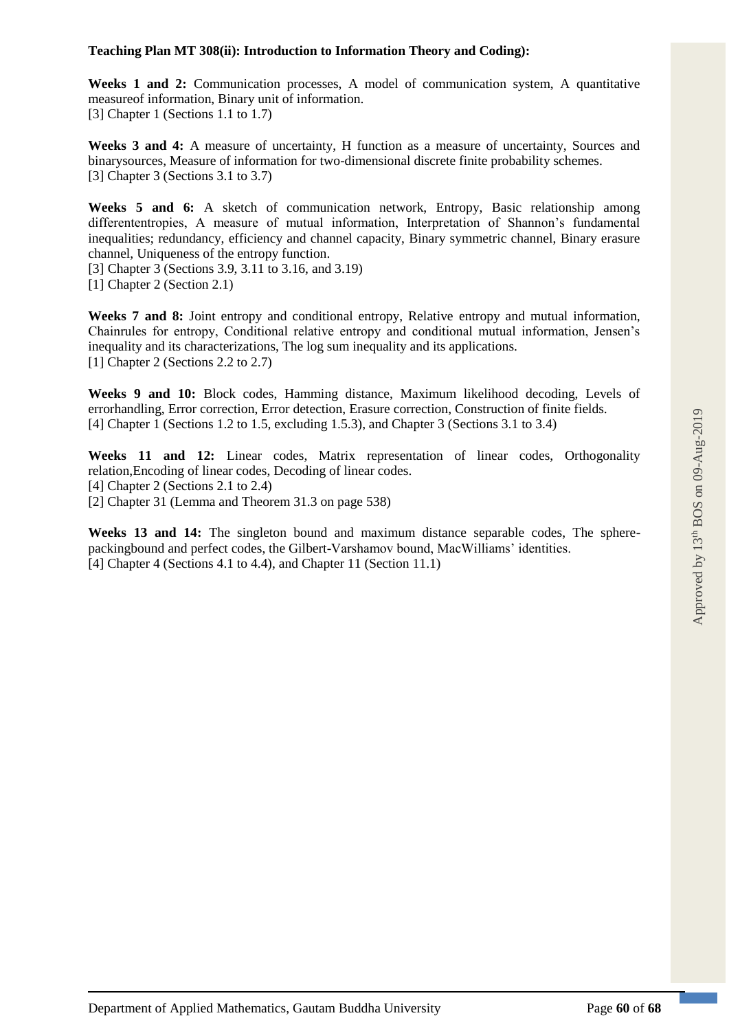**Teaching Plan MT 308(ii): Introduction to Information Theory and Coding):**

**Weeks 1 and 2:** Communication processes, A model of communication system, A quantitative measureof information, Binary unit of information.
[3] Chapter 1 (Sections 1.1 to 1.7)

**Weeks 3 and 4:** A measure of uncertainty, H function as a measure of uncertainty, Sources and binarysources, Measure of information for two-dimensional discrete finite probability schemes.
[3] Chapter 3 (Sections 3.1 to 3.7)

**Weeks 5 and 6:** A sketch of communication network, Entropy, Basic relationship among differententropies, A measure of mutual information, Interpretation of Shannon's fundamental inequalities; redundancy, efficiency and channel capacity, Binary symmetric channel, Binary erasure channel, Uniqueness of the entropy function.
[3] Chapter 3 (Sections 3.9, 3.11 to 3.16, and 3.19)
[1] Chapter 2 (Section 2.1)

**Weeks 7 and 8:** Joint entropy and conditional entropy, Relative entropy and mutual information, Chainrules for entropy, Conditional relative entropy and conditional mutual information, Jensen's inequality and its characterizations, The log sum inequality and its applications.
[1] Chapter 2 (Sections 2.2 to 2.7)

**Weeks 9 and 10:** Block codes, Hamming distance, Maximum likelihood decoding, Levels of errorhandling, Error correction, Error detection, Erasure correction, Construction of finite fields.
[4] Chapter 1 (Sections 1.2 to 1.5, excluding 1.5.3), and Chapter 3 (Sections 3.1 to 3.4)

**Weeks 11 and 12:** Linear codes, Matrix representation of linear codes, Orthogonality relation,Encoding of linear codes, Decoding of linear codes.
[4] Chapter 2 (Sections 2.1 to 2.4)
[2] Chapter 31 (Lemma and Theorem 31.3 on page 538)

**Weeks 13 and 14:** The singleton bound and maximum distance separable codes, The sphere-packingbound and perfect codes, the Gilbert-Varshamov bound, MacWilliams' identities.
[4] Chapter 4 (Sections 4.1 to 4.4), and Chapter 11 (Section 11.1)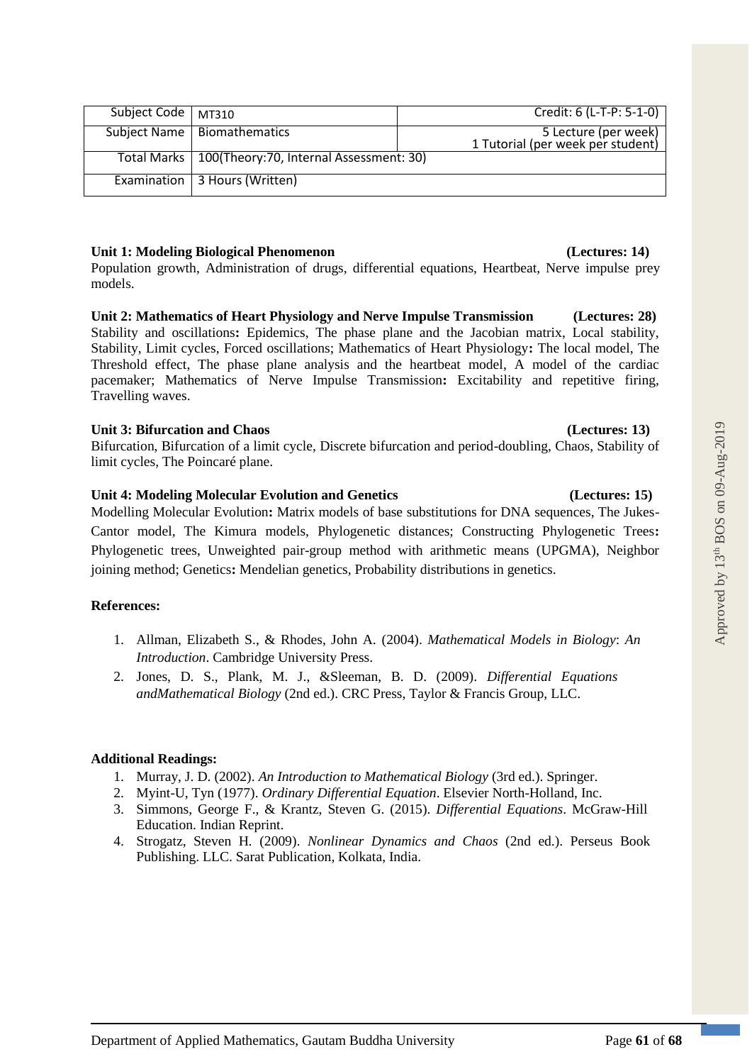| Subject Code | MT310 | Credit: 6 (L-T-P: 5-1-0) |
|---|---|---|
| Subject Name | Biomathematics | 5 Lecture (per week) 1 Tutorial (per week per student) |
| Total Marks | 100(Theory:70, Internal Assessment: 30) | |
| Examination | 3 Hours (Written) | |

**Unit 1: Modeling Biological Phenomenon (Lectures: 14)**

Population growth, Administration of drugs, differential equations, Heartbeat, Nerve impulse prey models.

**Unit 2: Mathematics of Heart Physiology and Nerve Impulse Transmission (Lectures: 28)**

Stability and oscillations**:** Epidemics, The phase plane and the Jacobian matrix, Local stability, Stability, Limit cycles, Forced oscillations; Mathematics of Heart Physiology**:** The local model, The Threshold effect, The phase plane analysis and the heartbeat model, A model of the cardiac pacemaker; Mathematics of Nerve Impulse Transmission**:** Excitability and repetitive firing, Travelling waves.

**Unit 3: Bifurcation and Chaos (Lectures: 13)**

Bifurcation, Bifurcation of a limit cycle, Discrete bifurcation and period-doubling, Chaos, Stability of limit cycles, The Poincaré plane.

**Unit 4: Modeling Molecular Evolution and Genetics (Lectures: 15)**

Modelling Molecular Evolution**:** Matrix models of base substitutions for DNA sequences, The Jukes-Cantor model, The Kimura models, Phylogenetic distances; Constructing Phylogenetic Trees**:** Phylogenetic trees, Unweighted pair-group method with arithmetic means (UPGMA), Neighbor joining method; Genetics**:** Mendelian genetics, Probability distributions in genetics.

**References:**

1. Allman, Elizabeth S., & Rhodes, John A. (2004). *Mathematical Models in Biology*: *An Introduction*. Cambridge University Press.
2. Jones, D. S., Plank, M. J., &Sleeman, B. D. (2009). *Differential Equations andMathematical Biology* (2nd ed.). CRC Press, Taylor & Francis Group, LLC.

**Additional Readings:**

1. Murray, J. D. (2002). *An Introduction to Mathematical Biology* (3rd ed.). Springer.
2. Myint-U, Tyn (1977). *Ordinary Differential Equation*. Elsevier North-Holland, Inc.
3. Simmons, George F., & Krantz, Steven G. (2015). *Differential Equations*. McGraw-Hill Education. Indian Reprint.
4. Strogatz, Steven H. (2009). *Nonlinear Dynamics and Chaos* (2nd ed.). Perseus Book Publishing. LLC. Sarat Publication, Kolkata, India.

Approved by 13th BOS on 09-Aug-2019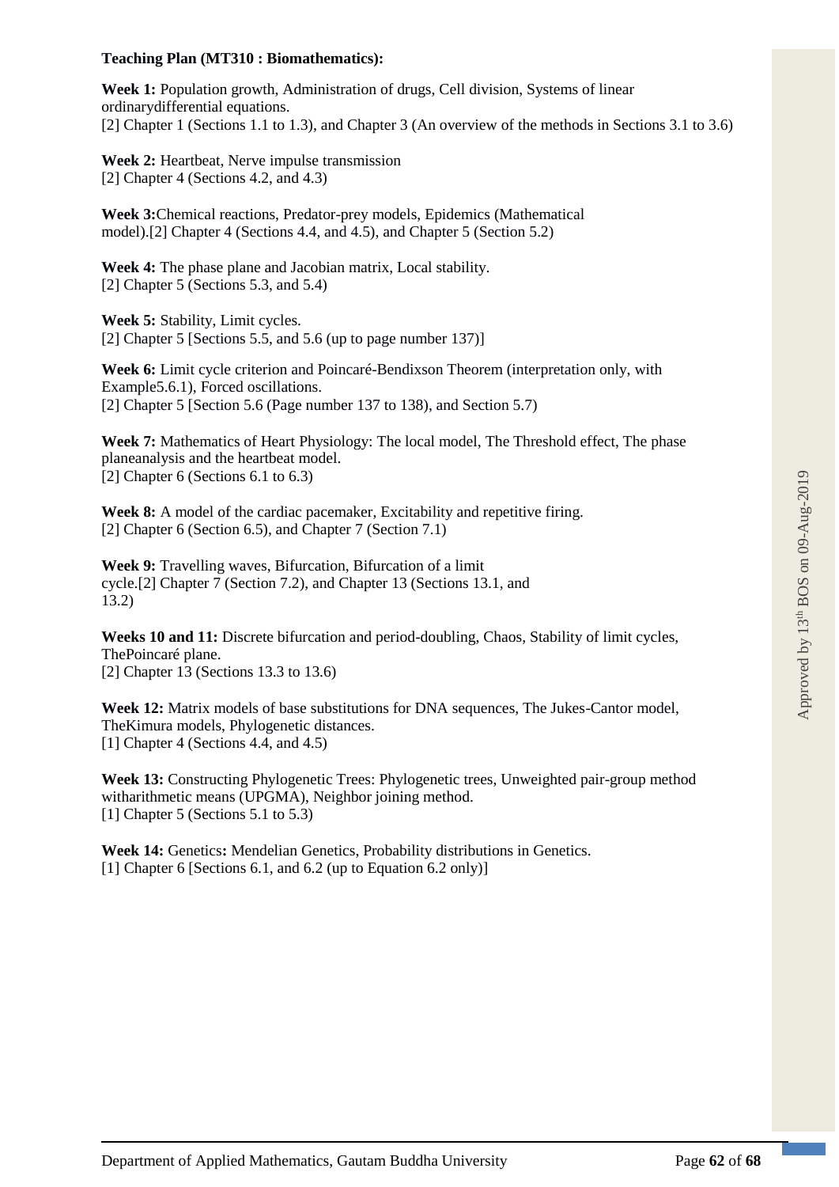**Teaching Plan (MT310 : Biomathematics):**

**Week 1:** Population growth, Administration of drugs, Cell division, Systems of linear ordinarydifferential equations.
[2] Chapter 1 (Sections 1.1 to 1.3), and Chapter 3 (An overview of the methods in Sections 3.1 to 3.6)

**Week 2:** Heartbeat, Nerve impulse transmission
[2] Chapter 4 (Sections 4.2, and 4.3)

**Week 3:**Chemical reactions, Predator-prey models, Epidemics (Mathematical model).[2] Chapter 4 (Sections 4.4, and 4.5), and Chapter 5 (Section 5.2)

**Week 4:** The phase plane and Jacobian matrix, Local stability.
[2] Chapter 5 (Sections 5.3, and 5.4)

**Week 5:** Stability, Limit cycles.
[2] Chapter 5 [Sections 5.5, and 5.6 (up to page number 137)]

**Week 6:** Limit cycle criterion and Poincaré-Bendixson Theorem (interpretation only, with Example5.6.1), Forced oscillations.
[2] Chapter 5 [Section 5.6 (Page number 137 to 138), and Section 5.7)

**Week 7:** Mathematics of Heart Physiology: The local model, The Threshold effect, The phase planeanalysis and the heartbeat model.
[2] Chapter 6 (Sections 6.1 to 6.3)

**Week 8:** A model of the cardiac pacemaker, Excitability and repetitive firing.
[2] Chapter 6 (Section 6.5), and Chapter 7 (Section 7.1)

**Week 9:** Travelling waves, Bifurcation, Bifurcation of a limit cycle.[2] Chapter 7 (Section 7.2), and Chapter 13 (Sections 13.1, and 13.2)

**Weeks 10 and 11:** Discrete bifurcation and period-doubling, Chaos, Stability of limit cycles, ThePoincaré plane.
[2] Chapter 13 (Sections 13.3 to 13.6)

**Week 12:** Matrix models of base substitutions for DNA sequences, The Jukes-Cantor model, TheKimura models, Phylogenetic distances.
[1] Chapter 4 (Sections 4.4, and 4.5)

**Week 13:** Constructing Phylogenetic Trees: Phylogenetic trees, Unweighted pair-group method witharithmetic means (UPGMA), Neighbor joining method.
[1] Chapter 5 (Sections 5.1 to 5.3)

**Week 14:** Genetics**:** Mendelian Genetics, Probability distributions in Genetics.
[1] Chapter 6 [Sections 6.1, and 6.2 (up to Equation 6.2 only)]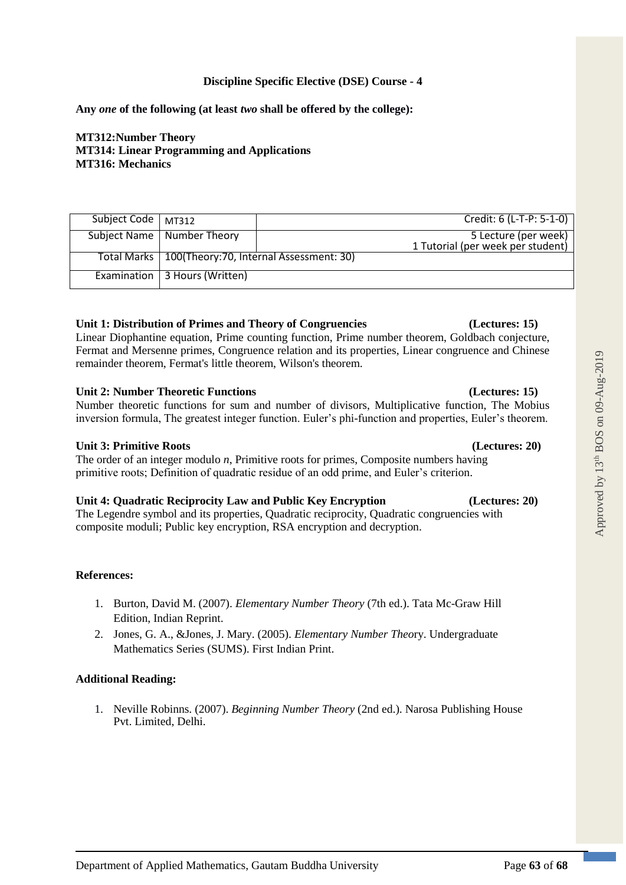**Discipline Specific Elective (DSE) Course - 4**

**Any *one* of the following (at least *two* shall be offered by the college):**

**MT312:Number Theory**
**MT314: Linear Programming and Applications**
**MT316: Mechanics**

| Subject Code | MT312 | Credit: 6 (L-T-P: 5-1-0) |
|---|---|---|
| Subject Name | Number Theory | 5 Lecture (per week) 1 Tutorial (per week per student) |
| Total Marks | 100(Theory:70, Internal Assessment: 30) | |
| Examination | 3 Hours (Written) | |

**Unit 1: Distribution of Primes and Theory of Congruencies (Lectures: 15)**
Linear Diophantine equation, Prime counting function, Prime number theorem, Goldbach conjecture, Fermat and Mersenne primes, Congruence relation and its properties, Linear congruence and Chinese remainder theorem, Fermat's little theorem, Wilson's theorem.

**Unit 2: Number Theoretic Functions (Lectures: 15)**
Number theoretic functions for sum and number of divisors, Multiplicative function, The Mobius inversion formula, The greatest integer function. Euler's phi-function and properties, Euler's theorem.

**Unit 3: Primitive Roots (Lectures: 20)**
The order of an integer modulo $n$, Primitive roots for primes, Composite numbers having primitive roots; Definition of quadratic residue of an odd prime, and Euler's criterion.

**Unit 4: Quadratic Reciprocity Law and Public Key Encryption (Lectures: 20)**
The Legendre symbol and its properties, Quadratic reciprocity, Quadratic congruencies with composite moduli; Public key encryption, RSA encryption and decryption.

**References:**

1. Burton, David M. (2007). *Elementary Number Theory* (7th ed.). Tata Mc-Graw Hill Edition, Indian Reprint.
2. Jones, G. A., &Jones, J. Mary. (2005). *Elementary Number Theo*ry. Undergraduate Mathematics Series (SUMS). First Indian Print.

**Additional Reading:**

1. Neville Robinns. (2007). *Beginning Number Theory* (2nd ed.). Narosa Publishing House Pvt. Limited, Delhi.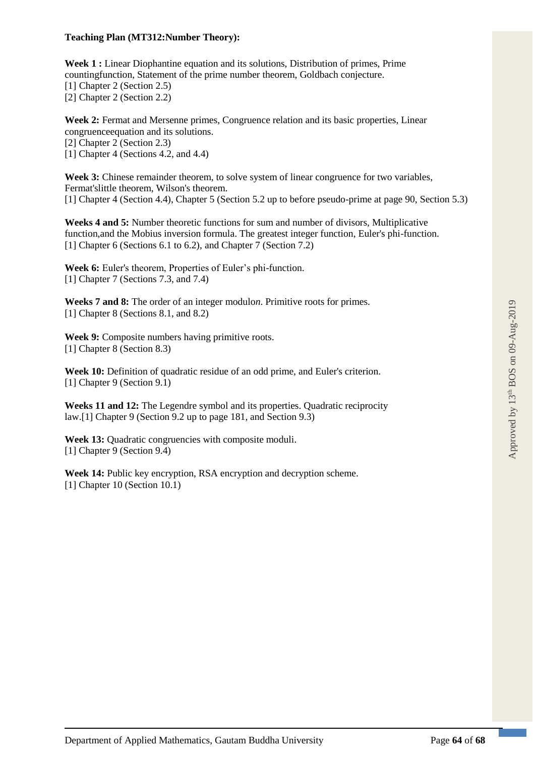**Teaching Plan (MT312:Number Theory):**

**Week 1 :** Linear Diophantine equation and its solutions, Distribution of primes, Prime countingfunction, Statement of the prime number theorem, Goldbach conjecture.
[1] Chapter 2 (Section 2.5)
[2] Chapter 2 (Section 2.2)

**Week 2:** Fermat and Mersenne primes, Congruence relation and its basic properties, Linear congruenceequation and its solutions.
[2] Chapter 2 (Section 2.3)
[1] Chapter 4 (Sections 4.2, and 4.4)

**Week 3:** Chinese remainder theorem, to solve system of linear congruence for two variables, Fermat'slittle theorem, Wilson's theorem.
[1] Chapter 4 (Section 4.4), Chapter 5 (Section 5.2 up to before pseudo-prime at page 90, Section 5.3)

**Weeks 4 and 5:** Number theoretic functions for sum and number of divisors, Multiplicative function,and the Mobius inversion formula. The greatest integer function, Euler's phi-function.
[1] Chapter 6 (Sections 6.1 to 6.2), and Chapter 7 (Section 7.2)

**Week 6:** Euler's theorem, Properties of Euler's phi-function.
[1] Chapter 7 (Sections 7.3, and 7.4)

**Weeks 7 and 8:** The order of an integer modulo*n*. Primitive roots for primes.
[1] Chapter 8 (Sections 8.1, and 8.2)

**Week 9:** Composite numbers having primitive roots.
[1] Chapter 8 (Section 8.3)

**Week 10:** Definition of quadratic residue of an odd prime, and Euler's criterion.
[1] Chapter 9 (Section 9.1)

**Weeks 11 and 12:** The Legendre symbol and its properties. Quadratic reciprocity law.[1] Chapter 9 (Section 9.2 up to page 181, and Section 9.3)

**Week 13:** Quadratic congruencies with composite moduli.
[1] Chapter 9 (Section 9.4)

**Week 14:** Public key encryption, RSA encryption and decryption scheme.
[1] Chapter 10 (Section 10.1)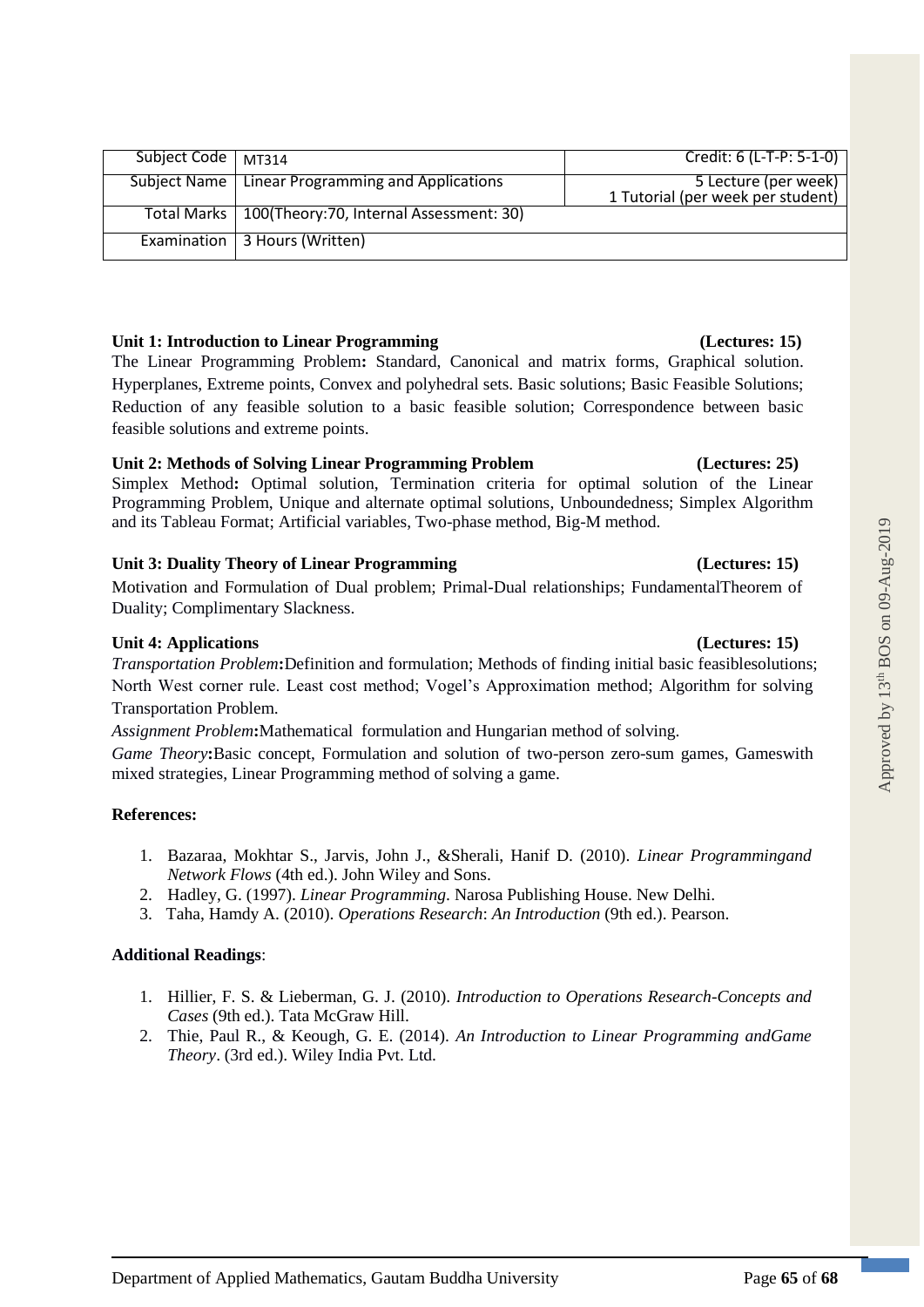| Subject Code | MT314 | Credit: 6 (L-T-P: 5-1-0) |
|---|---|---|
| Subject Name | Linear Programming and Applications | 5 Lecture (per week) 1 Tutorial (per week per student) |
| Total Marks | 100(Theory:70, Internal Assessment: 30) | |
| Examination | 3 Hours (Written) | |

**Unit 1: Introduction to Linear Programming (Lectures: 15)**

The Linear Programming Problem**:** Standard, Canonical and matrix forms, Graphical solution. Hyperplanes, Extreme points, Convex and polyhedral sets. Basic solutions; Basic Feasible Solutions; Reduction of any feasible solution to a basic feasible solution; Correspondence between basic feasible solutions and extreme points.

**Unit 2: Methods of Solving Linear Programming Problem (Lectures: 25)**

Simplex Method**:** Optimal solution, Termination criteria for optimal solution of the Linear Programming Problem, Unique and alternate optimal solutions, Unboundedness; Simplex Algorithm and its Tableau Format; Artificial variables, Two-phase method, Big-M method.

**Unit 3: Duality Theory of Linear Programming (Lectures: 15)**

Motivation and Formulation of Dual problem; Primal-Dual relationships; FundamentalTheorem of Duality; Complimentary Slackness.

**Unit 4: Applications (Lectures: 15)**

*Transportation Problem***:**Definition and formulation; Methods of finding initial basic feasiblesolutions; North West corner rule. Least cost method; Vogel's Approximation method; Algorithm for solving Transportation Problem.

*Assignment Problem***:**Mathematical formulation and Hungarian method of solving.

*Game Theory***:**Basic concept, Formulation and solution of two-person zero-sum games, Gameswith mixed strategies, Linear Programming method of solving a game.

**References:**

1. Bazaraa, Mokhtar S., Jarvis, John J., &Sherali, Hanif D. (2010). *Linear Programmingand Network Flows* (4th ed.). John Wiley and Sons.
2. Hadley, G. (1997). *Linear Programming*. Narosa Publishing House. New Delhi.
3. Taha, Hamdy A. (2010). *Operations Research*: *An Introduction* (9th ed.). Pearson.

**Additional Readings**:

1. Hillier, F. S. & Lieberman, G. J. (2010). *Introduction to Operations Research-Concepts and Cases* (9th ed.). Tata McGraw Hill.
2. Thie, Paul R., & Keough, G. E. (2014). *An Introduction to Linear Programming andGame Theory*. (3rd ed.). Wiley India Pvt. Ltd.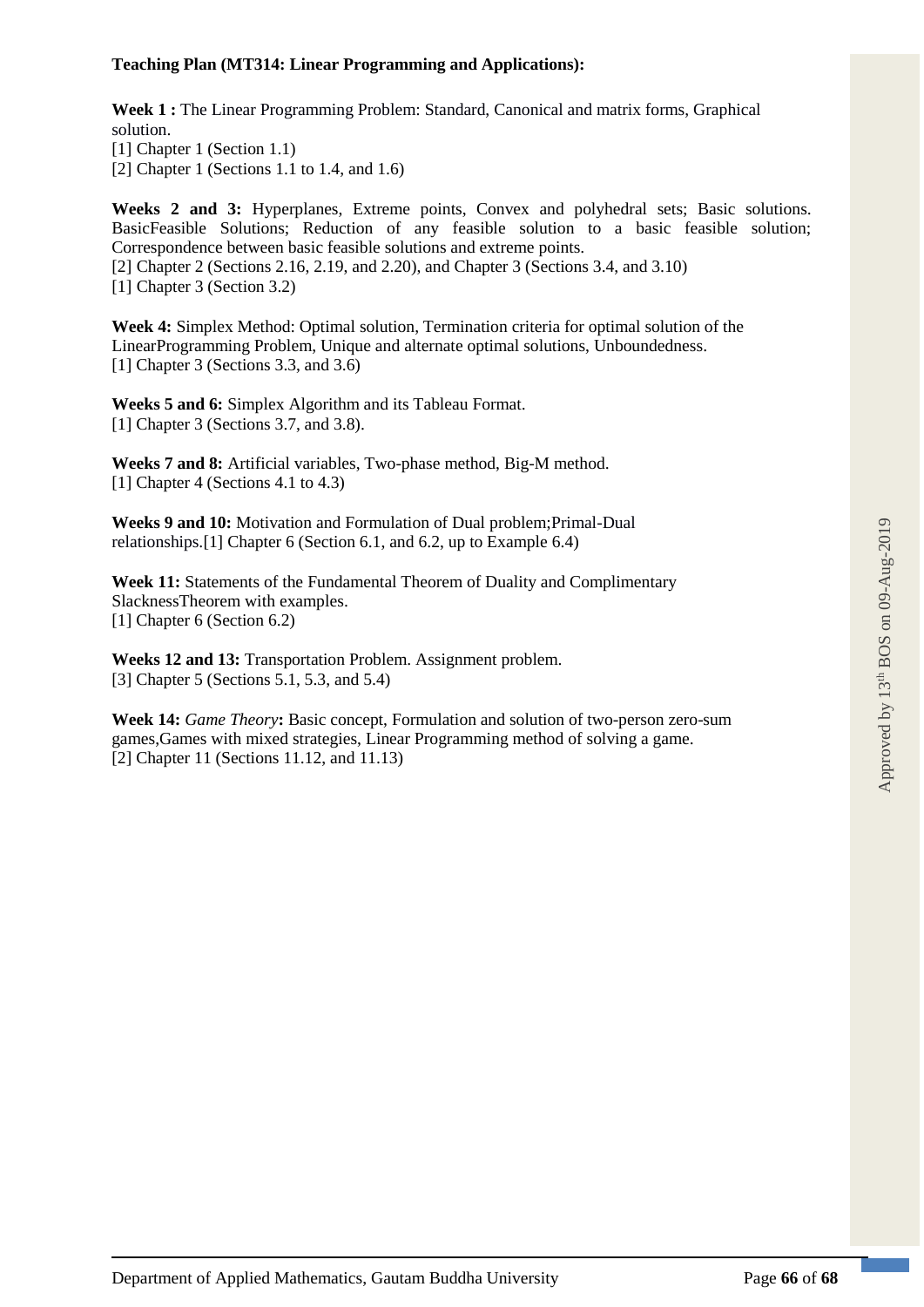**Teaching Plan (MT314: Linear Programming and Applications):**

**Week 1 :** The Linear Programming Problem: Standard, Canonical and matrix forms, Graphical solution.
[1] Chapter 1 (Section 1.1)
[2] Chapter 1 (Sections 1.1 to 1.4, and 1.6)

**Weeks 2 and 3:** Hyperplanes, Extreme points, Convex and polyhedral sets; Basic solutions. BasicFeasible Solutions; Reduction of any feasible solution to a basic feasible solution; Correspondence between basic feasible solutions and extreme points.
[2] Chapter 2 (Sections 2.16, 2.19, and 2.20), and Chapter 3 (Sections 3.4, and 3.10)
[1] Chapter 3 (Section 3.2)

**Week 4:** Simplex Method: Optimal solution, Termination criteria for optimal solution of the LinearProgramming Problem, Unique and alternate optimal solutions, Unboundedness.
[1] Chapter 3 (Sections 3.3, and 3.6)

**Weeks 5 and 6:** Simplex Algorithm and its Tableau Format.
[1] Chapter 3 (Sections 3.7, and 3.8).

**Weeks 7 and 8:** Artificial variables, Two-phase method, Big-M method.
[1] Chapter 4 (Sections 4.1 to 4.3)

**Weeks 9 and 10:** Motivation and Formulation of Dual problem;Primal-Dual relationships.[1] Chapter 6 (Section 6.1, and 6.2, up to Example 6.4)

**Week 11:** Statements of the Fundamental Theorem of Duality and Complimentary SlacknessTheorem with examples.
[1] Chapter 6 (Section 6.2)

**Weeks 12 and 13:** Transportation Problem. Assignment problem.
[3] Chapter 5 (Sections 5.1, 5.3, and 5.4)

**Week 14:** *Game Theory***:** Basic concept, Formulation and solution of two-person zero-sum games,Games with mixed strategies, Linear Programming method of solving a game.
[2] Chapter 11 (Sections 11.12, and 11.13)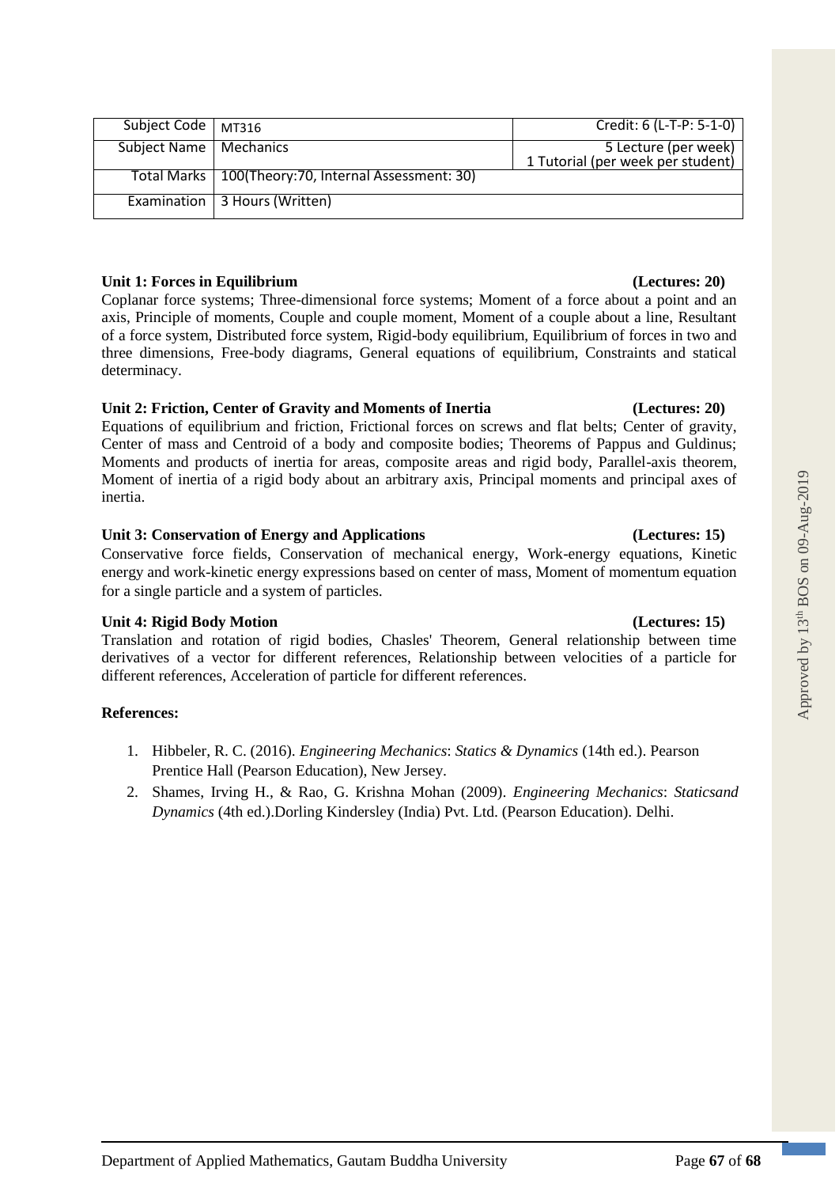| Subject Code | MT316 | Credit: 6 (L-T-P: 5-1-0) |
|---|---|---|
| Subject Name | Mechanics | 5 Lecture (per week)<br>1 Tutorial (per week per student) |
| Total Marks | 100(Theory:70, Internal Assessment: 30) | |
| Examination | 3 Hours (Written) | |

**Unit 1: Forces in Equilibrium (Lectures: 20)**

Coplanar force systems; Three-dimensional force systems; Moment of a force about a point and an axis, Principle of moments, Couple and couple moment, Moment of a couple about a line, Resultant of a force system, Distributed force system, Rigid-body equilibrium, Equilibrium of forces in two and three dimensions, Free-body diagrams, General equations of equilibrium, Constraints and statical determinacy.

**Unit 2: Friction, Center of Gravity and Moments of Inertia (Lectures: 20)**

Equations of equilibrium and friction, Frictional forces on screws and flat belts; Center of gravity, Center of mass and Centroid of a body and composite bodies; Theorems of Pappus and Guldinus; Moments and products of inertia for areas, composite areas and rigid body, Parallel-axis theorem, Moment of inertia of a rigid body about an arbitrary axis, Principal moments and principal axes of inertia.

**Unit 3: Conservation of Energy and Applications (Lectures: 15)**

Conservative force fields, Conservation of mechanical energy, Work-energy equations, Kinetic energy and work-kinetic energy expressions based on center of mass, Moment of momentum equation for a single particle and a system of particles.

**Unit 4: Rigid Body Motion (Lectures: 15)**

Translation and rotation of rigid bodies, Chasles' Theorem, General relationship between time derivatives of a vector for different references, Relationship between velocities of a particle for different references, Acceleration of particle for different references.

**References:**

1. Hibbeler, R. C. (2016). *Engineering Mechanics*: *Statics & Dynamics* (14th ed.). Pearson Prentice Hall (Pearson Education), New Jersey.
2. Shames, Irving H., & Rao, G. Krishna Mohan (2009). *Engineering Mechanics*: *Staticsand Dynamics* (4th ed.).Dorling Kindersley (India) Pvt. Ltd. (Pearson Education). Delhi.

Approved by 13th BOS on 09-Aug-2019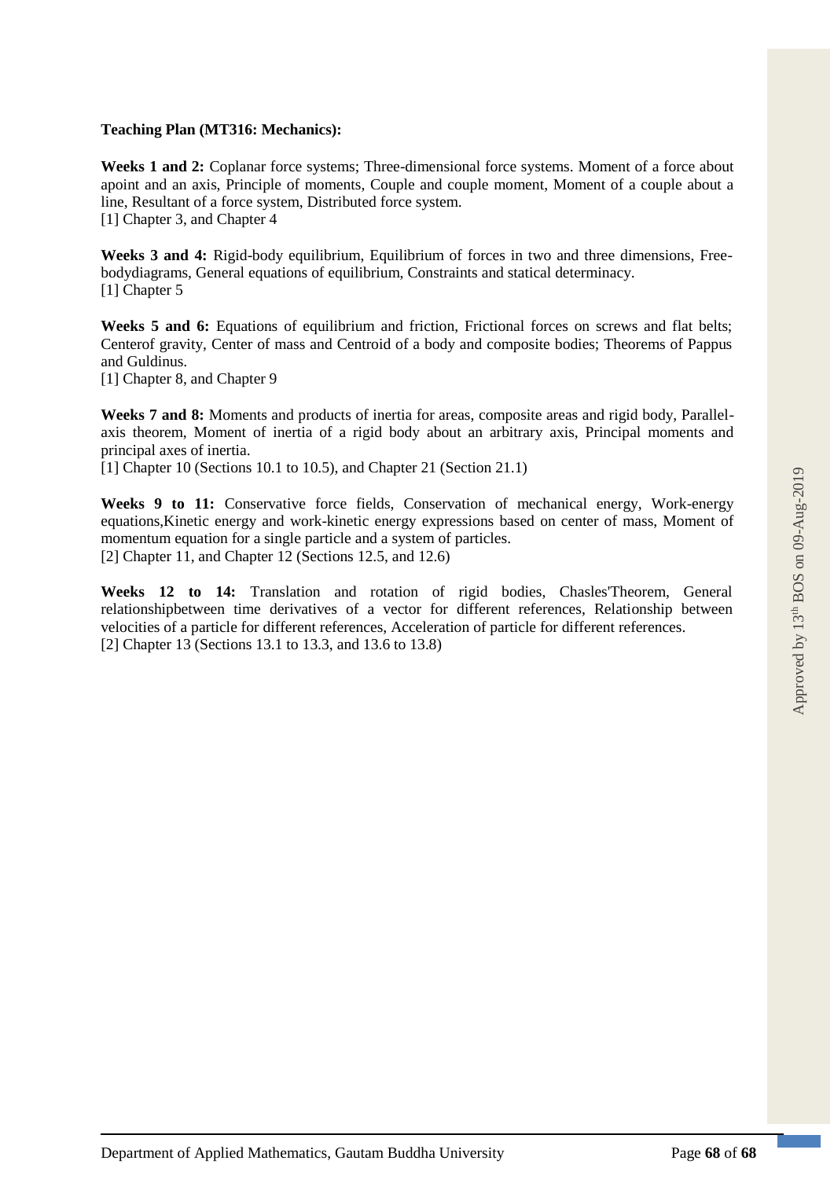**Teaching Plan (MT316: Mechanics):**

**Weeks 1 and 2:** Coplanar force systems; Three-dimensional force systems. Moment of a force about apoint and an axis, Principle of moments, Couple and couple moment, Moment of a couple about a line, Resultant of a force system, Distributed force system.
[1] Chapter 3, and Chapter 4

**Weeks 3 and 4:** Rigid-body equilibrium, Equilibrium of forces in two and three dimensions, Free-bodydiagrams, General equations of equilibrium, Constraints and statical determinacy.
[1] Chapter 5

**Weeks 5 and 6:** Equations of equilibrium and friction, Frictional forces on screws and flat belts; Centerof gravity, Center of mass and Centroid of a body and composite bodies; Theorems of Pappus and Guldinus.
[1] Chapter 8, and Chapter 9

**Weeks 7 and 8:** Moments and products of inertia for areas, composite areas and rigid body, Parallel-axis theorem, Moment of inertia of a rigid body about an arbitrary axis, Principal moments and principal axes of inertia.
[1] Chapter 10 (Sections 10.1 to 10.5), and Chapter 21 (Section 21.1)

**Weeks 9 to 11:** Conservative force fields, Conservation of mechanical energy, Work-energy equations,Kinetic energy and work-kinetic energy expressions based on center of mass, Moment of momentum equation for a single particle and a system of particles.
[2] Chapter 11, and Chapter 12 (Sections 12.5, and 12.6)

**Weeks 12 to 14:** Translation and rotation of rigid bodies, Chasles'Theorem, General relationshipbetween time derivatives of a vector for different references, Relationship between velocities of a particle for different references, Acceleration of particle for different references.
[2] Chapter 13 (Sections 13.1 to 13.3, and 13.6 to 13.8)

Approved by 13th BOS on 09-Aug-2019